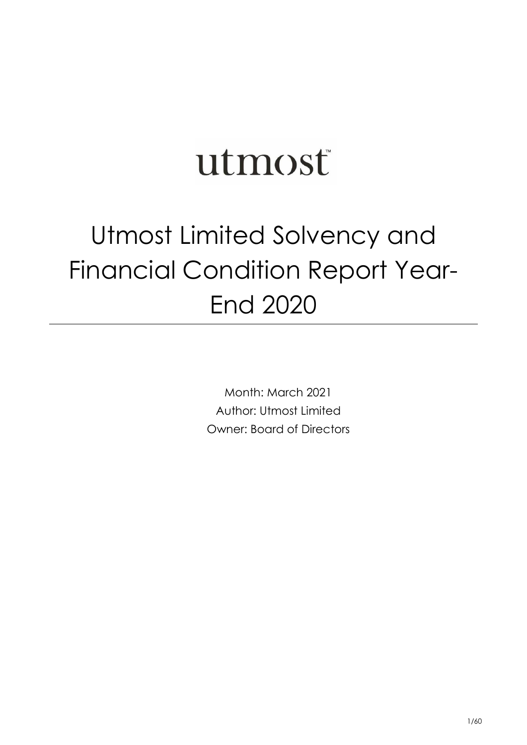utmost™

# Utmost Limited Solvency and Financial Condition Report Year-End 2020

Month: March 2021

Author: Utmost Limited

Owner: Board of Directors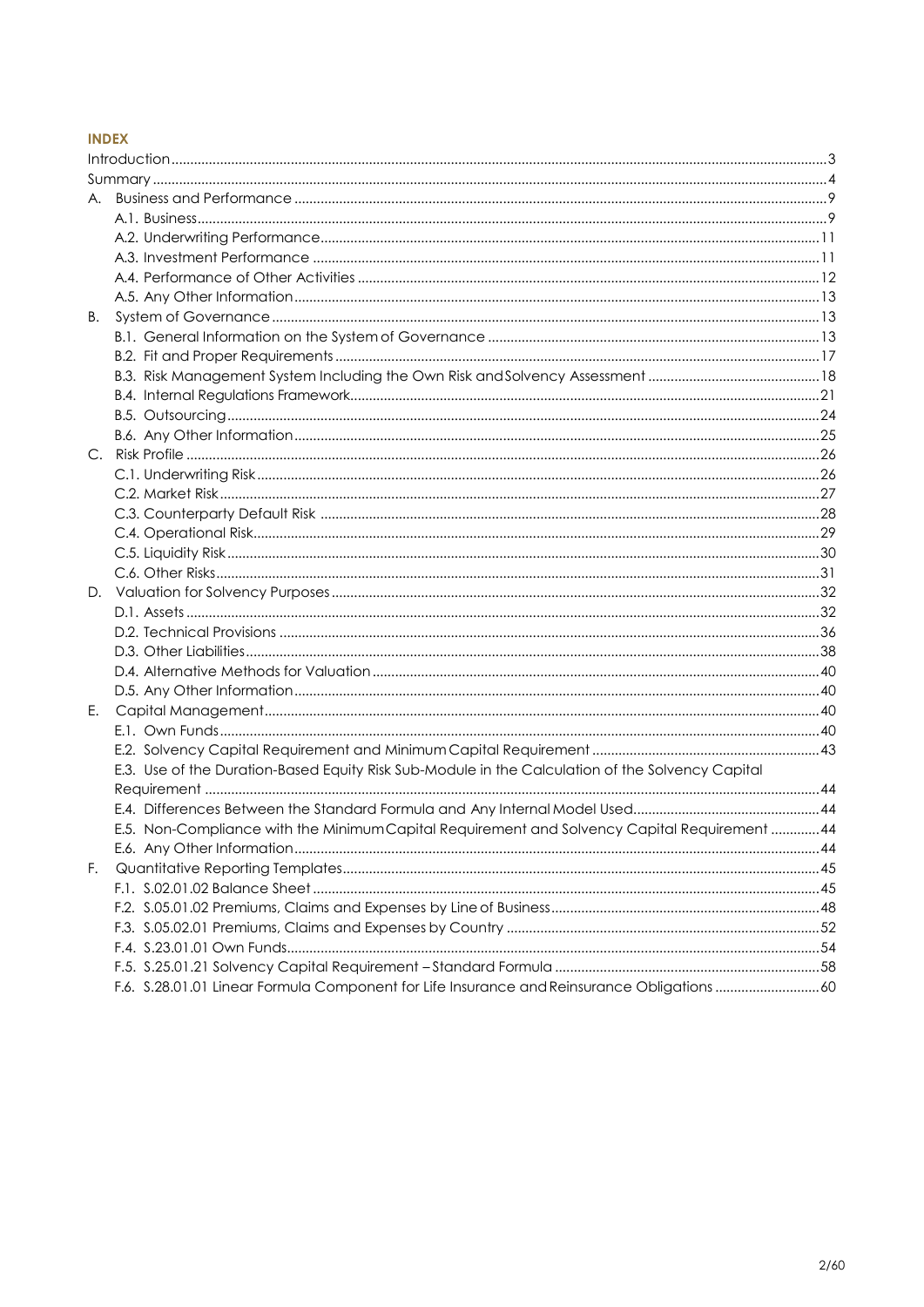**INDEX**

Introduction ..... 3
Summary ..... 4
A. Business and Performance ..... 9
- A.1. Business ..... 9
- A.2. Underwriting Performance ..... 11
- A.3. Investment Performance ..... 11
- A.4. Performance of Other Activities ..... 12
- A.5. Any Other Information ..... 13

B. System of Governance ..... 13
- B.1. General Information on the System of Governance ..... 13
- B.2. Fit and Proper Requirements ..... 17
- B.3. Risk Management System Including the Own Risk and Solvency Assessment ..... 18
- B.4. Internal Regulations Framework ..... 21
- B.5. Outsourcing ..... 24
- B.6. Any Other Information ..... 25

C. Risk Profile ..... 26
- C.1. Underwriting Risk ..... 26
- C.2. Market Risk ..... 27
- C.3. Counterparty Default Risk ..... 28
- C.4. Operational Risk ..... 29
- C.5. Liquidity Risk ..... 30
- C.6. Other Risks ..... 31

D. Valuation for Solvency Purposes ..... 32
- D.1. Assets ..... 32
- D.2. Technical Provisions ..... 36
- D.3. Other Liabilities ..... 38
- D.4. Alternative Methods for Valuation ..... 40
- D.5. Any Other Information ..... 40

E. Capital Management ..... 40
- E.1. Own Funds ..... 40
- E.2. Solvency Capital Requirement and Minimum Capital Requirement ..... 43
- E.3. Use of the Duration-Based Equity Risk Sub-Module in the Calculation of the Solvency Capital Requirement ..... 44
- E.4. Differences Between the Standard Formula and Any Internal Model Used ..... 44
- E.5. Non-Compliance with the Minimum Capital Requirement and Solvency Capital Requirement ..... 44
- E.6. Any Other Information ..... 44

F. Quantitative Reporting Templates ..... 45
- F.1. S.02.01.02 Balance Sheet ..... 45
- F.2. S.05.01.02 Premiums, Claims and Expenses by Line of Business ..... 48
- F.3. S.05.02.01 Premiums, Claims and Expenses by Country ..... 52
- F.4. S.23.01.01 Own Funds ..... 54
- F.5. S.25.01.21 Solvency Capital Requirement – Standard Formula ..... 58
- F.6. S.28.01.01 Linear Formula Component for Life Insurance and Reinsurance Obligations ..... 60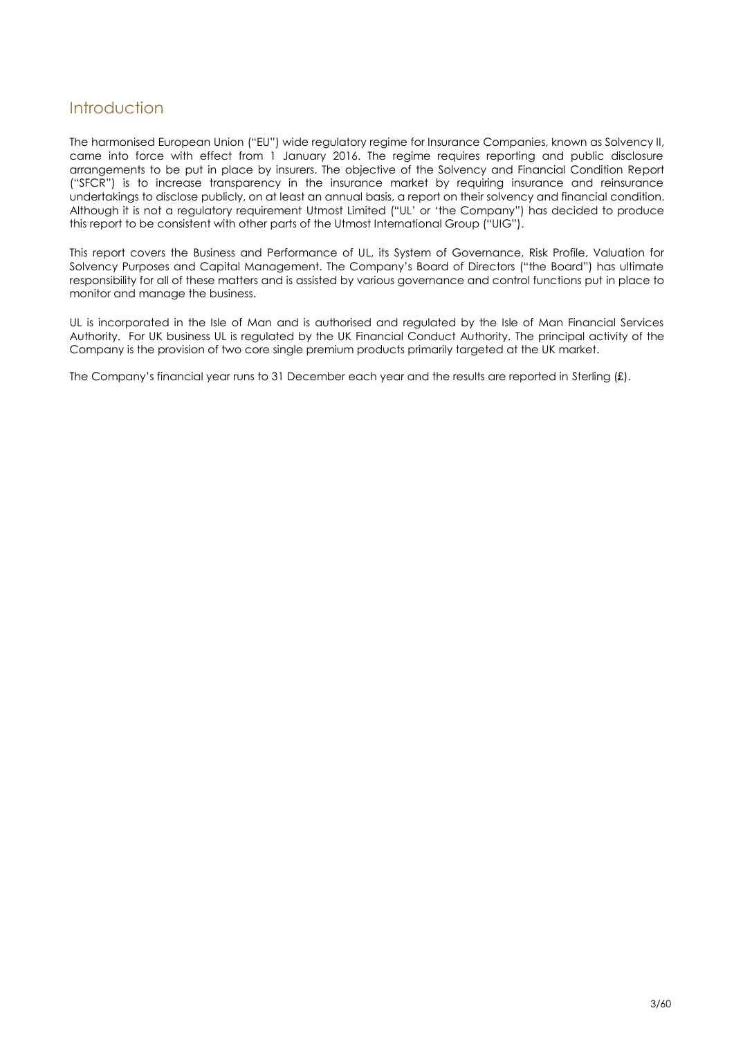# Introduction

The harmonised European Union ("EU") wide regulatory regime for Insurance Companies, known as Solvency II, came into force with effect from 1 January 2016. The regime requires reporting and public disclosure arrangements to be put in place by insurers. The objective of the Solvency and Financial Condition Report ("SFCR") is to increase transparency in the insurance market by requiring insurance and reinsurance undertakings to disclose publicly, on at least an annual basis, a report on their solvency and financial condition. Although it is not a regulatory requirement Utmost Limited ("UL' or 'the Company") has decided to produce this report to be consistent with other parts of the Utmost International Group ("UIG").

This report covers the Business and Performance of UL, its System of Governance, Risk Profile, Valuation for Solvency Purposes and Capital Management. The Company's Board of Directors ("the Board") has ultimate responsibility for all of these matters and is assisted by various governance and control functions put in place to monitor and manage the business.

UL is incorporated in the Isle of Man and is authorised and regulated by the Isle of Man Financial Services Authority. For UK business UL is regulated by the UK Financial Conduct Authority. The principal activity of the Company is the provision of two core single premium products primarily targeted at the UK market.

The Company's financial year runs to 31 December each year and the results are reported in Sterling (£).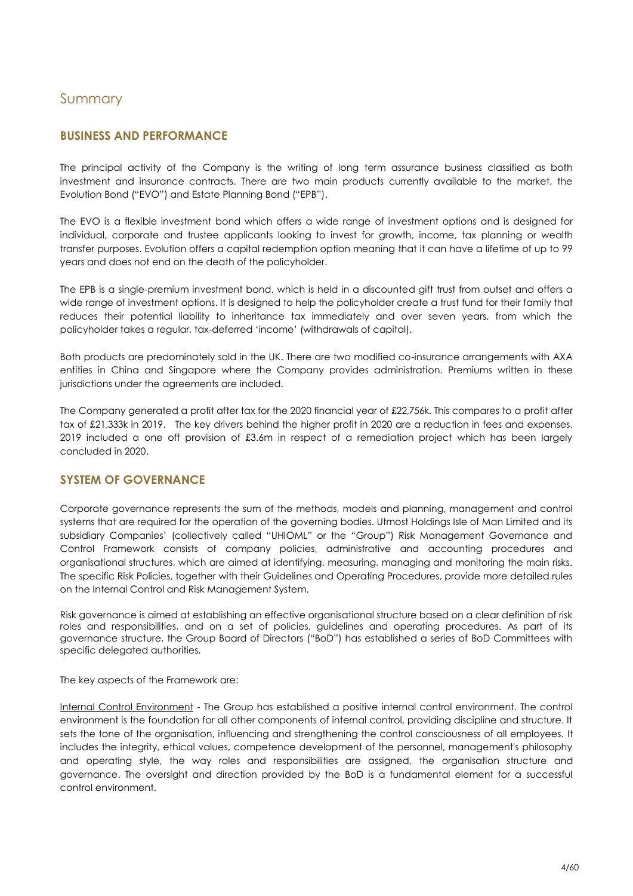# Summary

## BUSINESS AND PERFORMANCE

The principal activity of the Company is the writing of long term assurance business classified as both investment and insurance contracts. There are two main products currently available to the market, the Evolution Bond ("EVO") and Estate Planning Bond ("EPB").

The EVO is a flexible investment bond which offers a wide range of investment options and is designed for individual, corporate and trustee applicants looking to invest for growth, income, tax planning or wealth transfer purposes. Evolution offers a capital redemption option meaning that it can have a lifetime of up to 99 years and does not end on the death of the policyholder.

The EPB is a single-premium investment bond, which is held in a discounted gift trust from outset and offers a wide range of investment options. It is designed to help the policyholder create a trust fund for their family that reduces their potential liability to inheritance tax immediately and over seven years, from which the policyholder takes a regular, tax-deferred 'income' (withdrawals of capital).

Both products are predominately sold in the UK. There are two modified co-insurance arrangements with AXA entities in China and Singapore where the Company provides administration. Premiums written in these jurisdictions under the agreements are included.

The Company generated a profit after tax for the 2020 financial year of £22,756k. This compares to a profit after tax of £21,333k in 2019. The key drivers behind the higher profit in 2020 are a reduction in fees and expenses, 2019 included a one off provision of £3.6m in respect of a remediation project which has been largely concluded in 2020.

## SYSTEM OF GOVERNANCE

Corporate governance represents the sum of the methods, models and planning, management and control systems that are required for the operation of the governing bodies. Utmost Holdings Isle of Man Limited and its subsidiary Companies' (collectively called "UHIOML" or the "Group") Risk Management Governance and Control Framework consists of company policies, administrative and accounting procedures and organisational structures, which are aimed at identifying, measuring, managing and monitoring the main risks. The specific Risk Policies, together with their Guidelines and Operating Procedures, provide more detailed rules on the Internal Control and Risk Management System.

Risk governance is aimed at establishing an effective organisational structure based on a clear definition of risk roles and responsibilities, and on a set of policies, guidelines and operating procedures. As part of its governance structure, the Group Board of Directors ("BoD") has established a series of BoD Committees with specific delegated authorities.

The key aspects of the Framework are:

Internal Control Environment - The Group has established a positive internal control environment. The control environment is the foundation for all other components of internal control, providing discipline and structure. It sets the tone of the organisation, influencing and strengthening the control consciousness of all employees. It includes the integrity, ethical values, competence development of the personnel, management's philosophy and operating style, the way roles and responsibilities are assigned, the organisation structure and governance. The oversight and direction provided by the BoD is a fundamental element for a successful control environment.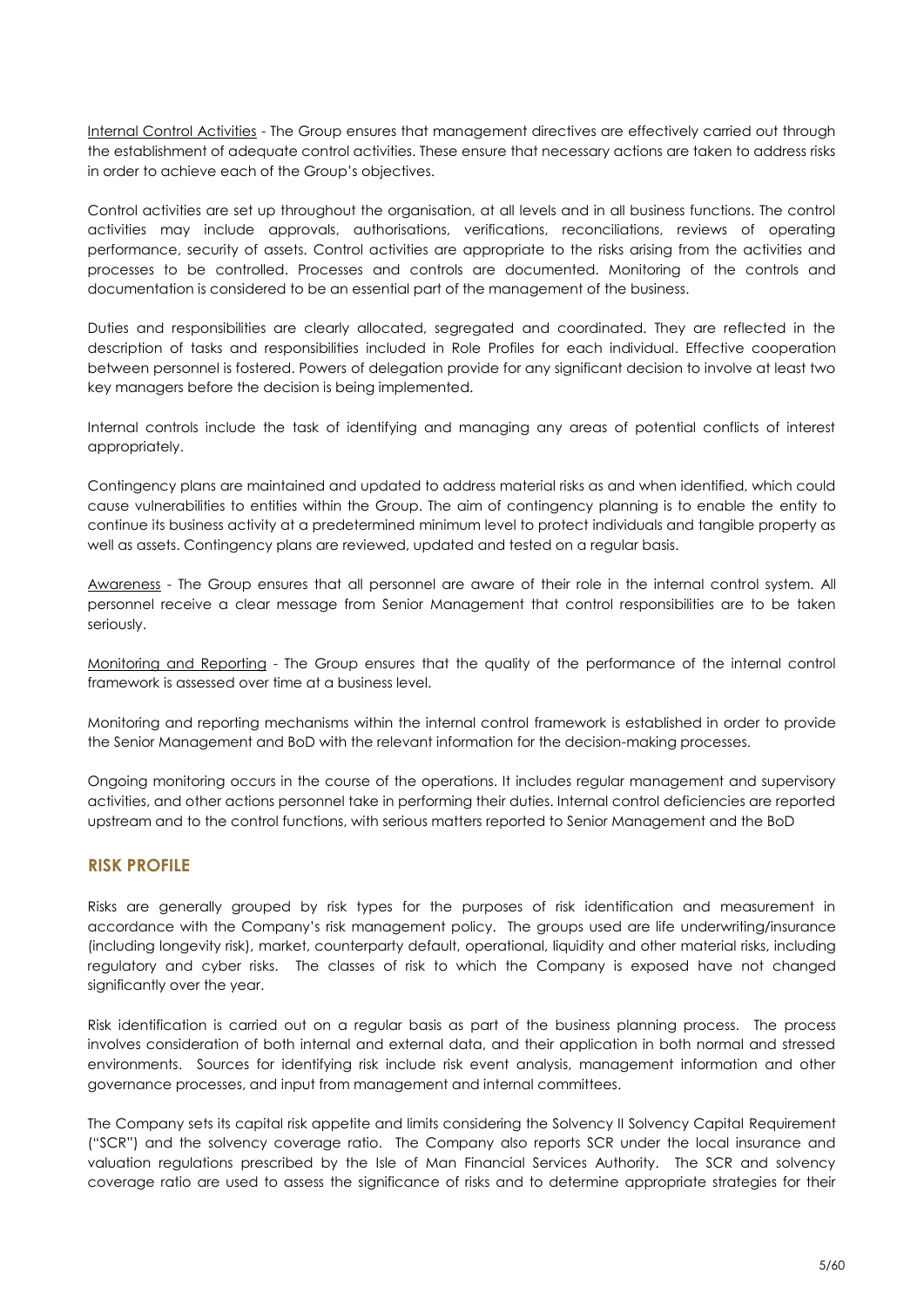<u>Internal Control Activities</u> - The Group ensures that management directives are effectively carried out through the establishment of adequate control activities. These ensure that necessary actions are taken to address risks in order to achieve each of the Group's objectives.

Control activities are set up throughout the organisation, at all levels and in all business functions. The control activities may include approvals, authorisations, verifications, reconciliations, reviews of operating performance, security of assets. Control activities are appropriate to the risks arising from the activities and processes to be controlled. Processes and controls are documented. Monitoring of the controls and documentation is considered to be an essential part of the management of the business.

Duties and responsibilities are clearly allocated, segregated and coordinated. They are reflected in the description of tasks and responsibilities included in Role Profiles for each individual. Effective cooperation between personnel is fostered. Powers of delegation provide for any significant decision to involve at least two key managers before the decision is being implemented.

Internal controls include the task of identifying and managing any areas of potential conflicts of interest appropriately.

Contingency plans are maintained and updated to address material risks as and when identified, which could cause vulnerabilities to entities within the Group. The aim of contingency planning is to enable the entity to continue its business activity at a predetermined minimum level to protect individuals and tangible property as well as assets. Contingency plans are reviewed, updated and tested on a regular basis.

<u>Awareness</u> - The Group ensures that all personnel are aware of their role in the internal control system. All personnel receive a clear message from Senior Management that control responsibilities are to be taken seriously.

<u>Monitoring and Reporting</u> - The Group ensures that the quality of the performance of the internal control framework is assessed over time at a business level.

Monitoring and reporting mechanisms within the internal control framework is established in order to provide the Senior Management and BoD with the relevant information for the decision-making processes.

Ongoing monitoring occurs in the course of the operations. It includes regular management and supervisory activities, and other actions personnel take in performing their duties. Internal control deficiencies are reported upstream and to the control functions, with serious matters reported to Senior Management and the BoD

## RISK PROFILE

Risks are generally grouped by risk types for the purposes of risk identification and measurement in accordance with the Company's risk management policy. The groups used are life underwriting/insurance (including longevity risk), market, counterparty default, operational, liquidity and other material risks, including regulatory and cyber risks. The classes of risk to which the Company is exposed have not changed significantly over the year.

Risk identification is carried out on a regular basis as part of the business planning process. The process involves consideration of both internal and external data, and their application in both normal and stressed environments. Sources for identifying risk include risk event analysis, management information and other governance processes, and input from management and internal committees.

The Company sets its capital risk appetite and limits considering the Solvency II Solvency Capital Requirement ("SCR") and the solvency coverage ratio. The Company also reports SCR under the local insurance and valuation regulations prescribed by the Isle of Man Financial Services Authority. The SCR and solvency coverage ratio are used to assess the significance of risks and to determine appropriate strategies for their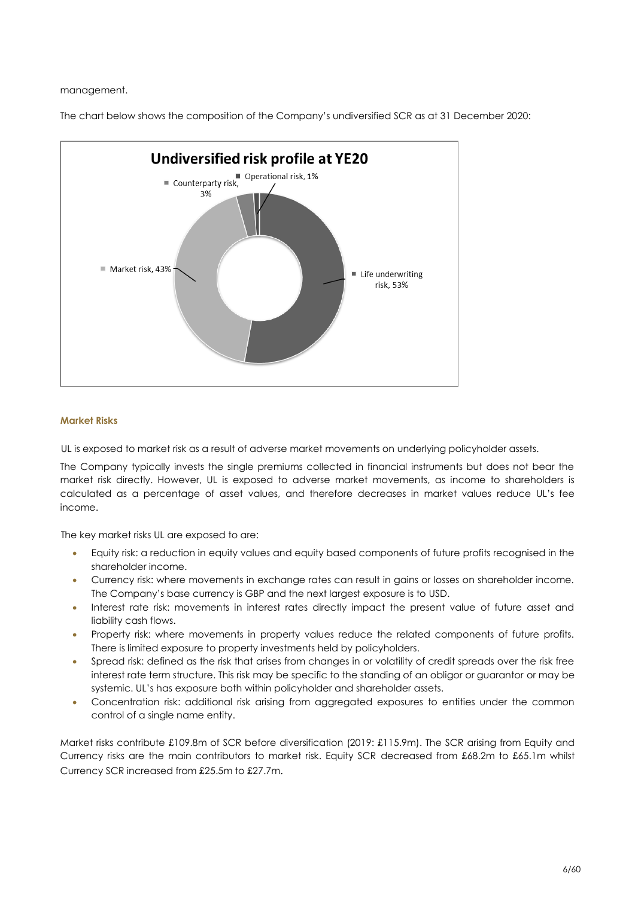management.

The chart below shows the composition of the Company's undiversified SCR as at 31 December 2020:

**Undiversified risk profile at YE20**

- Life underwriting risk, 53%
- Market risk, 43%
- Counterparty risk, 3%
- Operational risk, 1%

#### Market Risks

UL is exposed to market risk as a result of adverse market movements on underlying policyholder assets.

The Company typically invests the single premiums collected in financial instruments but does not bear the market risk directly. However, UL is exposed to adverse market movements, as income to shareholders is calculated as a percentage of asset values, and therefore decreases in market values reduce UL's fee income.

The key market risks UL are exposed to are:

- Equity risk: a reduction in equity values and equity based components of future profits recognised in the shareholder income.
- Currency risk: where movements in exchange rates can result in gains or losses on shareholder income. The Company's base currency is GBP and the next largest exposure is to USD.
- Interest rate risk: movements in interest rates directly impact the present value of future asset and liability cash flows.
- Property risk: where movements in property values reduce the related components of future profits. There is limited exposure to property investments held by policyholders.
- Spread risk: defined as the risk that arises from changes in or volatility of credit spreads over the risk free interest rate term structure. This risk may be specific to the standing of an obligor or guarantor or may be systemic. UL's has exposure both within policyholder and shareholder assets.
- Concentration risk: additional risk arising from aggregated exposures to entities under the common control of a single name entity.

Market risks contribute £109.8m of SCR before diversification (2019: £115.9m). The SCR arising from Equity and Currency risks are the main contributors to market risk. Equity SCR decreased from £68.2m to £65.1m whilst Currency SCR increased from £25.5m to £27.7m.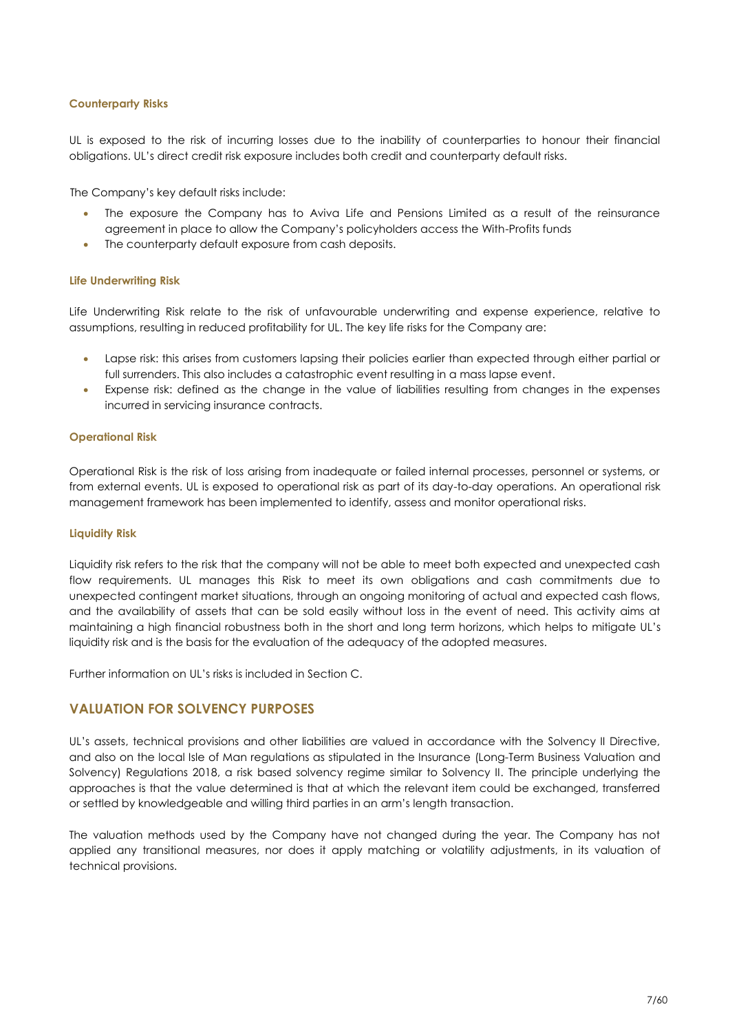### Counterparty Risks

UL is exposed to the risk of incurring losses due to the inability of counterparties to honour their financial obligations. UL's direct credit risk exposure includes both credit and counterparty default risks.

The Company's key default risks include:

- The exposure the Company has to Aviva Life and Pensions Limited as a result of the reinsurance agreement in place to allow the Company's policyholders access the With-Profits funds
- The counterparty default exposure from cash deposits.

### Life Underwriting Risk

Life Underwriting Risk relate to the risk of unfavourable underwriting and expense experience, relative to assumptions, resulting in reduced profitability for UL. The key life risks for the Company are:

- Lapse risk: this arises from customers lapsing their policies earlier than expected through either partial or full surrenders. This also includes a catastrophic event resulting in a mass lapse event.
- Expense risk: defined as the change in the value of liabilities resulting from changes in the expenses incurred in servicing insurance contracts.

### Operational Risk

Operational Risk is the risk of loss arising from inadequate or failed internal processes, personnel or systems, or from external events. UL is exposed to operational risk as part of its day-to-day operations. An operational risk management framework has been implemented to identify, assess and monitor operational risks.

### Liquidity Risk

Liquidity risk refers to the risk that the company will not be able to meet both expected and unexpected cash flow requirements. UL manages this Risk to meet its own obligations and cash commitments due to unexpected contingent market situations, through an ongoing monitoring of actual and expected cash flows, and the availability of assets that can be sold easily without loss in the event of need. This activity aims at maintaining a high financial robustness both in the short and long term horizons, which helps to mitigate UL's liquidity risk and is the basis for the evaluation of the adequacy of the adopted measures.

Further information on UL's risks is included in Section C.

## VALUATION FOR SOLVENCY PURPOSES

UL's assets, technical provisions and other liabilities are valued in accordance with the Solvency II Directive, and also on the local Isle of Man regulations as stipulated in the Insurance (Long-Term Business Valuation and Solvency) Regulations 2018, a risk based solvency regime similar to Solvency II. The principle underlying the approaches is that the value determined is that at which the relevant item could be exchanged, transferred or settled by knowledgeable and willing third parties in an arm's length transaction.

The valuation methods used by the Company have not changed during the year. The Company has not applied any transitional measures, nor does it apply matching or volatility adjustments, in its valuation of technical provisions.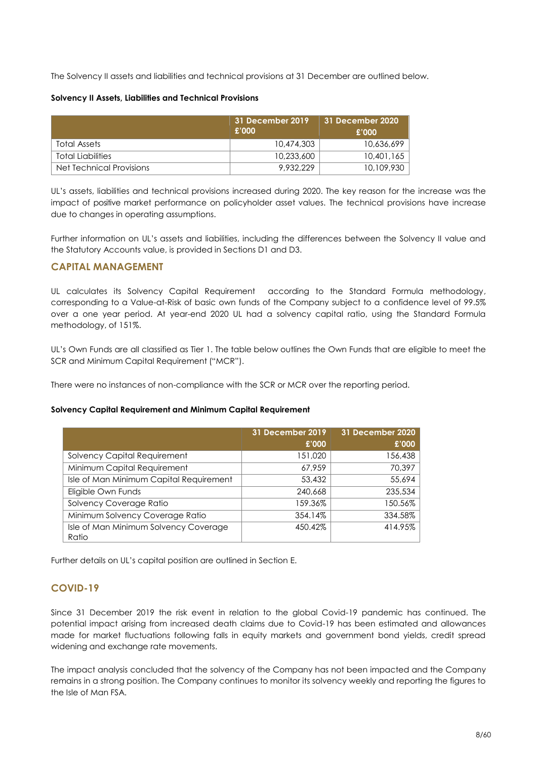The Solvency II assets and liabilities and technical provisions at 31 December are outlined below.

**Solvency II Assets, Liabilities and Technical Provisions**

| | 31 December 2019 £'000 | 31 December 2020 £'000 |
|---|---|---|
| Total Assets | 10,474,303 | 10,636,699 |
| Total Liabilities | 10,233,600 | 10,401,165 |
| Net Technical Provisions | 9,932,229 | 10,109,930 |

UL's assets, liabilities and technical provisions increased during 2020. The key reason for the increase was the impact of positive market performance on policyholder asset values. The technical provisions have increase due to changes in operating assumptions.

Further information on UL's assets and liabilities, including the differences between the Solvency II value and the Statutory Accounts value, is provided in Sections D1 and D3.

## CAPITAL MANAGEMENT

UL calculates its Solvency Capital Requirement according to the Standard Formula methodology, corresponding to a Value-at-Risk of basic own funds of the Company subject to a confidence level of 99.5% over a one year period. At year-end 2020 UL had a solvency capital ratio, using the Standard Formula methodology, of 151%.

UL's Own Funds are all classified as Tier 1. The table below outlines the Own Funds that are eligible to meet the SCR and Minimum Capital Requirement ("MCR").

There were no instances of non-compliance with the SCR or MCR over the reporting period.

**Solvency Capital Requirement and Minimum Capital Requirement**

| | 31 December 2019 £'000 | 31 December 2020 £'000 |
|---|---|---|
| Solvency Capital Requirement | 151,020 | 156,438 |
| Minimum Capital Requirement | 67,959 | 70,397 |
| Isle of Man Minimum Capital Requirement | 53,432 | 55,694 |
| Eligible Own Funds | 240,668 | 235,534 |
| Solvency Coverage Ratio | 159.36% | 150.56% |
| Minimum Solvency Coverage Ratio | 354.14% | 334.58% |
| Isle of Man Minimum Solvency Coverage Ratio | 450.42% | 414.95% |

Further details on UL's capital position are outlined in Section E.

## COVID-19

Since 31 December 2019 the risk event in relation to the global Covid-19 pandemic has continued. The potential impact arising from increased death claims due to Covid-19 has been estimated and allowances made for market fluctuations following falls in equity markets and government bond yields, credit spread widening and exchange rate movements.

The impact analysis concluded that the solvency of the Company has not been impacted and the Company remains in a strong position. The Company continues to monitor its solvency weekly and reporting the figures to the Isle of Man FSA.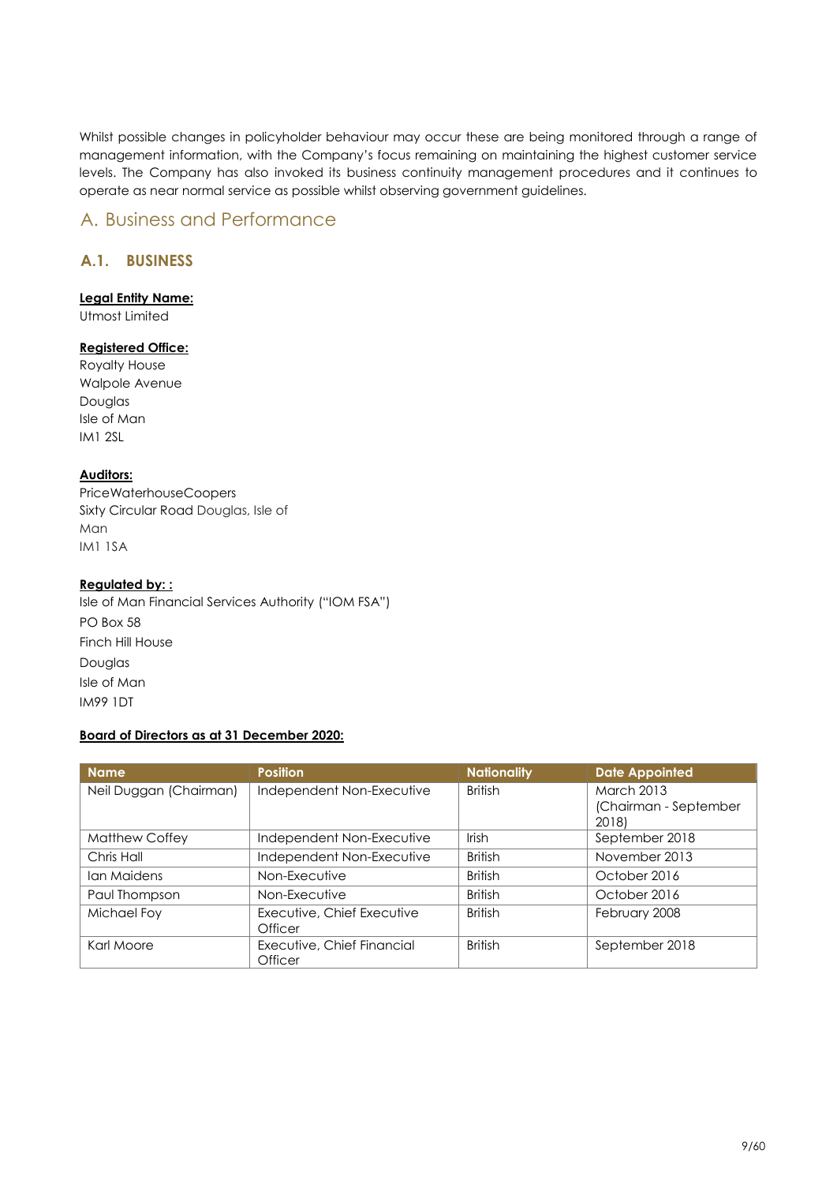Whilst possible changes in policyholder behaviour may occur these are being monitored through a range of management information, with the Company's focus remaining on maintaining the highest customer service levels. The Company has also invoked its business continuity management procedures and it continues to operate as near normal service as possible whilst observing government guidelines.

# A. Business and Performance

## A.1. BUSINESS

**Legal Entity Name:**

Utmost Limited

**Registered Office:**

Royalty House
Walpole Avenue
Douglas
Isle of Man
IM1 2SL

**Auditors:**

PriceWaterhouseCoopers
Sixty Circular Road Douglas, Isle of Man
IM1 1SA

**Regulated by: :**

Isle of Man Financial Services Authority ("IOM FSA")
PO Box 58
Finch Hill House
Douglas
Isle of Man
IM99 1DT

**Board of Directors as at 31 December 2020:**

| Name | Position | Nationality | Date Appointed |
|---|---|---|---|
| Neil Duggan (Chairman) | Independent Non-Executive | British | March 2013 (Chairman - September 2018) |
| Matthew Coffey | Independent Non-Executive | Irish | September 2018 |
| Chris Hall | Independent Non-Executive | British | November 2013 |
| Ian Maidens | Non-Executive | British | October 2016 |
| Paul Thompson | Non-Executive | British | October 2016 |
| Michael Foy | Executive, Chief Executive Officer | British | February 2008 |
| Karl Moore | Executive, Chief Financial Officer | British | September 2018 |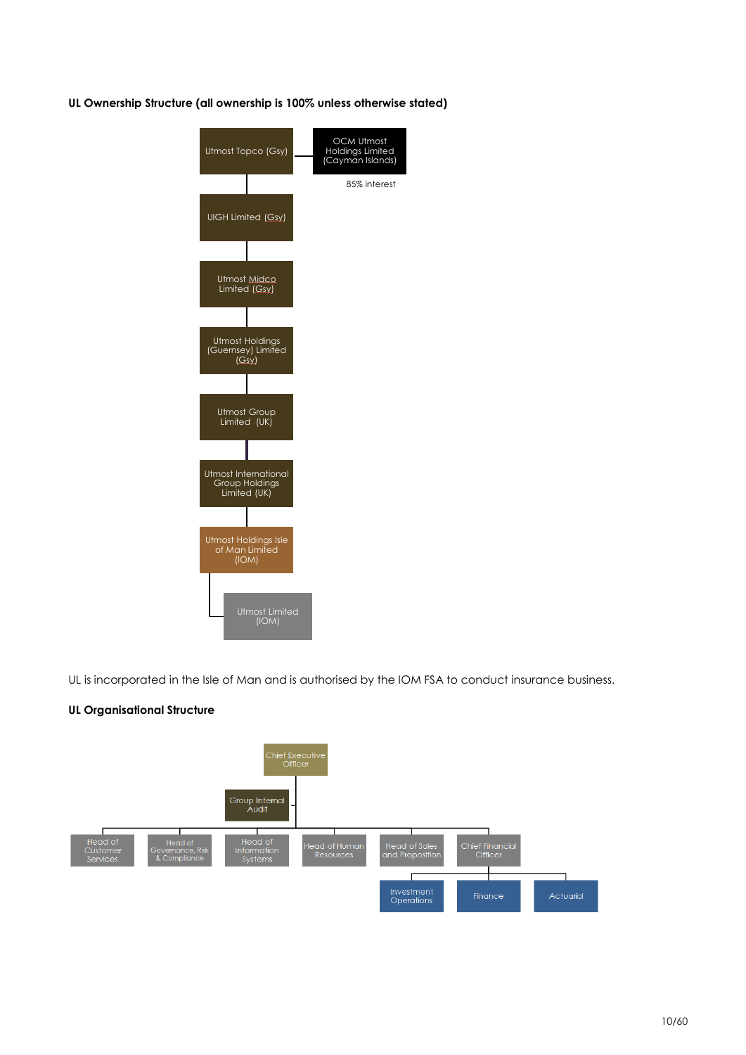**UL Ownership Structure (all ownership is 100% unless otherwise stated)**

- Utmost Topco (Gsy) — OCM Utmost Holdings Limited (Cayman Islands), 85% interest
  - UIGH Limited (Gsy)
    - Utmost Midco Limited (Gsy)
      - Utmost Holdings (Guernsey) Limited (Gsy)
        - Utmost Group Limited (UK)
          - Utmost International Group Holdings Limited (UK)
            - Utmost Holdings Isle of Man Limited (IOM)
              - Utmost Limited (IOM)

UL is incorporated in the Isle of Man and is authorised by the IOM FSA to conduct insurance business.

**UL Organisational Structure**

- Chief Executive Officer
  - Group Internal Audit
  - Head of Customer Services
  - Head of Governance, Risk & Compliance
  - Head of Information Systems
  - Head of Human Resources
  - Head of Sales and Proposition
  - Chief Financial Officer
    - Investment Operations
    - Finance
    - Actuarial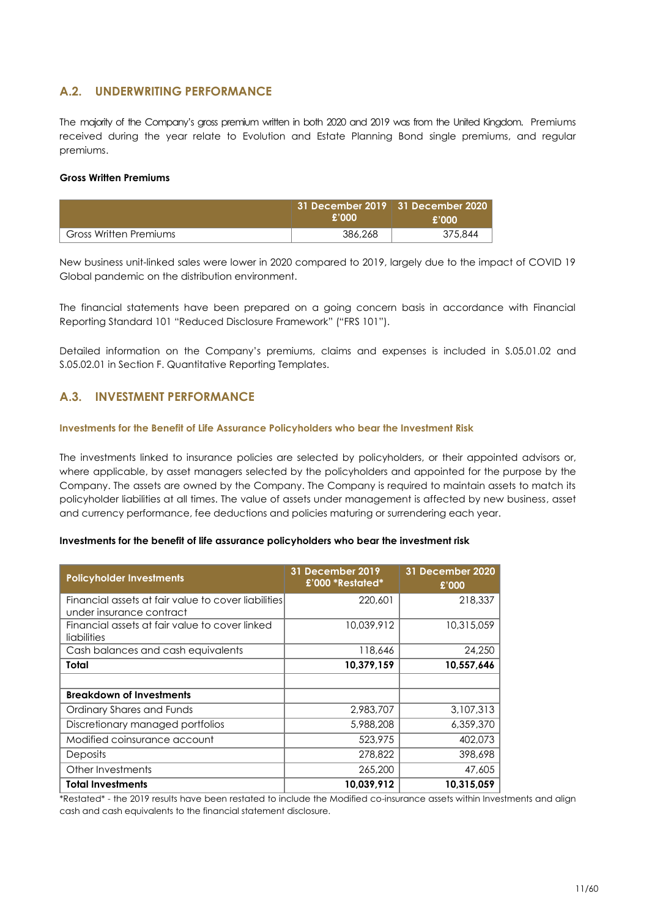## A.2. UNDERWRITING PERFORMANCE

The majority of the Company's gross premium written in both 2020 and 2019 was from the United Kingdom. Premiums received during the year relate to Evolution and Estate Planning Bond single premiums, and regular premiums.

**Gross Written Premiums**

| | 31 December 2019 £'000 | 31 December 2020 £'000 |
|---|---|---|
| Gross Written Premiums | 386,268 | 375,844 |

New business unit-linked sales were lower in 2020 compared to 2019, largely due to the impact of COVID 19 Global pandemic on the distribution environment.

The financial statements have been prepared on a going concern basis in accordance with Financial Reporting Standard 101 "Reduced Disclosure Framework" ("FRS 101").

Detailed information on the Company's premiums, claims and expenses is included in S.05.01.02 and S.05.02.01 in Section F. Quantitative Reporting Templates.

## A.3. INVESTMENT PERFORMANCE

### Investments for the Benefit of Life Assurance Policyholders who bear the Investment Risk

The investments linked to insurance policies are selected by policyholders, or their appointed advisors or, where applicable, by asset managers selected by the policyholders and appointed for the purpose by the Company. The assets are owned by the Company. The Company is required to maintain assets to match its policyholder liabilities at all times. The value of assets under management is affected by new business, asset and currency performance, fee deductions and policies maturing or surrendering each year.

**Investments for the benefit of life assurance policyholders who bear the investment risk**

| Policyholder Investments | 31 December 2019 £'000 *Restated* | 31 December 2020 £'000 |
|---|---|---|
| Financial assets at fair value to cover liabilities under insurance contract | 220,601 | 218,337 |
| Financial assets at fair value to cover linked liabilities | 10,039,912 | 10,315,059 |
| Cash balances and cash equivalents | 118,646 | 24,250 |
| **Total** | **10,379,159** | **10,557,646** |
| | | |
| **Breakdown of Investments** | | |
| Ordinary Shares and Funds | 2,983,707 | 3,107,313 |
| Discretionary managed portfolios | 5,988,208 | 6,359,370 |
| Modified coinsurance account | 523,975 | 402,073 |
| Deposits | 278,822 | 398,698 |
| Other Investments | 265,200 | 47,605 |
| **Total Investments** | **10,039,912** | **10,315,059** |

*Restated* - the 2019 results have been restated to include the Modified co-insurance assets within Investments and align cash and cash equivalents to the financial statement disclosure.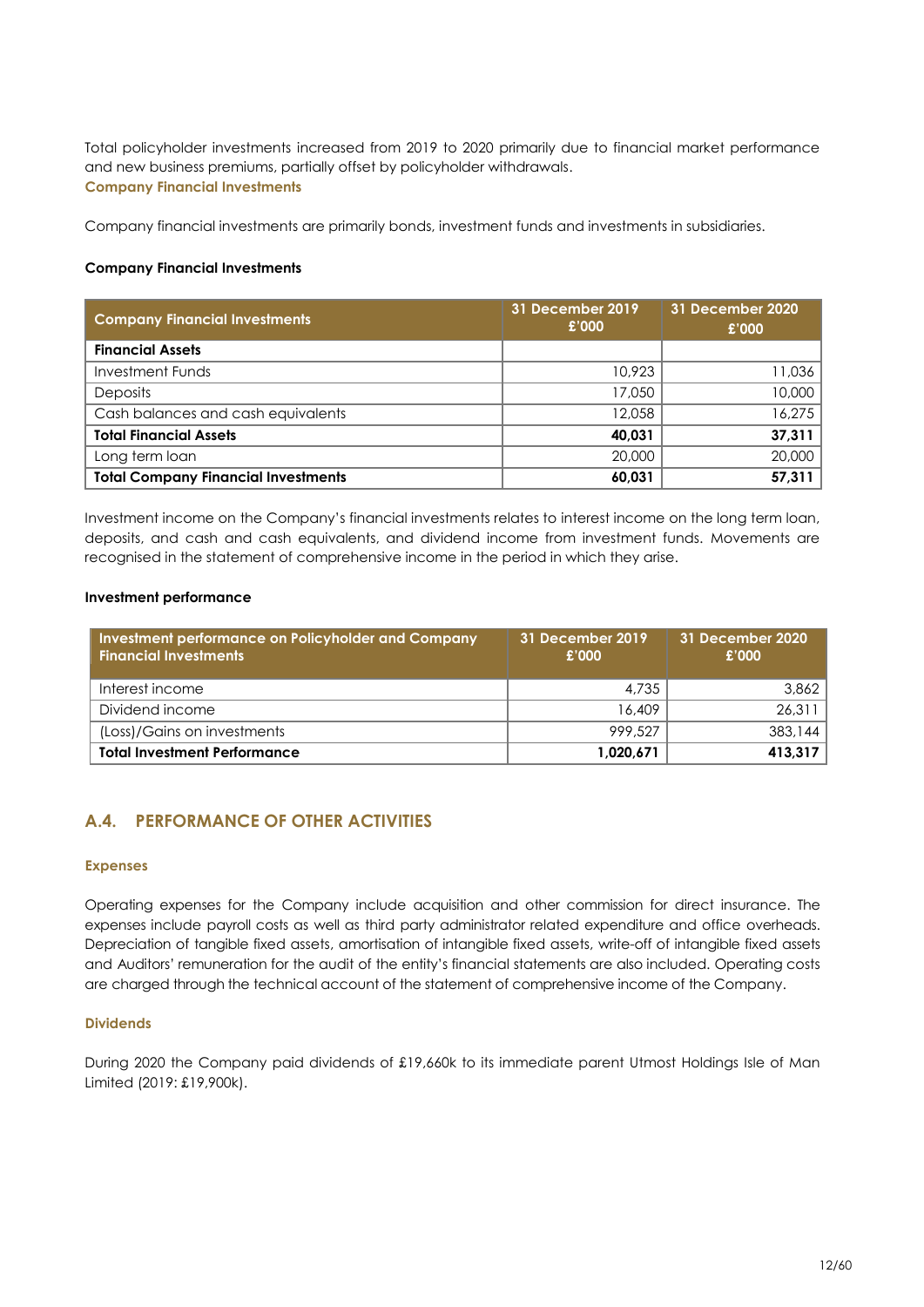Total policyholder investments increased from 2019 to 2020 primarily due to financial market performance and new business premiums, partially offset by policyholder withdrawals.

### Company Financial Investments

Company financial investments are primarily bonds, investment funds and investments in subsidiaries.

**Company Financial Investments**

| Company Financial Investments | 31 December 2019 £'000 | 31 December 2020 £'000 |
|---|---|---|
| **Financial Assets** | | |
| Investment Funds | 10,923 | 11,036 |
| Deposits | 17,050 | 10,000 |
| Cash balances and cash equivalents | 12,058 | 16,275 |
| **Total Financial Assets** | **40,031** | **37,311** |
| Long term loan | 20,000 | 20,000 |
| **Total Company Financial Investments** | **60,031** | **57,311** |

Investment income on the Company's financial investments relates to interest income on the long term loan, deposits, and cash and cash equivalents, and dividend income from investment funds. Movements are recognised in the statement of comprehensive income in the period in which they arise.

**Investment performance**

| Investment performance on Policyholder and Company Financial Investments | 31 December 2019 £'000 | 31 December 2020 £'000 |
|---|---|---|
| Interest income | 4,735 | 3,862 |
| Dividend income | 16,409 | 26,311 |
| (Loss)/Gains on investments | 999,527 | 383,144 |
| **Total Investment Performance** | **1,020,671** | **413,317** |

## A.4. PERFORMANCE OF OTHER ACTIVITIES

### Expenses

Operating expenses for the Company include acquisition and other commission for direct insurance. The expenses include payroll costs as well as third party administrator related expenditure and office overheads. Depreciation of tangible fixed assets, amortisation of intangible fixed assets, write-off of intangible fixed assets and Auditors' remuneration for the audit of the entity's financial statements are also included. Operating costs are charged through the technical account of the statement of comprehensive income of the Company.

### Dividends

During 2020 the Company paid dividends of £19,660k to its immediate parent Utmost Holdings Isle of Man Limited (2019: £19,900k).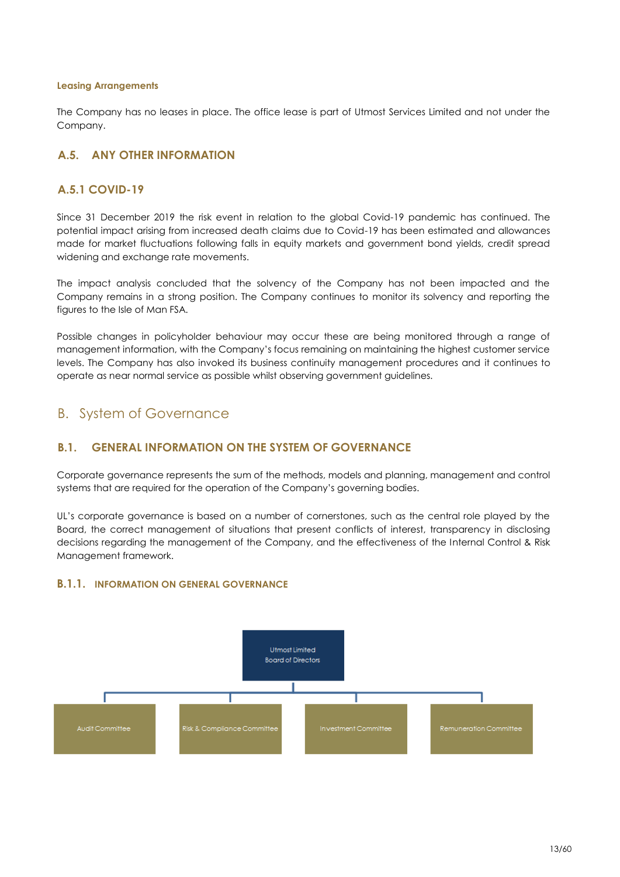#### Leasing Arrangements

The Company has no leases in place. The office lease is part of Utmost Services Limited and not under the Company.

## A.5. ANY OTHER INFORMATION

### A.5.1 COVID-19

Since 31 December 2019 the risk event in relation to the global Covid-19 pandemic has continued. The potential impact arising from increased death claims due to Covid-19 has been estimated and allowances made for market fluctuations following falls in equity markets and government bond yields, credit spread widening and exchange rate movements.

The impact analysis concluded that the solvency of the Company has not been impacted and the Company remains in a strong position. The Company continues to monitor its solvency and reporting the figures to the Isle of Man FSA.

Possible changes in policyholder behaviour may occur these are being monitored through a range of management information, with the Company's focus remaining on maintaining the highest customer service levels. The Company has also invoked its business continuity management procedures and it continues to operate as near normal service as possible whilst observing government guidelines.

# B. System of Governance

## B.1. GENERAL INFORMATION ON THE SYSTEM OF GOVERNANCE

Corporate governance represents the sum of the methods, models and planning, management and control systems that are required for the operation of the Company's governing bodies.

UL's corporate governance is based on a number of cornerstones, such as the central role played by the Board, the correct management of situations that present conflicts of interest, transparency in disclosing decisions regarding the management of the Company, and the effectiveness of the Internal Control & Risk Management framework.

### B.1.1. INFORMATION ON GENERAL GOVERNANCE

Utmost Limited Board of Directors

- Audit Committee
- Risk & Compliance Committee
- Investment Committee
- Remuneration Committee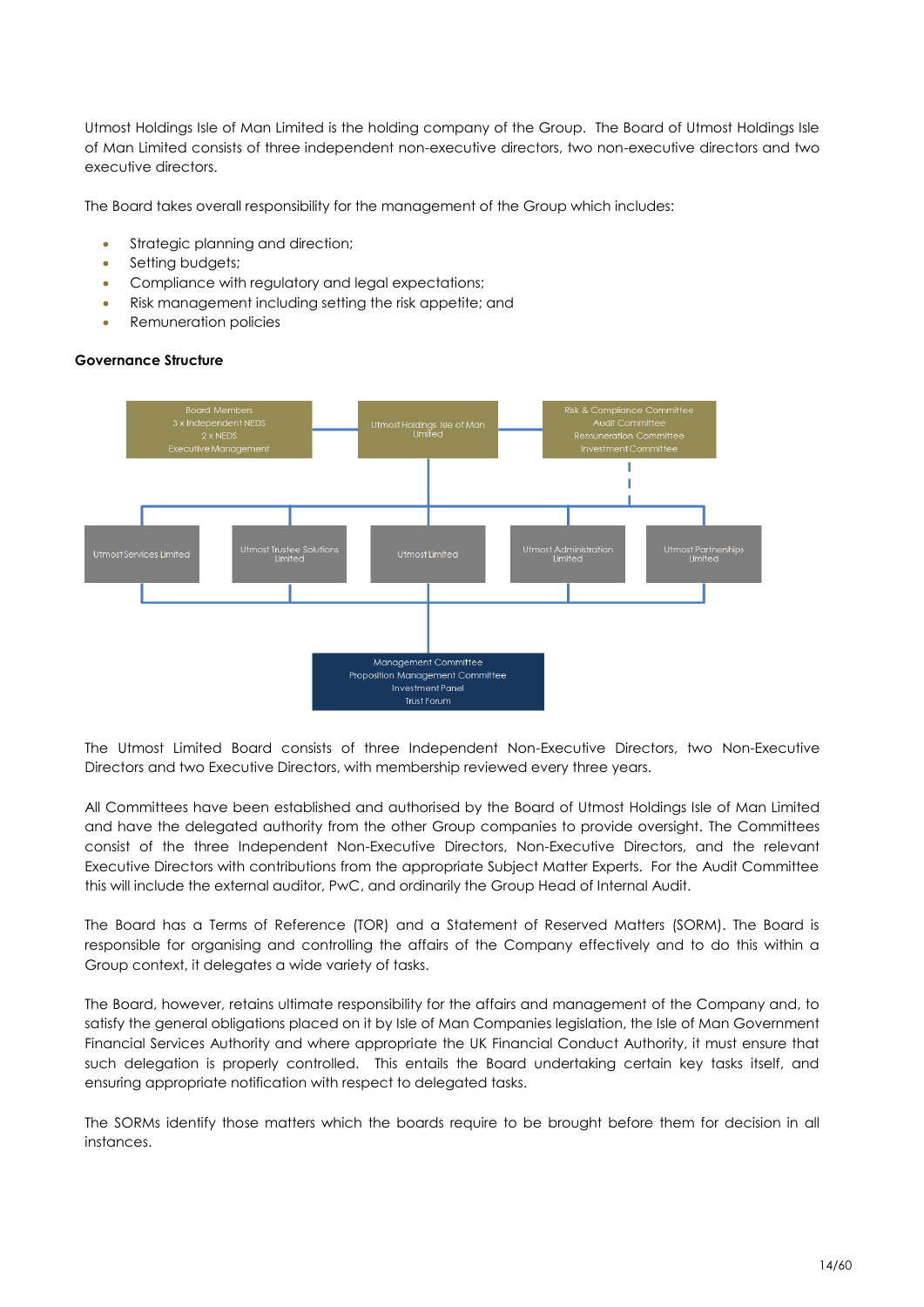Utmost Holdings Isle of Man Limited is the holding company of the Group. The Board of Utmost Holdings Isle of Man Limited consists of three independent non-executive directors, two non-executive directors and two executive directors.

The Board takes overall responsibility for the management of the Group which includes:

- Strategic planning and direction;
- Setting budgets;
- Compliance with regulatory and legal expectations;
- Risk management including setting the risk appetite; and
- Remuneration policies

**Governance Structure**

Board Members
3 x Independent NEDS
2 x NEDS
Executive Management

Utmost Holdings Isle of Man Limited

Risk & Compliance Committee
Audit Committee
Remuneration Committee
Investment Committee

Utmost Services Limited

Utmost Trustee Solutions Limited

Utmost Limited

Utmost Administration Limited

Utmost Partnerships Limited

Management Committee
Proposition Management Committee
Investment Panel
Trust Forum

The Utmost Limited Board consists of three Independent Non-Executive Directors, two Non-Executive Directors and two Executive Directors, with membership reviewed every three years.

All Committees have been established and authorised by the Board of Utmost Holdings Isle of Man Limited and have the delegated authority from the other Group companies to provide oversight. The Committees consist of the three Independent Non-Executive Directors, Non-Executive Directors, and the relevant Executive Directors with contributions from the appropriate Subject Matter Experts. For the Audit Committee this will include the external auditor, PwC, and ordinarily the Group Head of Internal Audit.

The Board has a Terms of Reference (TOR) and a Statement of Reserved Matters (SORM). The Board is responsible for organising and controlling the affairs of the Company effectively and to do this within a Group context, it delegates a wide variety of tasks.

The Board, however, retains ultimate responsibility for the affairs and management of the Company and, to satisfy the general obligations placed on it by Isle of Man Companies legislation, the Isle of Man Government Financial Services Authority and where appropriate the UK Financial Conduct Authority, it must ensure that such delegation is properly controlled. This entails the Board undertaking certain key tasks itself, and ensuring appropriate notification with respect to delegated tasks.

The SORMs identify those matters which the boards require to be brought before them for decision in all instances.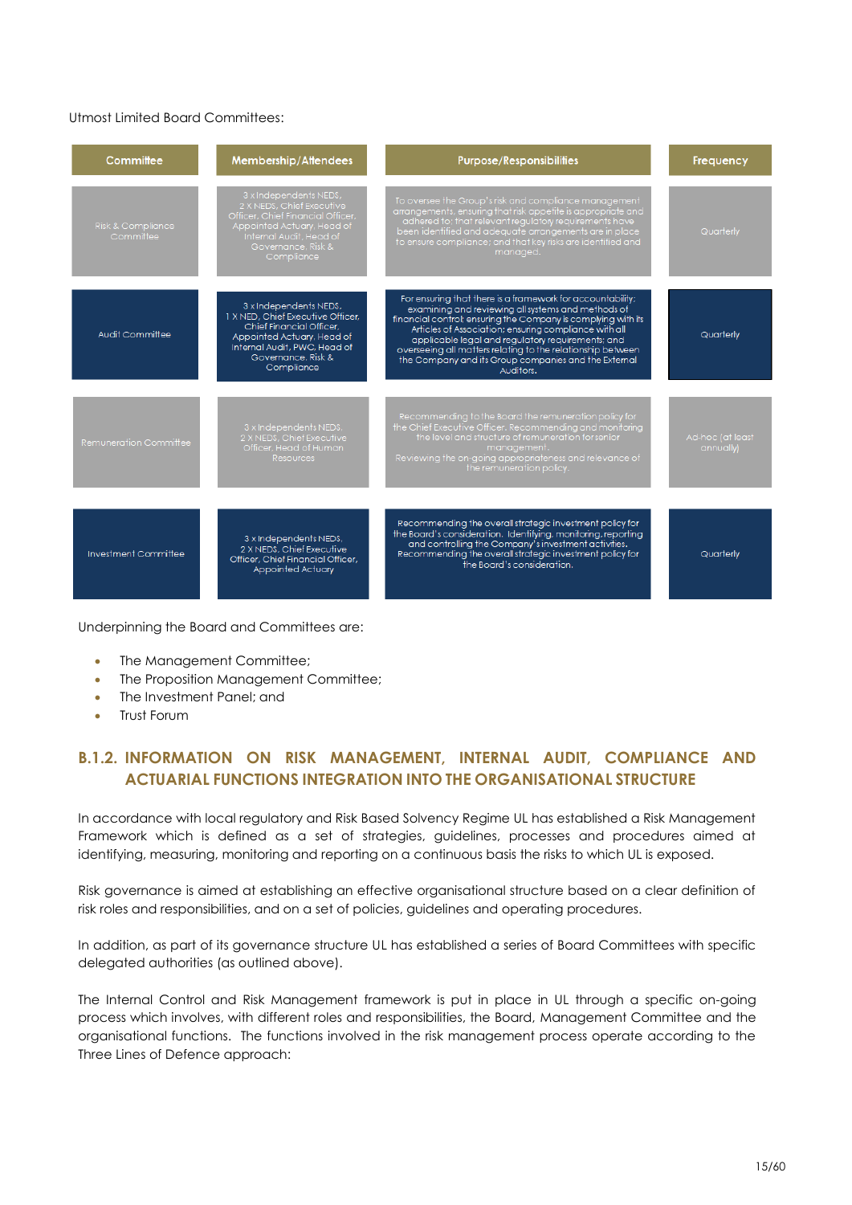Utmost Limited Board Committees:

| Committee | Membership/Attendees | Purpose/Responsibilities | Frequency |
|---|---|---|---|
| Risk & Compliance Committee | 3 x Independents NEDS, 2 X NEDS, Chief Executive Officer, Chief Financial Officer, Appointed Actuary, Head of Internal Audit, Head of Governance, Risk & Compliance | To oversee the Group's risk and compliance management arrangements, ensuring that risk appetite is appropriate and adhered to; that relevant regulatory requirements have been identified and adequate arrangements are in place to ensure compliance; and that key risks are identified and managed. | Quarterly |
| Audit Committee | 3 x Independents NEDS, 1 X NED, Chief Executive Officer, Chief Financial Officer, Appointed Actuary, Head of Internal Audit, PWC, Head of Governance, Risk & Compliance | For ensuring that there is a framework for accountability; examining and reviewing all systems and methods of financial control; ensuring the Company is complying with its Articles of Association; ensuring compliance with all applicable legal and regulatory requirements; and overseeing all matters relating to the relationship between the Company and its Group companies and the External Auditors. | Quarterly |
| Remuneration Committee | 3 x Independents NEDS, 2 X NEDS, Chief Executive Officer, Head of Human Resources | Recommending to the Board the remuneration policy for the Chief Executive Officer. Recommending and monitoring the level and structure of remuneration for senior management. Reviewing the on-going appropriateness and relevance of the remuneration policy. | Ad-hoc (at least annually) |
| Investment Committee | 3 x Independents NEDS, 2 X NEDS, Chief Executive Officer, Chief Financial Officer, Appointed Actuary | Recommending the overall strategic investment policy for the Board's consideration. Identifying, monitoring, reporting and controlling the Company's investment activities. Recommending the overall strategic investment policy for the Board's consideration. | Quarterly |

Underpinning the Board and Committees are:

- The Management Committee;
- The Proposition Management Committee;
- The Investment Panel; and
- Trust Forum

## B.1.2. INFORMATION ON RISK MANAGEMENT, INTERNAL AUDIT, COMPLIANCE AND ACTUARIAL FUNCTIONS INTEGRATION INTO THE ORGANISATIONAL STRUCTURE

In accordance with local regulatory and Risk Based Solvency Regime UL has established a Risk Management Framework which is defined as a set of strategies, guidelines, processes and procedures aimed at identifying, measuring, monitoring and reporting on a continuous basis the risks to which UL is exposed.

Risk governance is aimed at establishing an effective organisational structure based on a clear definition of risk roles and responsibilities, and on a set of policies, guidelines and operating procedures.

In addition, as part of its governance structure UL has established a series of Board Committees with specific delegated authorities (as outlined above).

The Internal Control and Risk Management framework is put in place in UL through a specific on-going process which involves, with different roles and responsibilities, the Board, Management Committee and the organisational functions. The functions involved in the risk management process operate according to the Three Lines of Defence approach: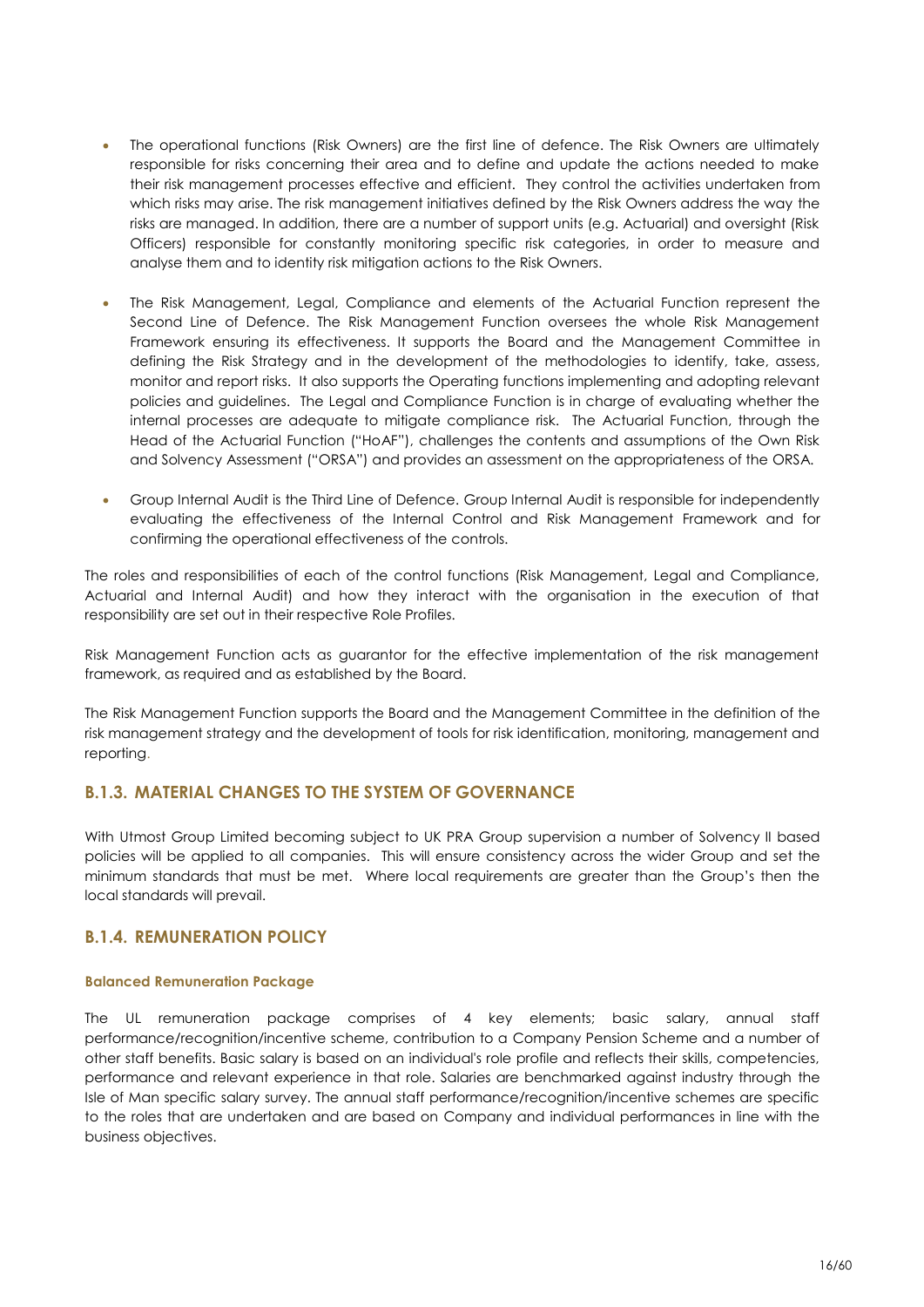- The operational functions (Risk Owners) are the first line of defence. The Risk Owners are ultimately responsible for risks concerning their area and to define and update the actions needed to make their risk management processes effective and efficient. They control the activities undertaken from which risks may arise. The risk management initiatives defined by the Risk Owners address the way the risks are managed. In addition, there are a number of support units (e.g. Actuarial) and oversight (Risk Officers) responsible for constantly monitoring specific risk categories, in order to measure and analyse them and to identity risk mitigation actions to the Risk Owners.

- The Risk Management, Legal, Compliance and elements of the Actuarial Function represent the Second Line of Defence. The Risk Management Function oversees the whole Risk Management Framework ensuring its effectiveness. It supports the Board and the Management Committee in defining the Risk Strategy and in the development of the methodologies to identify, take, assess, monitor and report risks. It also supports the Operating functions implementing and adopting relevant policies and guidelines. The Legal and Compliance Function is in charge of evaluating whether the internal processes are adequate to mitigate compliance risk. The Actuarial Function, through the Head of the Actuarial Function ("HoAF"), challenges the contents and assumptions of the Own Risk and Solvency Assessment ("ORSA") and provides an assessment on the appropriateness of the ORSA.

- Group Internal Audit is the Third Line of Defence. Group Internal Audit is responsible for independently evaluating the effectiveness of the Internal Control and Risk Management Framework and for confirming the operational effectiveness of the controls.

The roles and responsibilities of each of the control functions (Risk Management, Legal and Compliance, Actuarial and Internal Audit) and how they interact with the organisation in the execution of that responsibility are set out in their respective Role Profiles.

Risk Management Function acts as guarantor for the effective implementation of the risk management framework, as required and as established by the Board.

The Risk Management Function supports the Board and the Management Committee in the definition of the risk management strategy and the development of tools for risk identification, monitoring, management and reporting.

### B.1.3. MATERIAL CHANGES TO THE SYSTEM OF GOVERNANCE

With Utmost Group Limited becoming subject to UK PRA Group supervision a number of Solvency II based policies will be applied to all companies. This will ensure consistency across the wider Group and set the minimum standards that must be met. Where local requirements are greater than the Group's then the local standards will prevail.

### B.1.4. REMUNERATION POLICY

#### Balanced Remuneration Package

The UL remuneration package comprises of 4 key elements; basic salary, annual staff performance/recognition/incentive scheme, contribution to a Company Pension Scheme and a number of other staff benefits. Basic salary is based on an individual's role profile and reflects their skills, competencies, performance and relevant experience in that role. Salaries are benchmarked against industry through the Isle of Man specific salary survey. The annual staff performance/recognition/incentive schemes are specific to the roles that are undertaken and are based on Company and individual performances in line with the business objectives.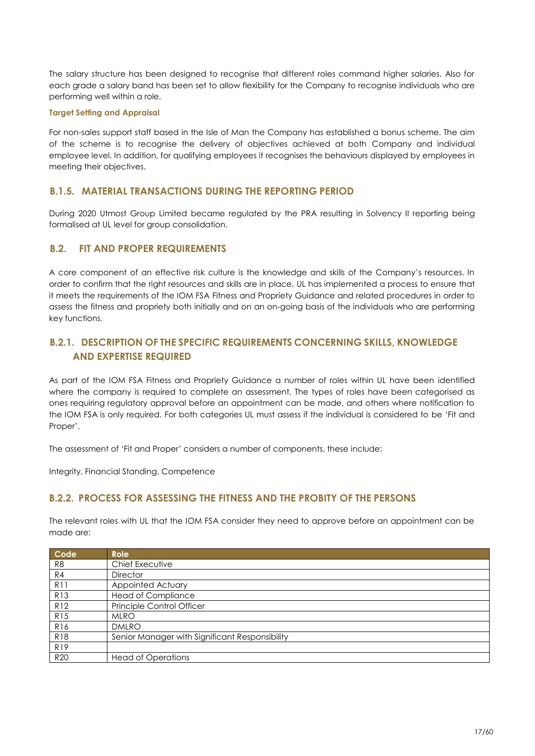The salary structure has been designed to recognise that different roles command higher salaries. Also for each grade a salary band has been set to allow flexibility for the Company to recognise individuals who are performing well within a role.

#### Target Setting and Appraisal

For non-sales support staff based in the Isle of Man the Company has established a bonus scheme. The aim of the scheme is to recognise the delivery of objectives achieved at both Company and individual employee level. In addition, for qualifying employees it recognises the behaviours displayed by employees in meeting their objectives.

### B.1.5. MATERIAL TRANSACTIONS DURING THE REPORTING PERIOD

During 2020 Utmost Group Limited became regulated by the PRA resulting in Solvency II reporting being formalised at UL level for group consolidation.

## B.2. FIT AND PROPER REQUIREMENTS

A core component of an effective risk culture is the knowledge and skills of the Company's resources. In order to confirm that the right resources and skills are in place, UL has implemented a process to ensure that it meets the requirements of the IOM FSA Fitness and Propriety Guidance and related procedures in order to assess the fitness and propriety both initially and on an on-going basis of the individuals who are performing key functions.

### B.2.1. DESCRIPTION OF THE SPECIFIC REQUIREMENTS CONCERNING SKILLS, KNOWLEDGE AND EXPERTISE REQUIRED

As part of the IOM FSA Fitness and Propriety Guidance a number of roles within UL have been identified where the company is required to complete an assessment. The types of roles have been categorised as ones requiring regulatory approval before an appointment can be made, and others where notification to the IOM FSA is only required. For both categories UL must assess if the individual is considered to be 'Fit and Proper'.

The assessment of 'Fit and Proper' considers a number of components, these include:

Integrity, Financial Standing, Competence

### B.2.2. PROCESS FOR ASSESSING THE FITNESS AND THE PROBITY OF THE PERSONS

The relevant roles with UL that the IOM FSA consider they need to approve before an appointment can be made are:

| Code | Role |
|---|---|
| R8 | Chief Executive |
| R4 | Director |
| R11 | Appointed Actuary |
| R13 | Head of Compliance |
| R12 | Principle Control Officer |
| R15 | MLRO |
| R16 | DMLRO |
| R18 | Senior Manager with Significant Responsibility |
| R19 | |
| R20 | Head of Operations |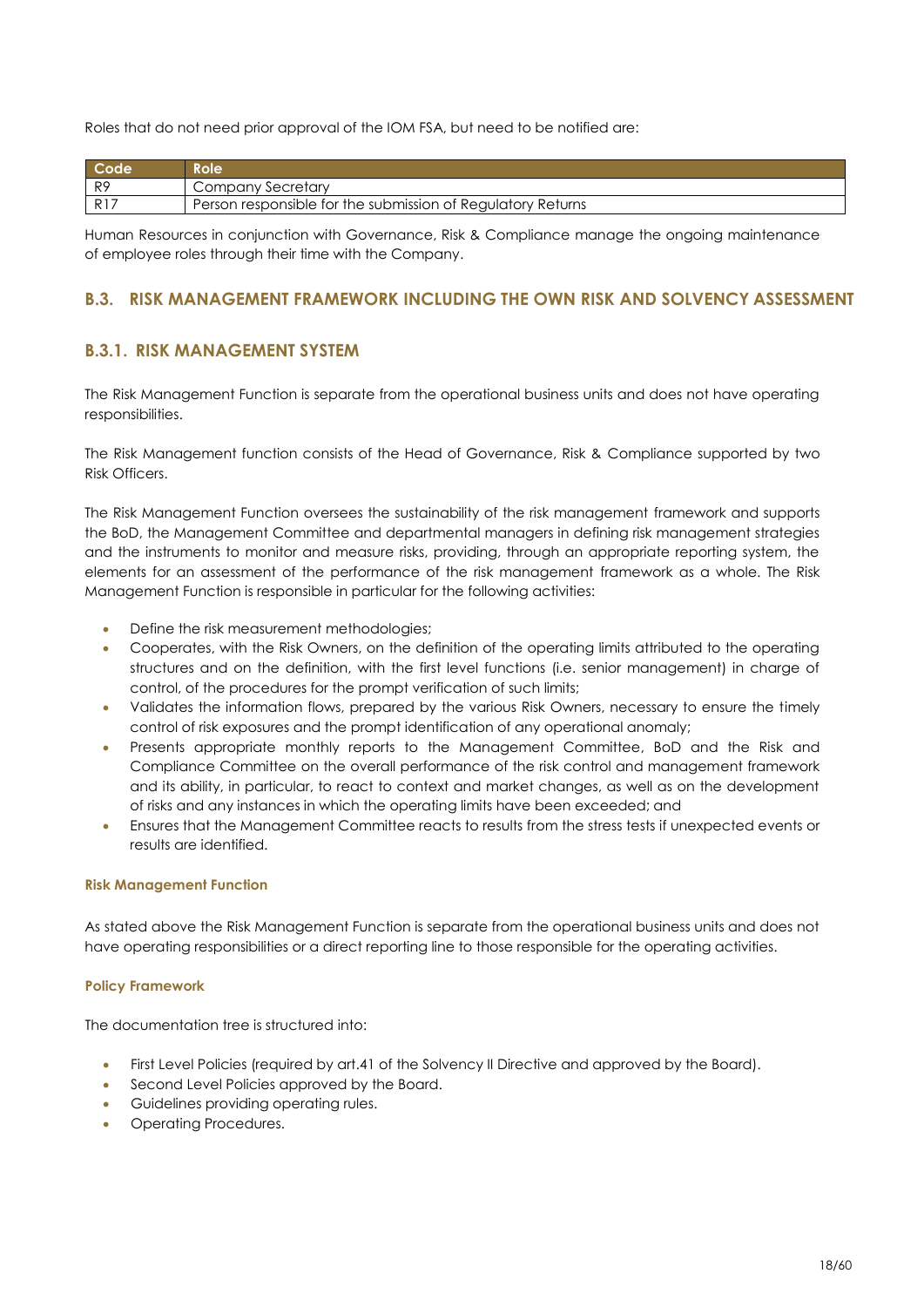Roles that do not need prior approval of the IOM FSA, but need to be notified are:

| Code | Role |
| --- | --- |
| R9 | Company Secretary |
| R17 | Person responsible for the submission of Regulatory Returns |

Human Resources in conjunction with Governance, Risk & Compliance manage the ongoing maintenance of employee roles through their time with the Company.

## B.3. RISK MANAGEMENT FRAMEWORK INCLUDING THE OWN RISK AND SOLVENCY ASSESSMENT

### B.3.1. RISK MANAGEMENT SYSTEM

The Risk Management Function is separate from the operational business units and does not have operating responsibilities.

The Risk Management function consists of the Head of Governance, Risk & Compliance supported by two Risk Officers.

The Risk Management Function oversees the sustainability of the risk management framework and supports the BoD, the Management Committee and departmental managers in defining risk management strategies and the instruments to monitor and measure risks, providing, through an appropriate reporting system, the elements for an assessment of the performance of the risk management framework as a whole. The Risk Management Function is responsible in particular for the following activities:

- Define the risk measurement methodologies;
- Cooperates, with the Risk Owners, on the definition of the operating limits attributed to the operating structures and on the definition, with the first level functions (i.e. senior management) in charge of control, of the procedures for the prompt verification of such limits;
- Validates the information flows, prepared by the various Risk Owners, necessary to ensure the timely control of risk exposures and the prompt identification of any operational anomaly;
- Presents appropriate monthly reports to the Management Committee, BoD and the Risk and Compliance Committee on the overall performance of the risk control and management framework and its ability, in particular, to react to context and market changes, as well as on the development of risks and any instances in which the operating limits have been exceeded; and
- Ensures that the Management Committee reacts to results from the stress tests if unexpected events or results are identified.

#### Risk Management Function

As stated above the Risk Management Function is separate from the operational business units and does not have operating responsibilities or a direct reporting line to those responsible for the operating activities.

#### Policy Framework

The documentation tree is structured into:

- First Level Policies (required by art.41 of the Solvency II Directive and approved by the Board).
- Second Level Policies approved by the Board.
- Guidelines providing operating rules.
- Operating Procedures.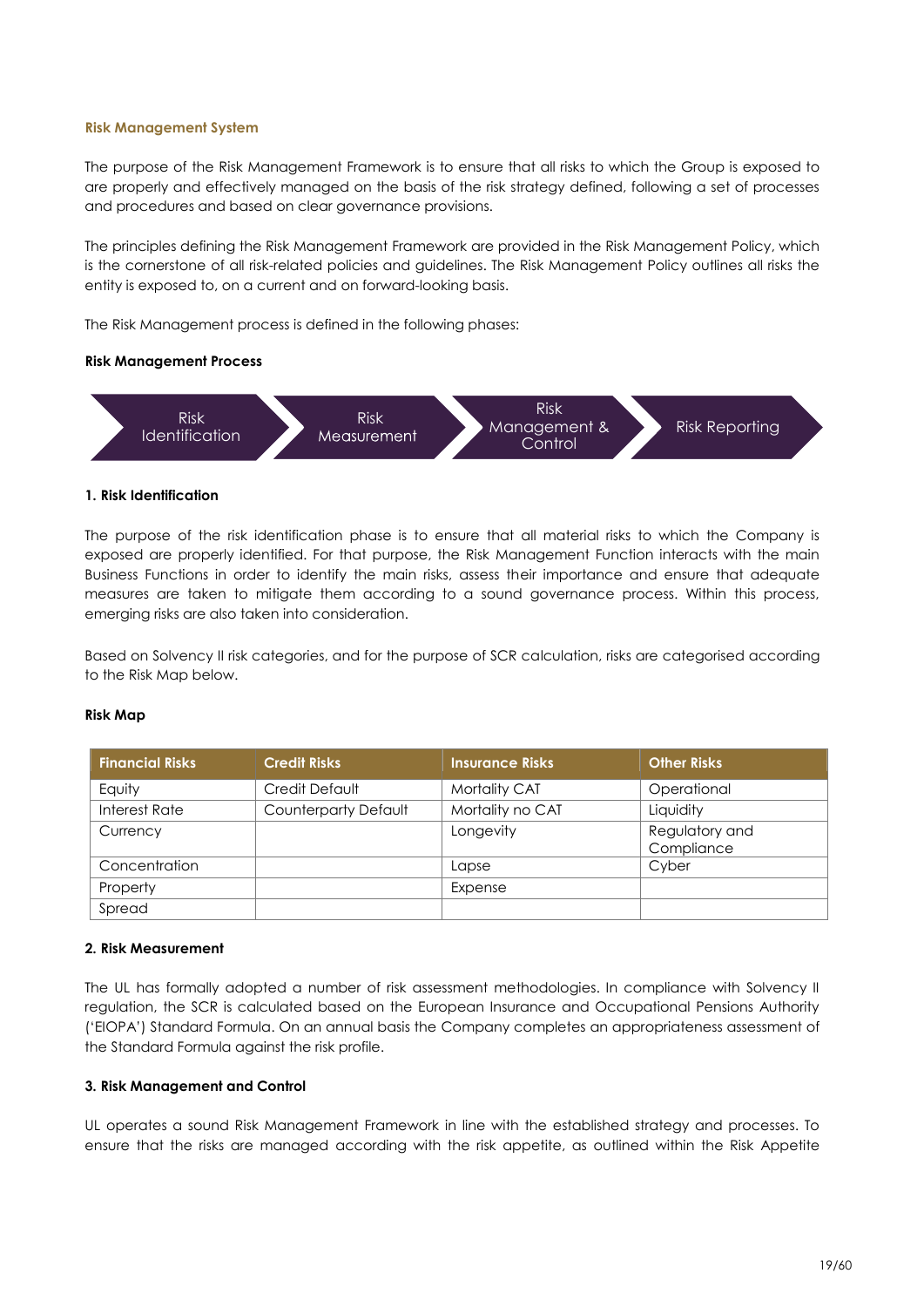**Risk Management System**

The purpose of the Risk Management Framework is to ensure that all risks to which the Group is exposed to are properly and effectively managed on the basis of the risk strategy defined, following a set of processes and procedures and based on clear governance provisions.

The principles defining the Risk Management Framework are provided in the Risk Management Policy, which is the cornerstone of all risk-related policies and guidelines. The Risk Management Policy outlines all risks the entity is exposed to, on a current and on forward-looking basis.

The Risk Management process is defined in the following phases:

**Risk Management Process**

Risk Identification → Risk Measurement → Risk Management & Control → Risk Reporting

**1. Risk Identification**

The purpose of the risk identification phase is to ensure that all material risks to which the Company is exposed to are properly identified. For that purpose, the Risk Management Function interacts with the main Business Functions in order to identify the main risks, assess their importance and ensure that adequate measures are taken to mitigate them according to a sound governance process. Within this process, emerging risks are also taken into consideration.

Based on Solvency II risk categories, and for the purpose of SCR calculation, risks are categorised according to the Risk Map below.

**Risk Map**

| Financial Risks | Credit Risks | Insurance Risks | Other Risks |
|---|---|---|---|
| Equity | Credit Default | Mortality CAT | Operational |
| Interest Rate | Counterparty Default | Mortality no CAT | Liquidity |
| Currency | | Longevity | Regulatory and Compliance |
| Concentration | | Lapse | Cyber |
| Property | | Expense | |
| Spread | | | |

**2. Risk Measurement**

The UL has formally adopted a number of risk assessment methodologies. In compliance with Solvency II regulation, the SCR is calculated based on the European Insurance and Occupational Pensions Authority ('EIOPA') Standard Formula. On an annual basis the Company completes an appropriateness assessment of the Standard Formula against the risk profile.

**3. Risk Management and Control**

UL operates a sound Risk Management Framework in line with the established strategy and processes. To ensure that the risks are managed according with the risk appetite, as outlined within the Risk Appetite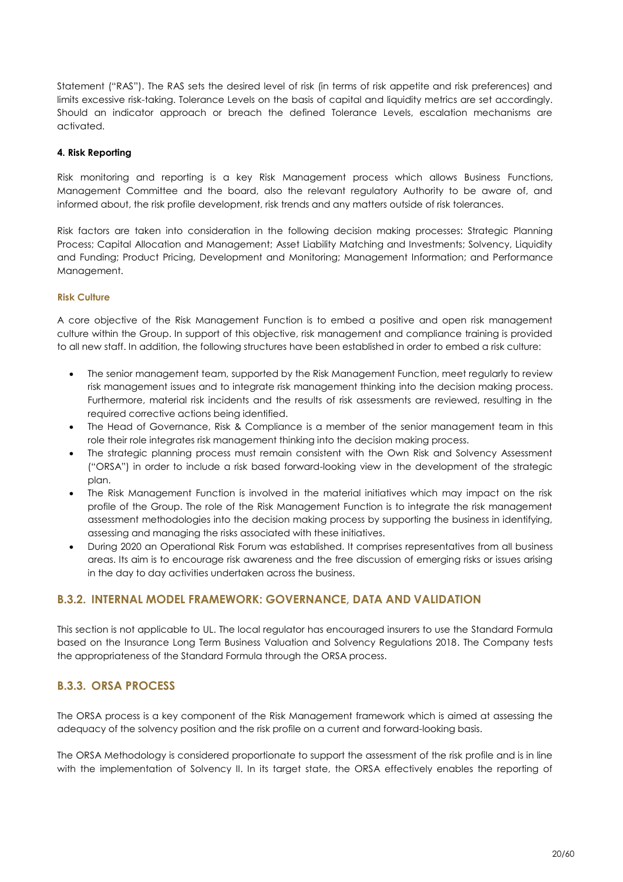Statement ("RAS"). The RAS sets the desired level of risk (in terms of risk appetite and risk preferences) and limits excessive risk-taking. Tolerance Levels on the basis of capital and liquidity metrics are set accordingly. Should an indicator approach or breach the defined Tolerance Levels, escalation mechanisms are activated.

**4. Risk Reporting**

Risk monitoring and reporting is a key Risk Management process which allows Business Functions, Management Committee and the board, also the relevant regulatory Authority to be aware of, and informed about, the risk profile development, risk trends and any matters outside of risk tolerances.

Risk factors are taken into consideration in the following decision making processes: Strategic Planning Process; Capital Allocation and Management; Asset Liability Matching and Investments; Solvency, Liquidity and Funding; Product Pricing, Development and Monitoring; Management Information; and Performance Management.

**Risk Culture**

A core objective of the Risk Management Function is to embed a positive and open risk management culture within the Group. In support of this objective, risk management and compliance training is provided to all new staff. In addition, the following structures have been established in order to embed a risk culture:

- The senior management team, supported by the Risk Management Function, meet regularly to review risk management issues and to integrate risk management thinking into the decision making process. Furthermore, material risk incidents and the results of risk assessments are reviewed, resulting in the required corrective actions being identified.
- The Head of Governance, Risk & Compliance is a member of the senior management team in this role their role integrates risk management thinking into the decision making process.
- The strategic planning process must remain consistent with the Own Risk and Solvency Assessment ("ORSA") in order to include a risk based forward-looking view in the development of the strategic plan.
- The Risk Management Function is involved in the material initiatives which may impact on the risk profile of the Group. The role of the Risk Management Function is to integrate the risk management assessment methodologies into the decision making process by supporting the business in identifying, assessing and managing the risks associated with these initiatives.
- During 2020 an Operational Risk Forum was established. It comprises representatives from all business areas. Its aim is to encourage risk awareness and the free discussion of emerging risks or issues arising in the day to day activities undertaken across the business.

## B.3.2. INTERNAL MODEL FRAMEWORK: GOVERNANCE, DATA AND VALIDATION

This section is not applicable to UL. The local regulator has encouraged insurers to use the Standard Formula based on the Insurance Long Term Business Valuation and Solvency Regulations 2018. The Company tests the appropriateness of the Standard Formula through the ORSA process.

## B.3.3. ORSA PROCESS

The ORSA process is a key component of the Risk Management framework which is aimed at assessing the adequacy of the solvency position and the risk profile on a current and forward-looking basis.

The ORSA Methodology is considered proportionate to support the assessment of the risk profile and is in line with the implementation of Solvency II. In its target state, the ORSA effectively enables the reporting of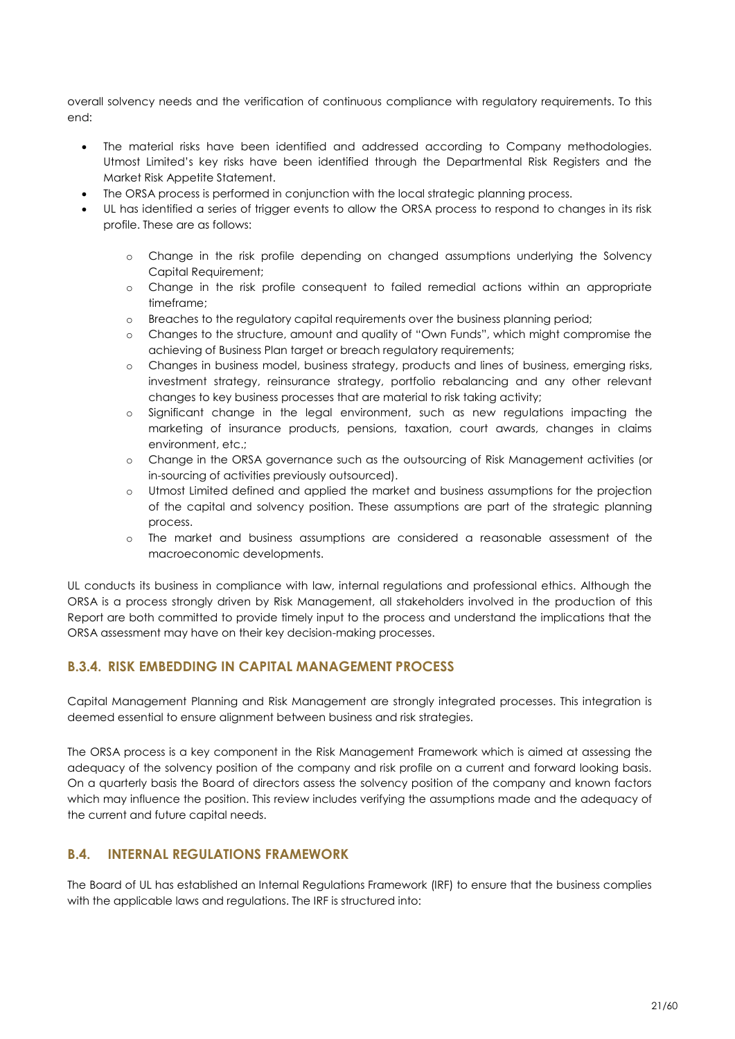overall solvency needs and the verification of continuous compliance with regulatory requirements. To this end:

- The material risks have been identified and addressed according to Company methodologies. Utmost Limited's key risks have been identified through the Departmental Risk Registers and the Market Risk Appetite Statement.
- The ORSA process is performed in conjunction with the local strategic planning process.
- UL has identified a series of trigger events to allow the ORSA process to respond to changes in its risk profile. These are as follows:
    - Change in the risk profile depending on changed assumptions underlying the Solvency Capital Requirement;
    - Change in the risk profile consequent to failed remedial actions within an appropriate timeframe;
    - Breaches to the regulatory capital requirements over the business planning period;
    - Changes to the structure, amount and quality of "Own Funds", which might compromise the achieving of Business Plan target or breach regulatory requirements;
    - Changes in business model, business strategy, products and lines of business, emerging risks, investment strategy, reinsurance strategy, portfolio rebalancing and any other relevant changes to key business processes that are material to risk taking activity;
    - Significant change in the legal environment, such as new regulations impacting the marketing of insurance products, pensions, taxation, court awards, changes in claims environment, etc.;
    - Change in the ORSA governance such as the outsourcing of Risk Management activities (or in-sourcing of activities previously outsourced).
    - Utmost Limited defined and applied the market and business assumptions for the projection of the capital and solvency position. These assumptions are part of the strategic planning process.
    - The market and business assumptions are considered a reasonable assessment of the macroeconomic developments.

UL conducts its business in compliance with law, internal regulations and professional ethics. Although the ORSA is a process strongly driven by Risk Management, all stakeholders involved in the production of this Report are both committed to provide timely input to the process and understand the implications that the ORSA assessment may have on their key decision-making processes.

### B.3.4. RISK EMBEDDING IN CAPITAL MANAGEMENT PROCESS

Capital Management Planning and Risk Management are strongly integrated processes. This integration is deemed essential to ensure alignment between business and risk strategies.

The ORSA process is a key component in the Risk Management Framework which is aimed at assessing the adequacy of the solvency position of the company and risk profile on a current and forward looking basis. On a quarterly basis the Board of directors assess the solvency position of the company and known factors which may influence the position. This review includes verifying the assumptions made and the adequacy of the current and future capital needs.

## B.4. INTERNAL REGULATIONS FRAMEWORK

The Board of UL has established an Internal Regulations Framework (IRF) to ensure that the business complies with the applicable laws and regulations. The IRF is structured into: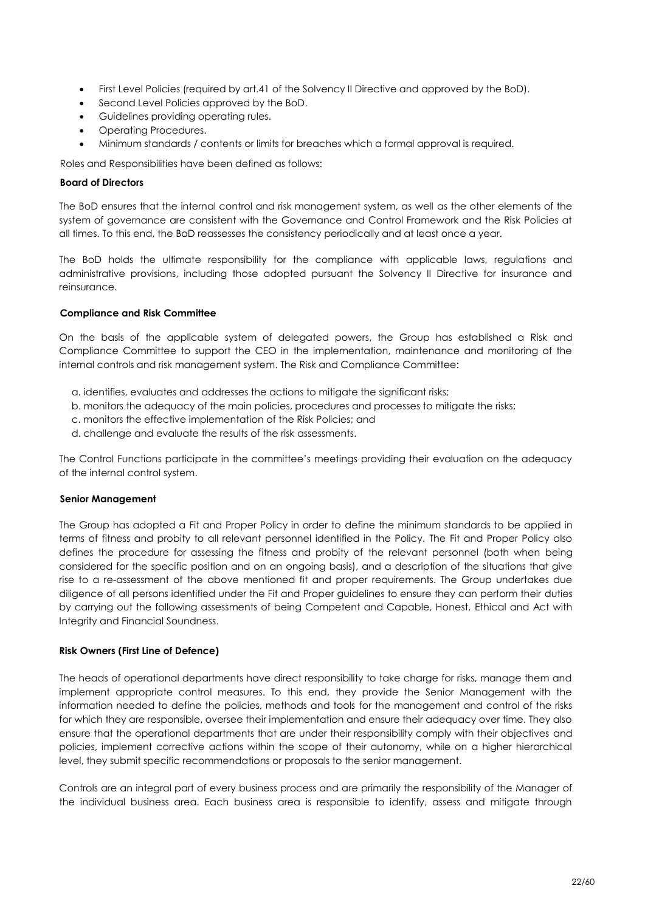- First Level Policies (required by art.41 of the Solvency II Directive and approved by the BoD).
- Second Level Policies approved by the BoD.
- Guidelines providing operating rules.
- Operating Procedures.
- Minimum standards / contents or limits for breaches which a formal approval is required.

Roles and Responsibilities have been defined as follows:

**Board of Directors**

The BoD ensures that the internal control and risk management system, as well as the other elements of the system of governance are consistent with the Governance and Control Framework and the Risk Policies at all times. To this end, the BoD reassesses the consistency periodically and at least once a year.

The BoD holds the ultimate responsibility for the compliance with applicable laws, regulations and administrative provisions, including those adopted pursuant the Solvency II Directive for insurance and reinsurance.

**Compliance and Risk Committee**

On the basis of the applicable system of delegated powers, the Group has established a Risk and Compliance Committee to support the CEO in the implementation, maintenance and monitoring of the internal controls and risk management system. The Risk and Compliance Committee:

a. identifies, evaluates and addresses the actions to mitigate the significant risks;
b. monitors the adequacy of the main policies, procedures and processes to mitigate the risks;
c. monitors the effective implementation of the Risk Policies; and
d. challenge and evaluate the results of the risk assessments.

The Control Functions participate in the committee's meetings providing their evaluation on the adequacy of the internal control system.

**Senior Management**

The Group has adopted a Fit and Proper Policy in order to define the minimum standards to be applied in terms of fitness and probity to all relevant personnel identified in the Policy. The Fit and Proper Policy also defines the procedure for assessing the fitness and probity of the relevant personnel (both when being considered for the specific position and on an ongoing basis), and a description of the situations that give rise to a re-assessment of the above mentioned fit and proper requirements. The Group undertakes due diligence of all persons identified under the Fit and Proper guidelines to ensure they can perform their duties by carrying out the following assessments of being Competent and Capable, Honest, Ethical and Act with Integrity and Financial Soundness.

**Risk Owners (First Line of Defence)**

The heads of operational departments have direct responsibility to take charge for risks, manage them and implement appropriate control measures. To this end, they provide the Senior Management with the information needed to define the policies, methods and tools for the management and control of the risks for which they are responsible, oversee their implementation and ensure their adequacy over time. They also ensure that the operational departments that are under their responsibility comply with their objectives and policies, implement corrective actions within the scope of their autonomy, while on a higher hierarchical level, they submit specific recommendations or proposals to the senior management.

Controls are an integral part of every business process and are primarily the responsibility of the Manager of the individual business area. Each business area is responsible to identify, assess and mitigate through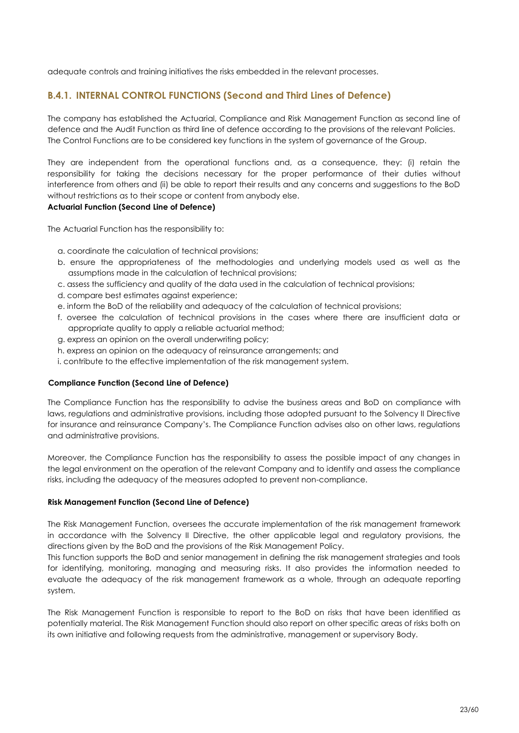adequate controls and training initiatives the risks embedded in the relevant processes.

## B.4.1. INTERNAL CONTROL FUNCTIONS (Second and Third Lines of Defence)

The company has established the Actuarial, Compliance and Risk Management Function as second line of defence and the Audit Function as third line of defence according to the provisions of the relevant Policies. The Control Functions are to be considered key functions in the system of governance of the Group.

They are independent from the operational functions and, as a consequence, they: (i) retain the responsibility for taking the decisions necessary for the proper performance of their duties without interference from others and (ii) be able to report their results and any concerns and suggestions to the BoD without restrictions as to their scope or content from anybody else.

**Actuarial Function (Second Line of Defence)**

The Actuarial Function has the responsibility to:

a. coordinate the calculation of technical provisions;
b. ensure the appropriateness of the methodologies and underlying models used as well as the assumptions made in the calculation of technical provisions;
c. assess the sufficiency and quality of the data used in the calculation of technical provisions;
d. compare best estimates against experience;
e. inform the BoD of the reliability and adequacy of the calculation of technical provisions;
f. oversee the calculation of technical provisions in the cases where there are insufficient data or appropriate quality to apply a reliable actuarial method;
g. express an opinion on the overall underwriting policy;
h. express an opinion on the adequacy of reinsurance arrangements; and
i. contribute to the effective implementation of the risk management system.

**Compliance Function (Second Line of Defence)**

The Compliance Function has the responsibility to advise the business areas and BoD on compliance with laws, regulations and administrative provisions, including those adopted pursuant to the Solvency II Directive for insurance and reinsurance Company's. The Compliance Function advises also on other laws, regulations and administrative provisions.

Moreover, the Compliance Function has the responsibility to assess the possible impact of any changes in the legal environment on the operation of the relevant Company and to identify and assess the compliance risks, including the adequacy of the measures adopted to prevent non-compliance.

**Risk Management Function (Second Line of Defence)**

The Risk Management Function, oversees the accurate implementation of the risk management framework in accordance with the Solvency II Directive, the other applicable legal and regulatory provisions, the directions given by the BoD and the provisions of the Risk Management Policy.
This function supports the BoD and senior management in defining the risk management strategies and tools for identifying, monitoring, managing and measuring risks. It also provides the information needed to evaluate the adequacy of the risk management framework as a whole, through an adequate reporting system.

The Risk Management Function is responsible to report to the BoD on risks that have been identified as potentially material. The Risk Management Function should also report on other specific areas of risks both on its own initiative and following requests from the administrative, management or supervisory Body.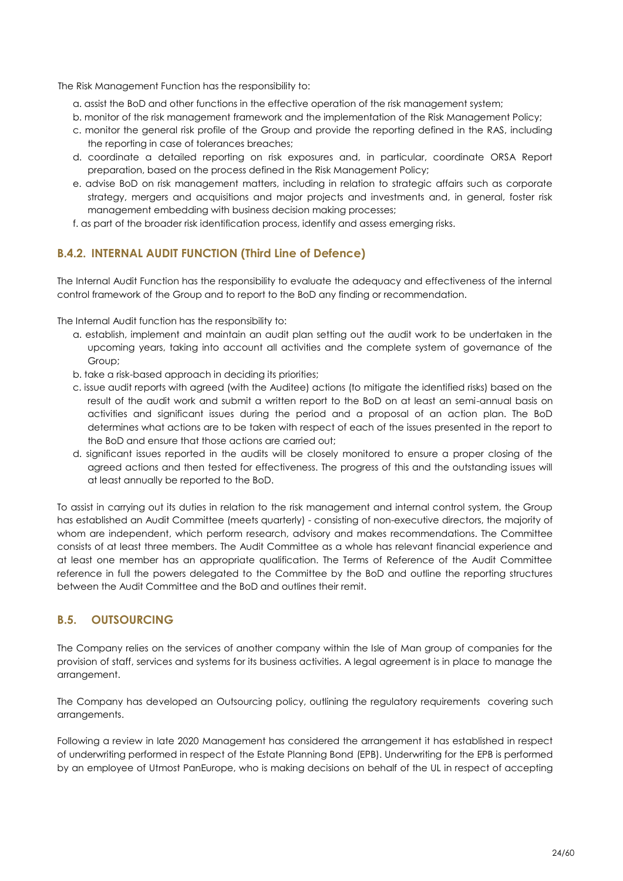The Risk Management Function has the responsibility to:

a. assist the BoD and other functions in the effective operation of the risk management system;
b. monitor of the risk management framework and the implementation of the Risk Management Policy;
c. monitor the general risk profile of the Group and provide the reporting defined in the RAS, including the reporting in case of tolerances breaches;
d. coordinate a detailed reporting on risk exposures and, in particular, coordinate ORSA Report preparation, based on the process defined in the Risk Management Policy;
e. advise BoD on risk management matters, including in relation to strategic affairs such as corporate strategy, mergers and acquisitions and major projects and investments and, in general, foster risk management embedding with business decision making processes;
f. as part of the broader risk identification process, identify and assess emerging risks.

### B.4.2. INTERNAL AUDIT FUNCTION (Third Line of Defence)

The Internal Audit Function has the responsibility to evaluate the adequacy and effectiveness of the internal control framework of the Group and to report to the BoD any finding or recommendation.

The Internal Audit function has the responsibility to:

a. establish, implement and maintain an audit plan setting out the audit work to be undertaken in the upcoming years, taking into account all activities and the complete system of governance of the Group;
b. take a risk-based approach in deciding its priorities;
c. issue audit reports with agreed (with the Auditee) actions (to mitigate the identified risks) based on the result of the audit work and submit a written report to the BoD on at least an semi-annual basis on activities and significant issues during the period and a proposal of an action plan. The BoD determines what actions are to be taken with respect of each of the issues presented in the report to the BoD and ensure that those actions are carried out;
d. significant issues reported in the audits will be closely monitored to ensure a proper closing of the agreed actions and then tested for effectiveness. The progress of this and the outstanding issues will at least annually be reported to the BoD.

To assist in carrying out its duties in relation to the risk management and internal control system, the Group has established an Audit Committee (meets quarterly) - consisting of non-executive directors, the majority of whom are independent, which perform research, advisory and makes recommendations. The Committee consists of at least three members. The Audit Committee as a whole has relevant financial experience and at least one member has an appropriate qualification. The Terms of Reference of the Audit Committee reference in full the powers delegated to the Committee by the BoD and outline the reporting structures between the Audit Committee and the BoD and outlines their remit.

## B.5. OUTSOURCING

The Company relies on the services of another company within the Isle of Man group of companies for the provision of staff, services and systems for its business activities. A legal agreement is in place to manage the arrangement.

The Company has developed an Outsourcing policy, outlining the regulatory requirements covering such arrangements.

Following a review in late 2020 Management has considered the arrangement it has established in respect of underwriting performed in respect of the Estate Planning Bond (EPB). Underwriting for the EPB is performed by an employee of Utmost PanEurope, who is making decisions on behalf of the UL in respect of accepting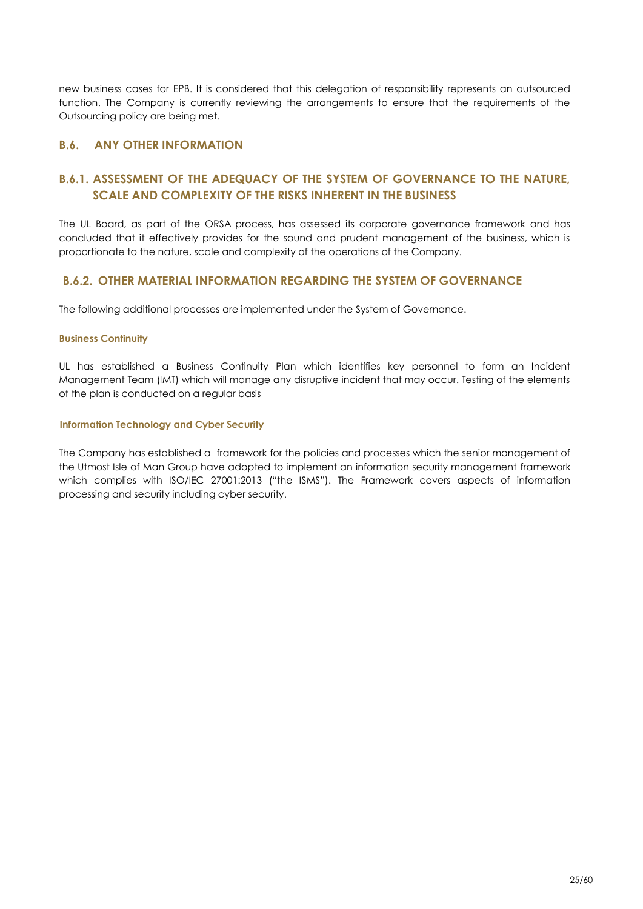new business cases for EPB. It is considered that this delegation of responsibility represents an outsourced function. The Company is currently reviewing the arrangements to ensure that the requirements of the Outsourcing policy are being met.

## B.6. ANY OTHER INFORMATION

### B.6.1. ASSESSMENT OF THE ADEQUACY OF THE SYSTEM OF GOVERNANCE TO THE NATURE, SCALE AND COMPLEXITY OF THE RISKS INHERENT IN THE BUSINESS

The UL Board, as part of the ORSA process, has assessed its corporate governance framework and has concluded that it effectively provides for the sound and prudent management of the business, which is proportionate to the nature, scale and complexity of the operations of the Company.

### B.6.2. OTHER MATERIAL INFORMATION REGARDING THE SYSTEM OF GOVERNANCE

The following additional processes are implemented under the System of Governance.

#### Business Continuity

UL has established a Business Continuity Plan which identifies key personnel to form an Incident Management Team (IMT) which will manage any disruptive incident that may occur. Testing of the elements of the plan is conducted on a regular basis

#### Information Technology and Cyber Security

The Company has established a framework for the policies and processes which the senior management of the Utmost Isle of Man Group have adopted to implement an information security management framework which complies with ISO/IEC 27001:2013 ("the ISMS"). The Framework covers aspects of information processing and security including cyber security.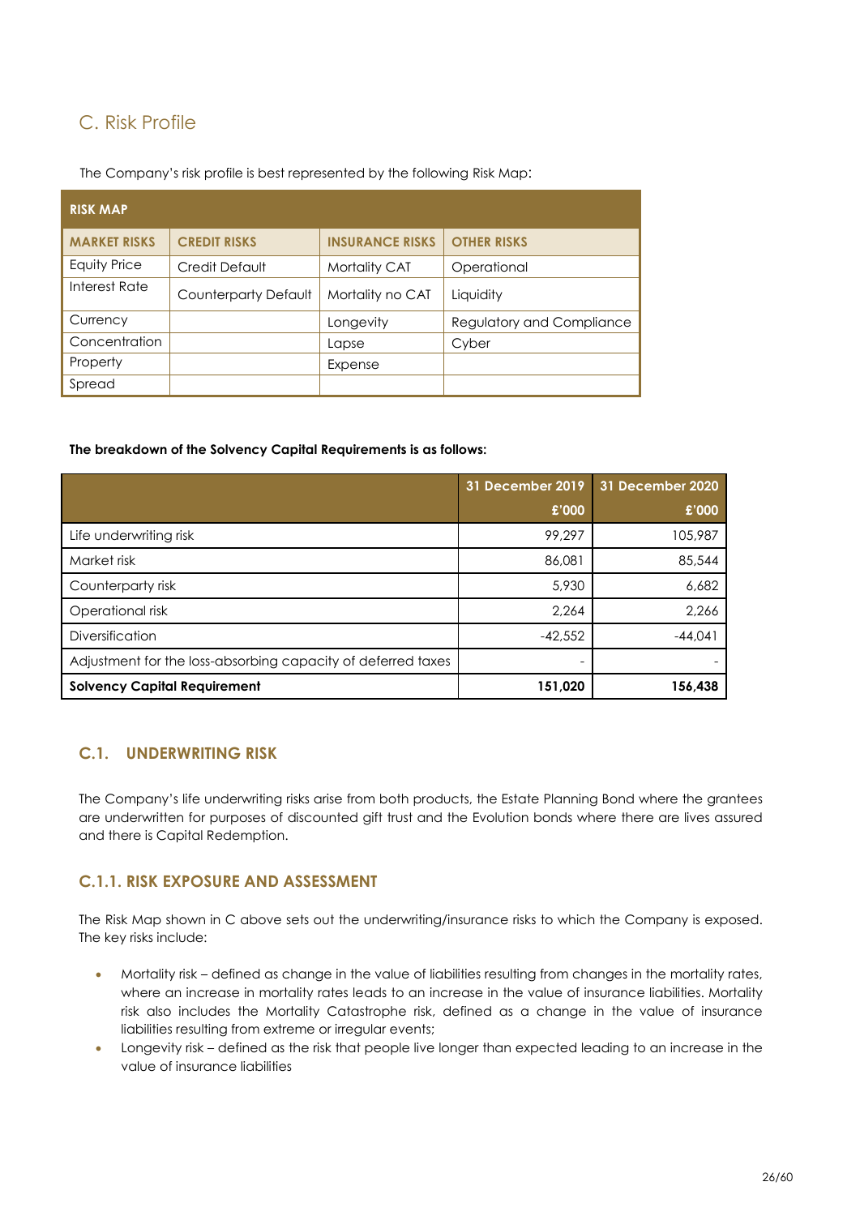## C. Risk Profile

The Company's risk profile is best represented by the following Risk Map:

| RISK MAP | | | |
|---|---|---|---|
| **MARKET RISKS** | **CREDIT RISKS** | **INSURANCE RISKS** | **OTHER RISKS** |
| Equity Price | Credit Default | Mortality CAT | Operational |
| Interest Rate | Counterparty Default | Mortality no CAT | Liquidity |
| Currency | | Longevity | Regulatory and Compliance |
| Concentration | | Lapse | Cyber |
| Property | | Expense | |
| Spread | | | |

**The breakdown of the Solvency Capital Requirements is as follows:**

| | 31 December 2019<br>£'000 | 31 December 2020<br>£'000 |
|---|---|---|
| Life underwriting risk | 99,297 | 105,987 |
| Market risk | 86,081 | 85,544 |
| Counterparty risk | 5,930 | 6,682 |
| Operational risk | 2,264 | 2,266 |
| Diversification | -42,552 | -44,041 |
| Adjustment for the loss-absorbing capacity of deferred taxes | - | - |
| **Solvency Capital Requirement** | **151,020** | **156,438** |

### C.1. UNDERWRITING RISK

The Company's life underwriting risks arise from both products, the Estate Planning Bond where the grantees are underwritten for purposes of discounted gift trust and the Evolution bonds where there are lives assured and there is Capital Redemption.

### C.1.1. RISK EXPOSURE AND ASSESSMENT

The Risk Map shown in C above sets out the underwriting/insurance risks to which the Company is exposed. The key risks include:

- Mortality risk – defined as change in the value of liabilities resulting from changes in the mortality rates, where an increase in mortality rates leads to an increase in the value of insurance liabilities. Mortality risk also includes the Mortality Catastrophe risk, defined as a change in the value of insurance liabilities resulting from extreme or irregular events;
- Longevity risk – defined as the risk that people live longer than expected leading to an increase in the value of insurance liabilities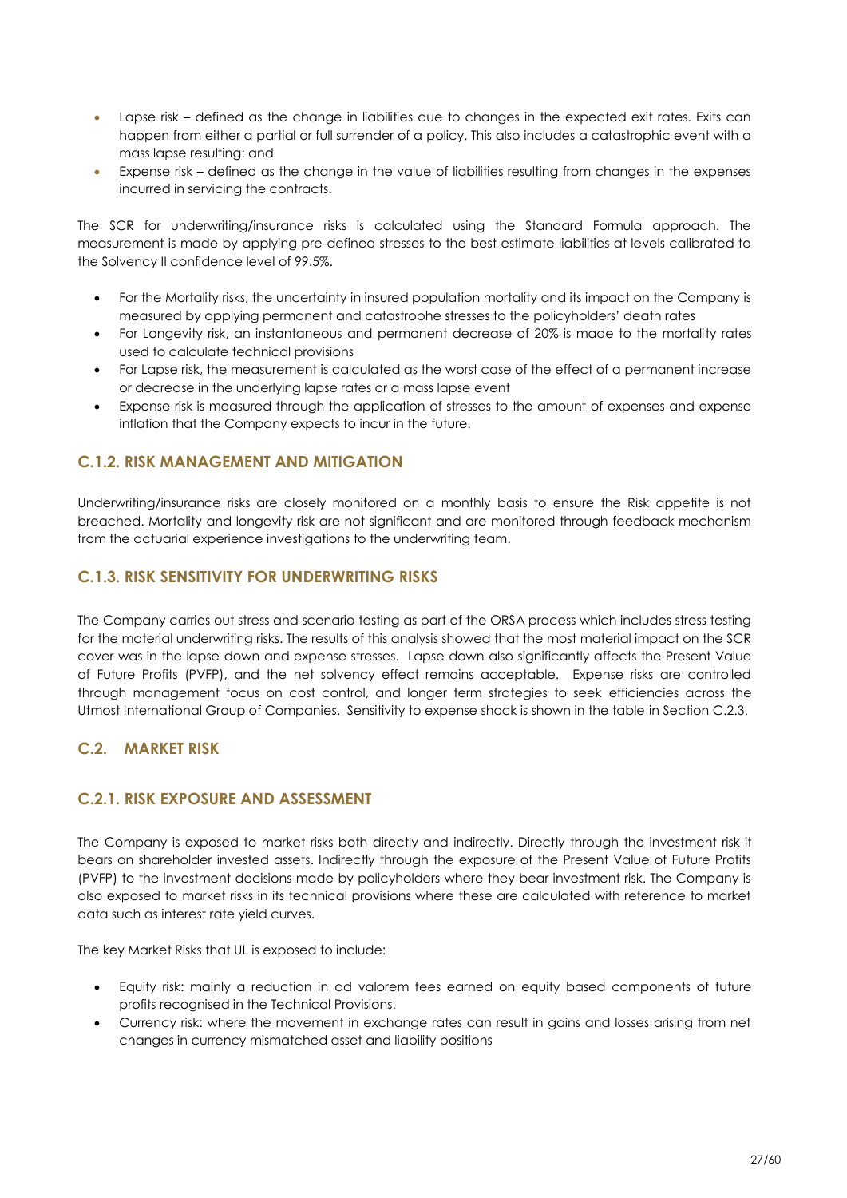- Lapse risk – defined as the change in liabilities due to changes in the expected exit rates. Exits can happen from either a partial or full surrender of a policy. This also includes a catastrophic event with a mass lapse resulting: and
- Expense risk – defined as the change in the value of liabilities resulting from changes in the expenses incurred in servicing the contracts.

The SCR for underwriting/insurance risks is calculated using the Standard Formula approach. The measurement is made by applying pre-defined stresses to the best estimate liabilities at levels calibrated to the Solvency II confidence level of 99.5%.

- For the Mortality risks, the uncertainty in insured population mortality and its impact on the Company is measured by applying permanent and catastrophe stresses to the policyholders' death rates
- For Longevity risk, an instantaneous and permanent decrease of 20% is made to the mortality rates used to calculate technical provisions
- For Lapse risk, the measurement is calculated as the worst case of the effect of a permanent increase or decrease in the underlying lapse rates or a mass lapse event
- Expense risk is measured through the application of stresses to the amount of expenses and expense inflation that the Company expects to incur in the future.

### C.1.2. RISK MANAGEMENT AND MITIGATION

Underwriting/insurance risks are closely monitored on a monthly basis to ensure the Risk appetite is not breached. Mortality and longevity risk are not significant and are monitored through feedback mechanism from the actuarial experience investigations to the underwriting team.

### C.1.3. RISK SENSITIVITY FOR UNDERWRITING RISKS

The Company carries out stress and scenario testing as part of the ORSA process which includes stress testing for the material underwriting risks. The results of this analysis showed that the most material impact on the SCR cover was in the lapse down and expense stresses. Lapse down also significantly affects the Present Value of Future Profits (PVFP), and the net solvency effect remains acceptable. Expense risks are controlled through management focus on cost control, and longer term strategies to seek efficiencies across the Utmost International Group of Companies. Sensitivity to expense shock is shown in the table in Section C.2.3.

## C.2. MARKET RISK

### C.2.1. RISK EXPOSURE AND ASSESSMENT

The Company is exposed to market risks both directly and indirectly. Directly through the investment risk it bears on shareholder invested assets. Indirectly through the exposure of the Present Value of Future Profits (PVFP) to the investment decisions made by policyholders where they bear investment risk. The Company is also exposed to market risks in its technical provisions where these are calculated with reference to market data such as interest rate yield curves.

The key Market Risks that UL is exposed to include:

- Equity risk: mainly a reduction in ad valorem fees earned on equity based components of future profits recognised in the Technical Provisions.
- Currency risk: where the movement in exchange rates can result in gains and losses arising from net changes in currency mismatched asset and liability positions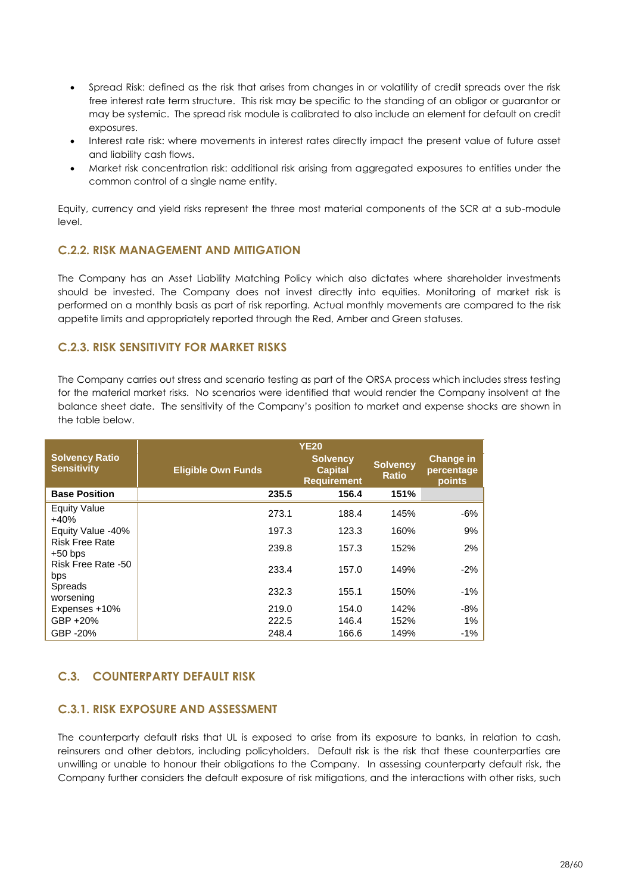- Spread Risk: defined as the risk that arises from changes in or volatility of credit spreads over the risk free interest rate term structure. This risk may be specific to the standing of an obligor or guarantor or may be systemic. The spread risk module is calibrated to also include an element for default on credit exposures.
- Interest rate risk: where movements in interest rates directly impact the present value of future asset and liability cash flows.
- Market risk concentration risk: additional risk arising from aggregated exposures to entities under the common control of a single name entity.

Equity, currency and yield risks represent the three most material components of the SCR at a sub-module level.

### C.2.2. RISK MANAGEMENT AND MITIGATION

The Company has an Asset Liability Matching Policy which also dictates where shareholder investments should be invested. The Company does not invest directly into equities. Monitoring of market risk is performed on a monthly basis as part of risk reporting. Actual monthly movements are compared to the risk appetite limits and appropriately reported through the Red, Amber and Green statuses.

### C.2.3. RISK SENSITIVITY FOR MARKET RISKS

The Company carries out stress and scenario testing as part of the ORSA process which includes stress testing for the material market risks. No scenarios were identified that would render the Company insolvent at the balance sheet date. The sensitivity of the Company's position to market and expense shocks are shown in the table below.

| Solvency Ratio Sensitivity | YE20 | | | |
|---|---|---|---|---|
| | Eligible Own Funds | Solvency Capital Requirement | Solvency Ratio | Change in percentage points |
| **Base Position** | **235.5** | **156.4** | **151%** | |
| Equity Value +40% | 273.1 | 188.4 | 145% | -6% |
| Equity Value -40% | 197.3 | 123.3 | 160% | 9% |
| Risk Free Rate +50 bps | 239.8 | 157.3 | 152% | 2% |
| Risk Free Rate -50 bps | 233.4 | 157.0 | 149% | -2% |
| Spreads worsening | 232.3 | 155.1 | 150% | -1% |
| Expenses +10% | 219.0 | 154.0 | 142% | -8% |
| GBP +20% | 222.5 | 146.4 | 152% | 1% |
| GBP -20% | 248.4 | 166.6 | 149% | -1% |

## C.3. COUNTERPARTY DEFAULT RISK

### C.3.1. RISK EXPOSURE AND ASSESSMENT

The counterparty default risks that UL is exposed to arise from its exposure to banks, in relation to cash, reinsurers and other debtors, including policyholders. Default risk is the risk that these counterparties are unwilling or unable to honour their obligations to the Company. In assessing counterparty default risk, the Company further considers the default exposure of risk mitigations, and the interactions with other risks, such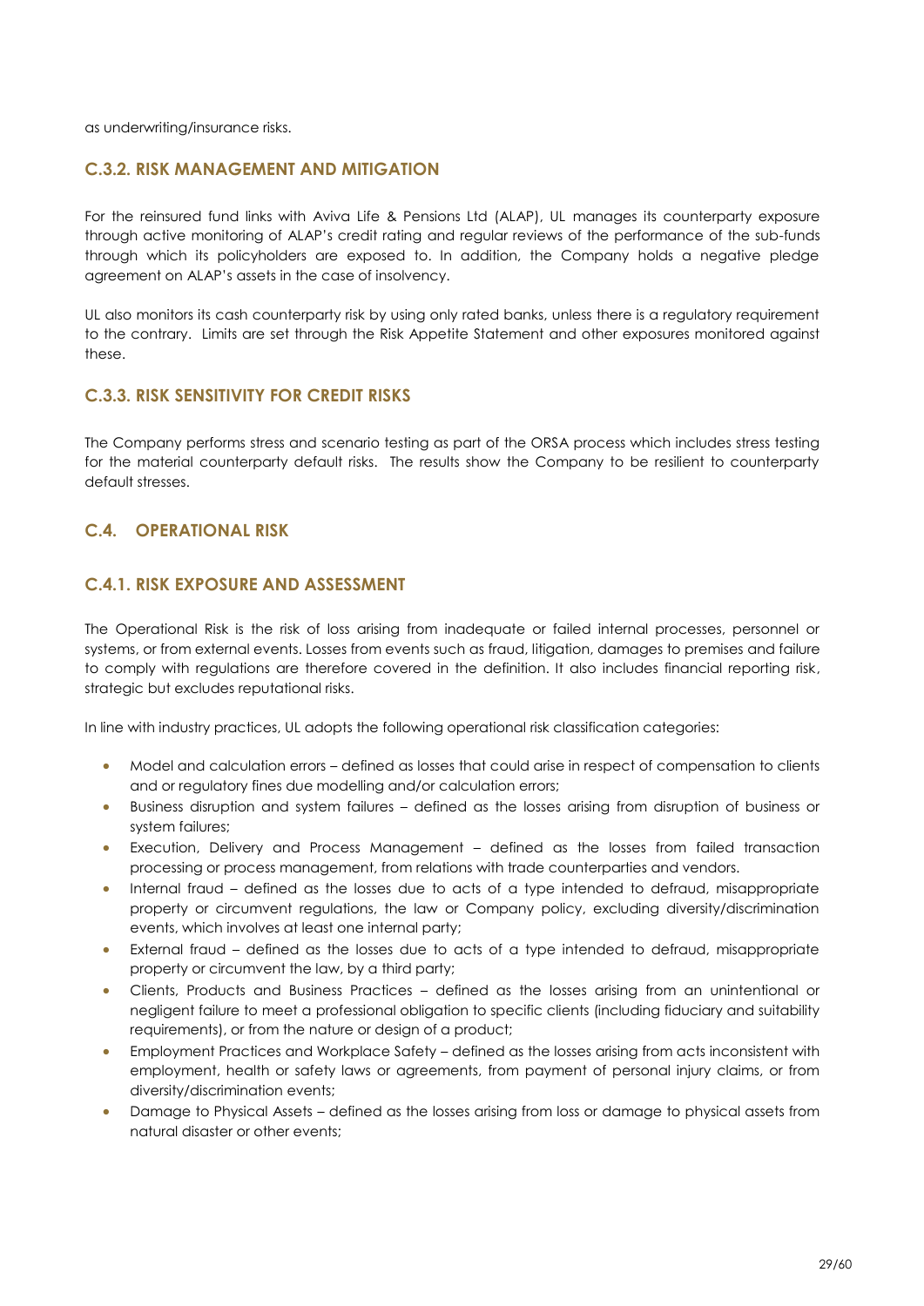as underwriting/insurance risks.

### C.3.2. RISK MANAGEMENT AND MITIGATION

For the reinsured fund links with Aviva Life & Pensions Ltd (ALAP), UL manages its counterparty exposure through active monitoring of ALAP's credit rating and regular reviews of the performance of the sub-funds through which its policyholders are exposed to. In addition, the Company holds a negative pledge agreement on ALAP's assets in the case of insolvency.

UL also monitors its cash counterparty risk by using only rated banks, unless there is a regulatory requirement to the contrary. Limits are set through the Risk Appetite Statement and other exposures monitored against these.

### C.3.3. RISK SENSITIVITY FOR CREDIT RISKS

The Company performs stress and scenario testing as part of the ORSA process which includes stress testing for the material counterparty default risks. The results show the Company to be resilient to counterparty default stresses.

## C.4. OPERATIONAL RISK

### C.4.1. RISK EXPOSURE AND ASSESSMENT

The Operational Risk is the risk of loss arising from inadequate or failed internal processes, personnel or systems, or from external events. Losses from events such as fraud, litigation, damages to premises and failure to comply with regulations are therefore covered in the definition. It also includes financial reporting risk, strategic but excludes reputational risks.

In line with industry practices, UL adopts the following operational risk classification categories:

- Model and calculation errors – defined as losses that could arise in respect of compensation to clients and or regulatory fines due modelling and/or calculation errors;
- Business disruption and system failures – defined as the losses arising from disruption of business or system failures;
- Execution, Delivery and Process Management – defined as the losses from failed transaction processing or process management, from relations with trade counterparties and vendors.
- Internal fraud – defined as the losses due to acts of a type intended to defraud, misappropriate property or circumvent regulations, the law or Company policy, excluding diversity/discrimination events, which involves at least one internal party;
- External fraud – defined as the losses due to acts of a type intended to defraud, misappropriate property or circumvent the law, by a third party;
- Clients, Products and Business Practices – defined as the losses arising from an unintentional or negligent failure to meet a professional obligation to specific clients (including fiduciary and suitability requirements), or from the nature or design of a product;
- Employment Practices and Workplace Safety – defined as the losses arising from acts inconsistent with employment, health or safety laws or agreements, from payment of personal injury claims, or from diversity/discrimination events;
- Damage to Physical Assets – defined as the losses arising from loss or damage to physical assets from natural disaster or other events;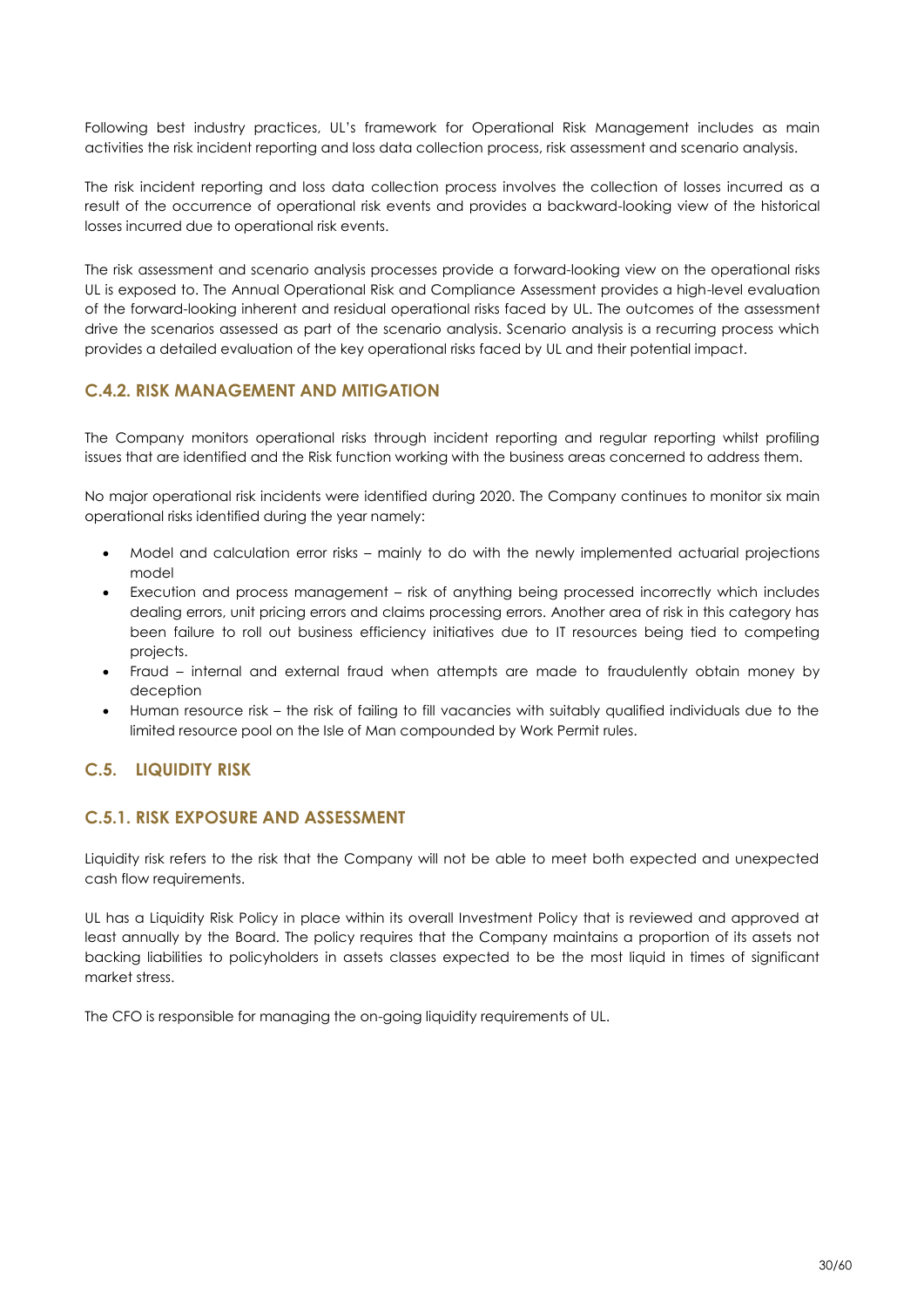Following best industry practices, UL's framework for Operational Risk Management includes as main activities the risk incident reporting and loss data collection process, risk assessment and scenario analysis.

The risk incident reporting and loss data collection process involves the collection of losses incurred as a result of the occurrence of operational risk events and provides a backward-looking view of the historical losses incurred due to operational risk events.

The risk assessment and scenario analysis processes provide a forward-looking view on the operational risks UL is exposed to. The Annual Operational Risk and Compliance Assessment provides a high-level evaluation of the forward-looking inherent and residual operational risks faced by UL. The outcomes of the assessment drive the scenarios assessed as part of the scenario analysis. Scenario analysis is a recurring process which provides a detailed evaluation of the key operational risks faced by UL and their potential impact.

### C.4.2. RISK MANAGEMENT AND MITIGATION

The Company monitors operational risks through incident reporting and regular reporting whilst profiling issues that are identified and the Risk function working with the business areas concerned to address them.

No major operational risk incidents were identified during 2020. The Company continues to monitor six main operational risks identified during the year namely:

- Model and calculation error risks – mainly to do with the newly implemented actuarial projections model
- Execution and process management – risk of anything being processed incorrectly which includes dealing errors, unit pricing errors and claims processing errors. Another area of risk in this category has been failure to roll out business efficiency initiatives due to IT resources being tied to competing projects.
- Fraud – internal and external fraud when attempts are made to fraudulently obtain money by deception
- Human resource risk – the risk of failing to fill vacancies with suitably qualified individuals due to the limited resource pool on the Isle of Man compounded by Work Permit rules.

## C.5. LIQUIDITY RISK

### C.5.1. RISK EXPOSURE AND ASSESSMENT

Liquidity risk refers to the risk that the Company will not be able to meet both expected and unexpected cash flow requirements.

UL has a Liquidity Risk Policy in place within its overall Investment Policy that is reviewed and approved at least annually by the Board. The policy requires that the Company maintains a proportion of its assets not backing liabilities to policyholders in assets classes expected to be the most liquid in times of significant market stress.

The CFO is responsible for managing the on-going liquidity requirements of UL.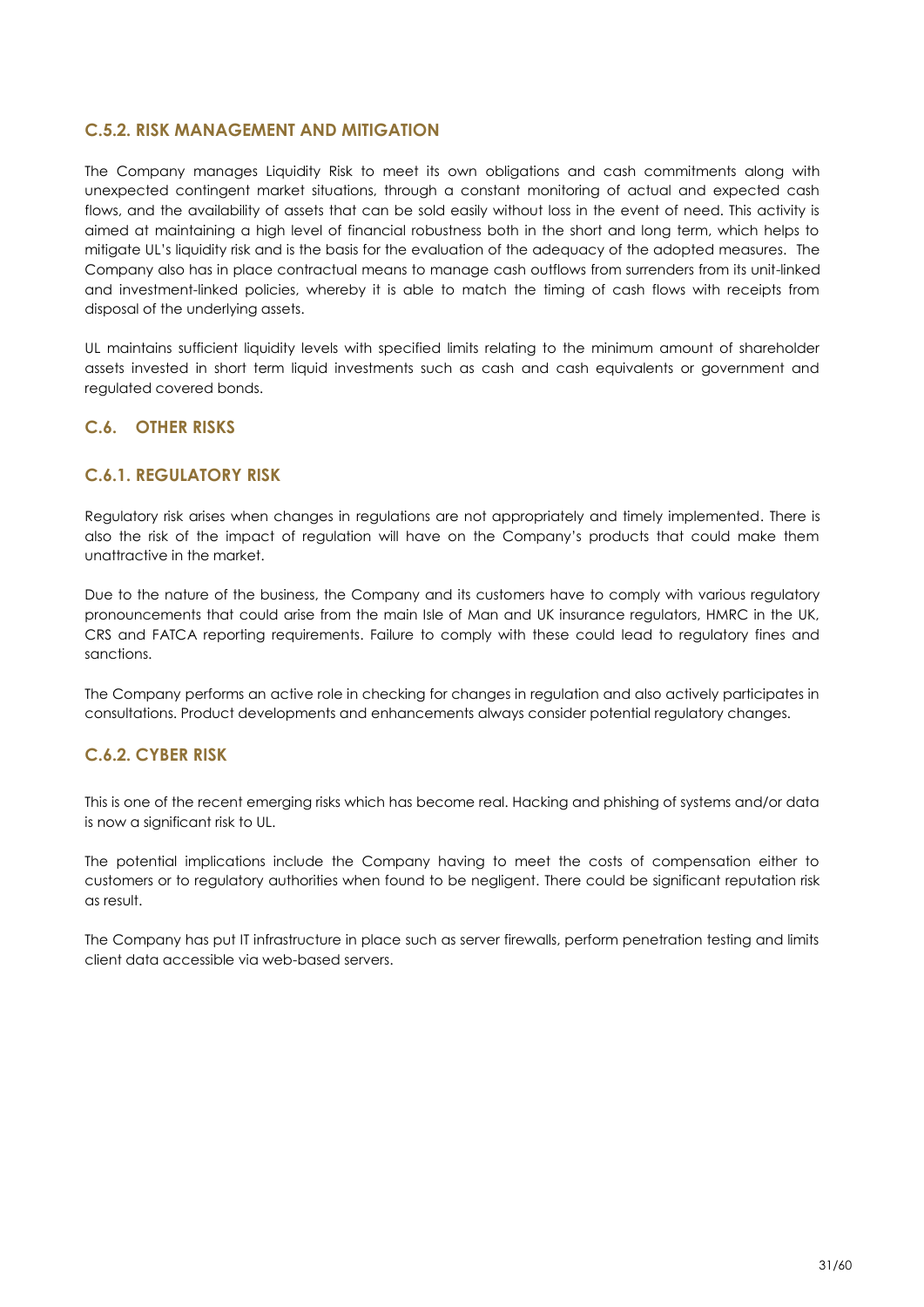### C.5.2. RISK MANAGEMENT AND MITIGATION

The Company manages Liquidity Risk to meet its own obligations and cash commitments along with unexpected contingent market situations, through a constant monitoring of actual and expected cash flows, and the availability of assets that can be sold easily without loss in the event of need. This activity is aimed at maintaining a high level of financial robustness both in the short and long term, which helps to mitigate UL's liquidity risk and is the basis for the evaluation of the adequacy of the adopted measures. The Company also has in place contractual means to manage cash outflows from surrenders from its unit-linked and investment-linked policies, whereby it is able to match the timing of cash flows with receipts from disposal of the underlying assets.

UL maintains sufficient liquidity levels with specified limits relating to the minimum amount of shareholder assets invested in short term liquid investments such as cash and cash equivalents or government and regulated covered bonds.

## C.6. OTHER RISKS

### C.6.1. REGULATORY RISK

Regulatory risk arises when changes in regulations are not appropriately and timely implemented. There is also the risk of the impact of regulation will have on the Company's products that could make them unattractive in the market.

Due to the nature of the business, the Company and its customers have to comply with various regulatory pronouncements that could arise from the main Isle of Man and UK insurance regulators, HMRC in the UK, CRS and FATCA reporting requirements. Failure to comply with these could lead to regulatory fines and sanctions.

The Company performs an active role in checking for changes in regulation and also actively participates in consultations. Product developments and enhancements always consider potential regulatory changes.

### C.6.2. CYBER RISK

This is one of the recent emerging risks which has become real. Hacking and phishing of systems and/or data is now a significant risk to UL.

The potential implications include the Company having to meet the costs of compensation either to customers or to regulatory authorities when found to be negligent. There could be significant reputation risk as result.

The Company has put IT infrastructure in place such as server firewalls, perform penetration testing and limits client data accessible via web-based servers.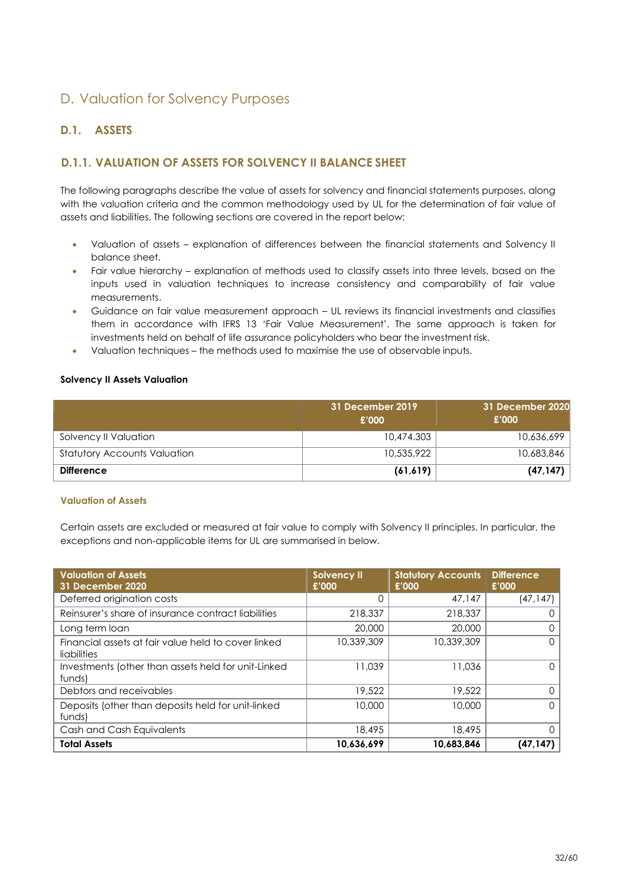# D. Valuation for Solvency Purposes

## D.1. ASSETS

### D.1.1. VALUATION OF ASSETS FOR SOLVENCY II BALANCE SHEET

The following paragraphs describe the value of assets for solvency and financial statements purposes, along with the valuation criteria and the common methodology used by UL for the determination of fair value of assets and liabilities. The following sections are covered in the report below:

- Valuation of assets – explanation of differences between the financial statements and Solvency II balance sheet.
- Fair value hierarchy – explanation of methods used to classify assets into three levels, based on the inputs used in valuation techniques to increase consistency and comparability of fair value measurements.
- Guidance on fair value measurement approach – UL reviews its financial investments and classifies them in accordance with IFRS 13 'Fair Value Measurement'. The same approach is taken for investments held on behalf of life assurance policyholders who bear the investment risk.
- Valuation techniques – the methods used to maximise the use of observable inputs.

**Solvency II Assets Valuation**

| | 31 December 2019 £'000 | 31 December 2020 £'000 |
|---|---|---|
| Solvency II Valuation | 10,474,303 | 10,636,699 |
| Statutory Accounts Valuation | 10,535,922 | 10,683,846 |
| **Difference** | **(61,619)** | **(47,147)** |

#### Valuation of Assets

Certain assets are excluded or measured at fair value to comply with Solvency II principles. In particular, the exceptions and non-applicable items for UL are summarised in below.

| Valuation of Assets 31 December 2020 | Solvency II £'000 | Statutory Accounts £'000 | Difference £'000 |
|---|---|---|---|
| Deferred origination costs | 0 | 47,147 | (47,147) |
| Reinsurer's share of insurance contract liabilities | 218,337 | 218,337 | 0 |
| Long term loan | 20,000 | 20,000 | 0 |
| Financial assets at fair value held to cover linked liabilities | 10,339,309 | 10,339,309 | 0 |
| Investments (other than assets held for unit-Linked funds) | 11,039 | 11,036 | 0 |
| Debtors and receivables | 19,522 | 19,522 | 0 |
| Deposits (other than deposits held for unit-linked funds) | 10,000 | 10,000 | 0 |
| Cash and Cash Equivalents | 18,495 | 18,495 | 0 |
| **Total Assets** | **10,636,699** | **10,683,846** | **(47,147)** |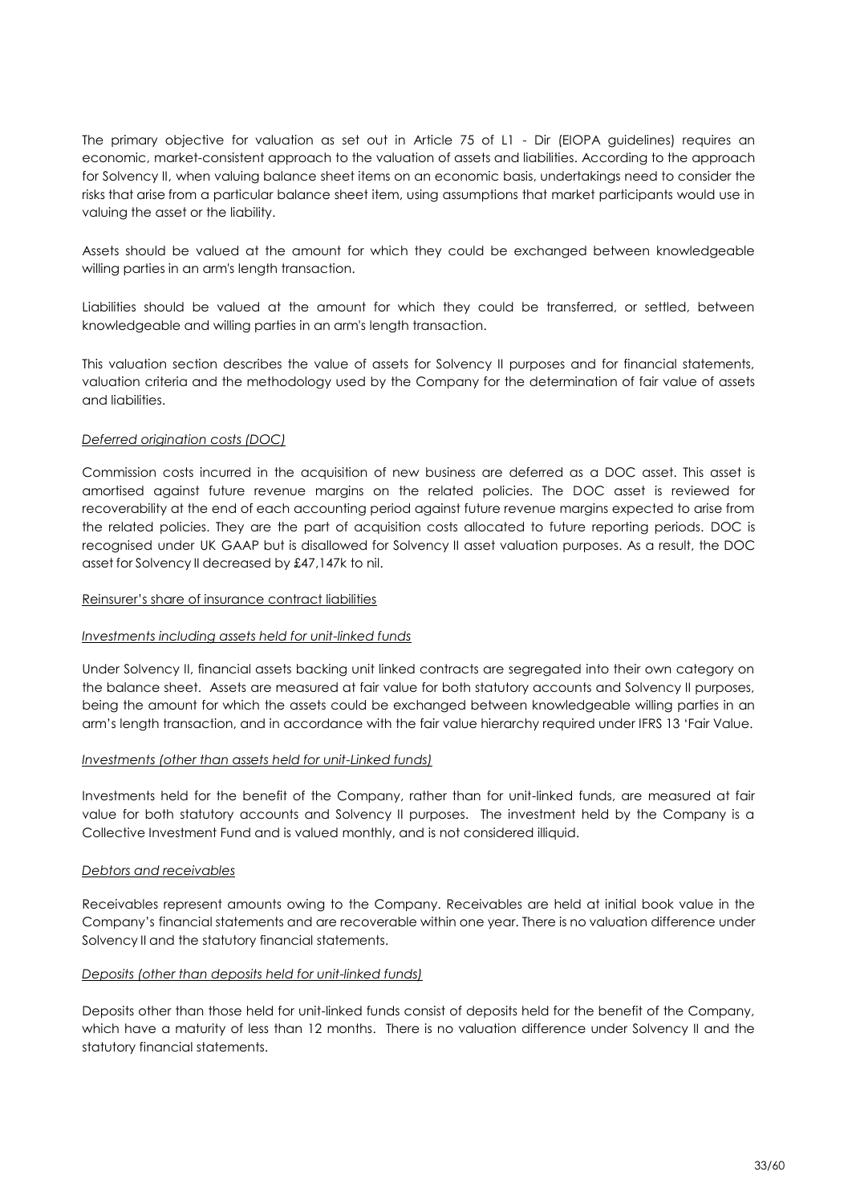The primary objective for valuation as set out in Article 75 of L1 - Dir (EIOPA guidelines) requires an economic, market-consistent approach to the valuation of assets and liabilities. According to the approach for Solvency II, when valuing balance sheet items on an economic basis, undertakings need to consider the risks that arise from a particular balance sheet item, using assumptions that market participants would use in valuing the asset or the liability.

Assets should be valued at the amount for which they could be exchanged between knowledgeable willing parties in an arm's length transaction.

Liabilities should be valued at the amount for which they could be transferred, or settled, between knowledgeable and willing parties in an arm's length transaction.

This valuation section describes the value of assets for Solvency II purposes and for financial statements, valuation criteria and the methodology used by the Company for the determination of fair value of assets and liabilities.

*Deferred origination costs (DOC)*

Commission costs incurred in the acquisition of new business are deferred as a DOC asset. This asset is amortised against future revenue margins on the related policies. The DOC asset is reviewed for recoverability at the end of each accounting period against future revenue margins expected to arise from the related policies. They are the part of acquisition costs allocated to future reporting periods. DOC is recognised under UK GAAP but is disallowed for Solvency II asset valuation purposes. As a result, the DOC asset for Solvency II decreased by £47,147k to nil.

Reinsurer's share of insurance contract liabilities

*Investments including assets held for unit-linked funds*

Under Solvency II, financial assets backing unit linked contracts are segregated into their own category on the balance sheet. Assets are measured at fair value for both statutory accounts and Solvency II purposes, being the amount for which the assets could be exchanged between knowledgeable willing parties in an arm's length transaction, and in accordance with the fair value hierarchy required under IFRS 13 'Fair Value.

*Investments (other than assets held for unit-Linked funds)*

Investments held for the benefit of the Company, rather than for unit-linked funds, are measured at fair value for both statutory accounts and Solvency II purposes. The investment held by the Company is a Collective Investment Fund and is valued monthly, and is not considered illiquid.

*Debtors and receivables*

Receivables represent amounts owing to the Company. Receivables are held at initial book value in the Company's financial statements and are recoverable within one year. There is no valuation difference under Solvency II and the statutory financial statements.

*Deposits (other than deposits held for unit-linked funds)*

Deposits other than those held for unit-linked funds consist of deposits held for the benefit of the Company, which have a maturity of less than 12 months. There is no valuation difference under Solvency II and the statutory financial statements.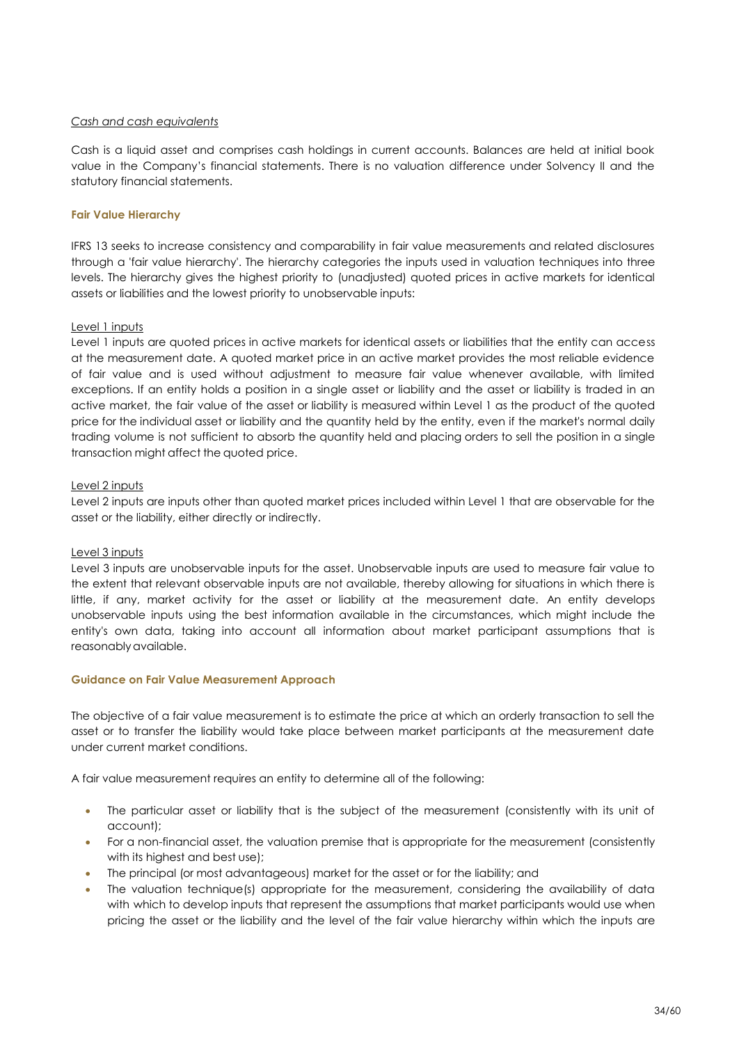*Cash and cash equivalents*

Cash is a liquid asset and comprises cash holdings in current accounts. Balances are held at initial book value in the Company's financial statements. There is no valuation difference under Solvency II and the statutory financial statements.

### Fair Value Hierarchy

IFRS 13 seeks to increase consistency and comparability in fair value measurements and related disclosures through a 'fair value hierarchy'. The hierarchy categories the inputs used in valuation techniques into three levels. The hierarchy gives the highest priority to (unadjusted) quoted prices in active markets for identical assets or liabilities and the lowest priority to unobservable inputs:

Level 1 inputs

Level 1 inputs are quoted prices in active markets for identical assets or liabilities that the entity can access at the measurement date. A quoted market price in an active market provides the most reliable evidence of fair value and is used without adjustment to measure fair value whenever available, with limited exceptions. If an entity holds a position in a single asset or liability and the asset or liability is traded in an active market, the fair value of the asset or liability is measured within Level 1 as the product of the quoted price for the individual asset or liability and the quantity held by the entity, even if the market's normal daily trading volume is not sufficient to absorb the quantity held and placing orders to sell the position in a single transaction might affect the quoted price.

Level 2 inputs

Level 2 inputs are inputs other than quoted market prices included within Level 1 that are observable for the asset or the liability, either directly or indirectly.

Level 3 inputs

Level 3 inputs are unobservable inputs for the asset. Unobservable inputs are used to measure fair value to the extent that relevant observable inputs are not available, thereby allowing for situations in which there is little, if any, market activity for the asset or liability at the measurement date. An entity develops unobservable inputs using the best information available in the circumstances, which might include the entity's own data, taking into account all information about market participant assumptions that is reasonably available.

### Guidance on Fair Value Measurement Approach

The objective of a fair value measurement is to estimate the price at which an orderly transaction to sell the asset or to transfer the liability would take place between market participants at the measurement date under current market conditions.

A fair value measurement requires an entity to determine all of the following:

- The particular asset or liability that is the subject of the measurement (consistently with its unit of account);
- For a non-financial asset, the valuation premise that is appropriate for the measurement (consistently with its highest and best use);
- The principal (or most advantageous) market for the asset or for the liability; and
- The valuation technique(s) appropriate for the measurement, considering the availability of data with which to develop inputs that represent the assumptions that market participants would use when pricing the asset or the liability and the level of the fair value hierarchy within which the inputs are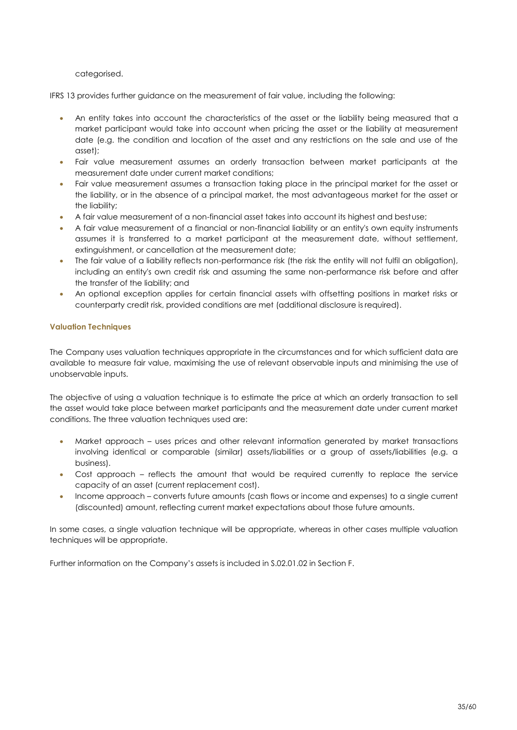categorised.

IFRS 13 provides further guidance on the measurement of fair value, including the following:

- An entity takes into account the characteristics of the asset or the liability being measured that a market participant would take into account when pricing the asset or the liability at measurement date (e.g. the condition and location of the asset and any restrictions on the sale and use of the asset);
- Fair value measurement assumes an orderly transaction between market participants at the measurement date under current market conditions;
- Fair value measurement assumes a transaction taking place in the principal market for the asset or the liability, or in the absence of a principal market, the most advantageous market for the asset or the liability;
- A fair value measurement of a non-financial asset takes into account its highest and best use;
- A fair value measurement of a financial or non-financial liability or an entity's own equity instruments assumes it is transferred to a market participant at the measurement date, without settlement, extinguishment, or cancellation at the measurement date;
- The fair value of a liability reflects non-performance risk (the risk the entity will not fulfil an obligation), including an entity's own credit risk and assuming the same non-performance risk before and after the transfer of the liability; and
- An optional exception applies for certain financial assets with offsetting positions in market risks or counterparty credit risk, provided conditions are met (additional disclosure is required).

#### Valuation Techniques

The Company uses valuation techniques appropriate in the circumstances and for which sufficient data are available to measure fair value, maximising the use of relevant observable inputs and minimising the use of unobservable inputs.

The objective of using a valuation technique is to estimate the price at which an orderly transaction to sell the asset would take place between market participants and the measurement date under current market conditions. The three valuation techniques used are:

- Market approach – uses prices and other relevant information generated by market transactions involving identical or comparable (similar) assets/liabilities or a group of assets/liabilities (e.g. a business).
- Cost approach – reflects the amount that would be required currently to replace the service capacity of an asset (current replacement cost).
- Income approach – converts future amounts (cash flows or income and expenses) to a single current (discounted) amount, reflecting current market expectations about those future amounts.

In some cases, a single valuation technique will be appropriate, whereas in other cases multiple valuation techniques will be appropriate.

Further information on the Company's assets is included in S.02.01.02 in Section F.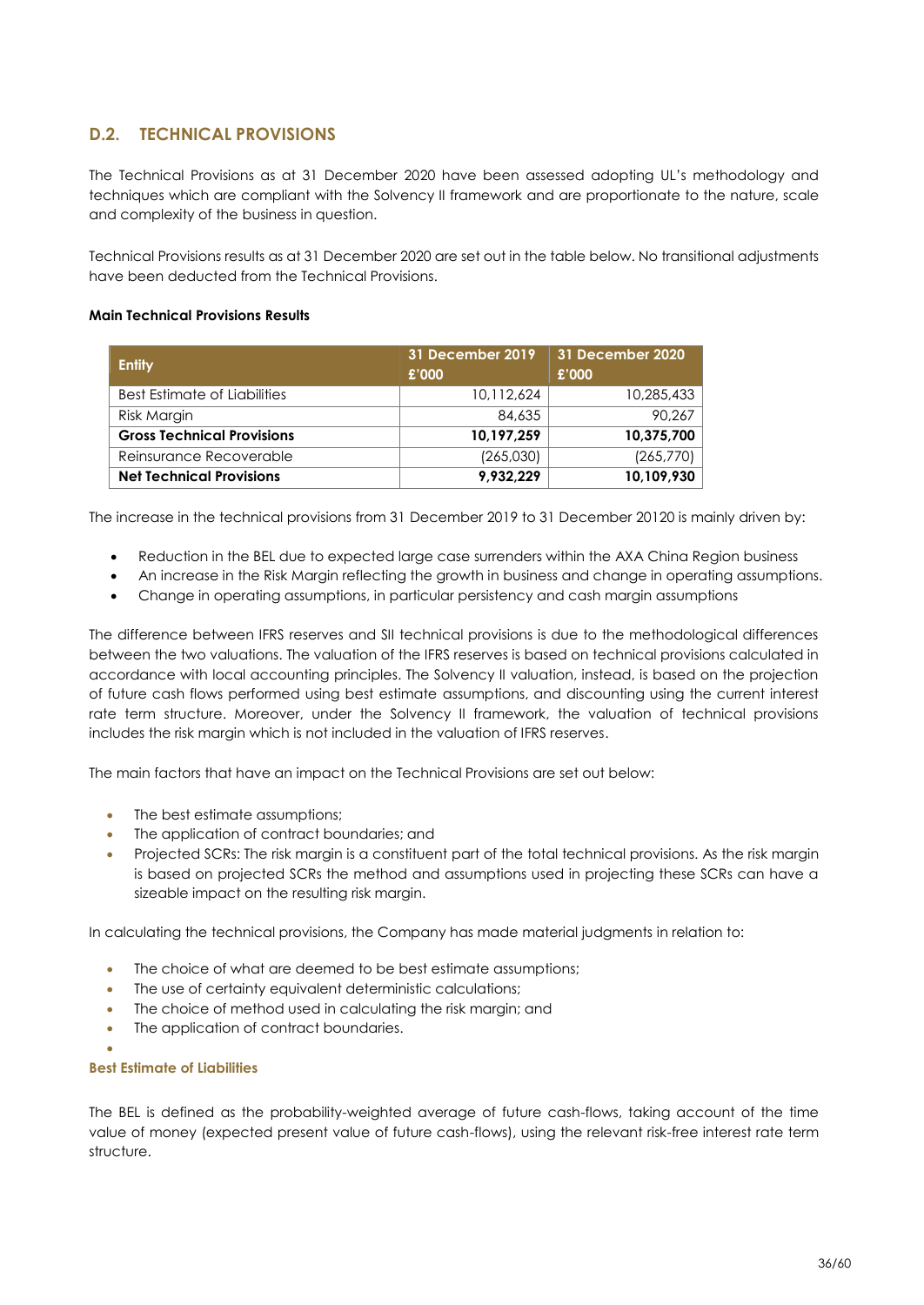## D.2. TECHNICAL PROVISIONS

The Technical Provisions as at 31 December 2020 have been assessed adopting UL's methodology and techniques which are compliant with the Solvency II framework and are proportionate to the nature, scale and complexity of the business in question.

Technical Provisions results as at 31 December 2020 are set out in the table below. No transitional adjustments have been deducted from the Technical Provisions.

**Main Technical Provisions Results**

| Entity | 31 December 2019 £'000 | 31 December 2020 £'000 |
|---|---|---|
| Best Estimate of Liabilities | 10,112,624 | 10,285,433 |
| Risk Margin | 84,635 | 90,267 |
| **Gross Technical Provisions** | **10,197,259** | **10,375,700** |
| Reinsurance Recoverable | (265,030) | (265,770) |
| **Net Technical Provisions** | **9,932,229** | **10,109,930** |

The increase in the technical provisions from 31 December 2019 to 31 December 20120 is mainly driven by:

- Reduction in the BEL due to expected large case surrenders within the AXA China Region business
- An increase in the Risk Margin reflecting the growth in business and change in operating assumptions.
- Change in operating assumptions, in particular persistency and cash margin assumptions

The difference between IFRS reserves and SII technical provisions is due to the methodological differences between the two valuations. The valuation of the IFRS reserves is based on technical provisions calculated in accordance with local accounting principles. The Solvency II valuation, instead, is based on the projection of future cash flows performed using best estimate assumptions, and discounting using the current interest rate term structure. Moreover, under the Solvency II framework, the valuation of technical provisions includes the risk margin which is not included in the valuation of IFRS reserves.

The main factors that have an impact on the Technical Provisions are set out below:

- The best estimate assumptions;
- The application of contract boundaries; and
- Projected SCRs: The risk margin is a constituent part of the total technical provisions. As the risk margin is based on projected SCRs the method and assumptions used in projecting these SCRs can have a sizeable impact on the resulting risk margin.

In calculating the technical provisions, the Company has made material judgments in relation to:

- The choice of what are deemed to be best estimate assumptions;
- The use of certainty equivalent deterministic calculations;
- The choice of method used in calculating the risk margin; and
- The application of contract boundaries.

### Best Estimate of Liabilities

The BEL is defined as the probability-weighted average of future cash-flows, taking account of the time value of money (expected present value of future cash-flows), using the relevant risk-free interest rate term structure.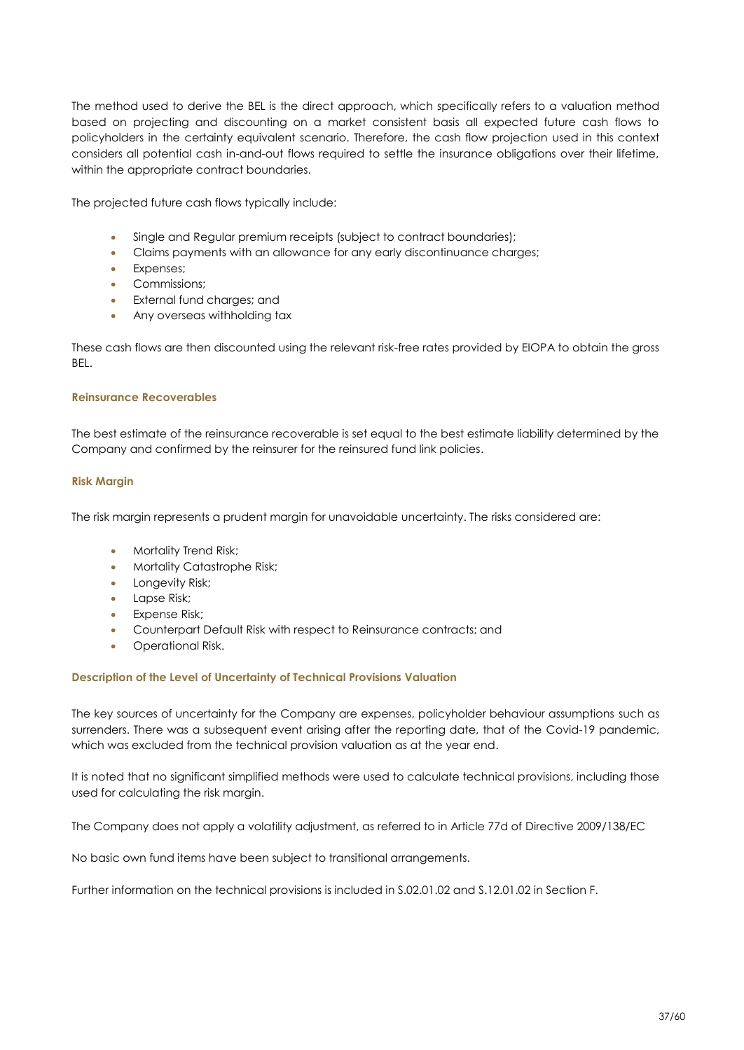The method used to derive the BEL is the direct approach, which specifically refers to a valuation method based on projecting and discounting on a market consistent basis all expected future cash flows to policyholders in the certainty equivalent scenario. Therefore, the cash flow projection used in this context considers all potential cash in-and-out flows required to settle the insurance obligations over their lifetime, within the appropriate contract boundaries.

The projected future cash flows typically include:

- Single and Regular premium receipts (subject to contract boundaries);
- Claims payments with an allowance for any early discontinuance charges;
- Expenses;
- Commissions;
- External fund charges; and
- Any overseas withholding tax

These cash flows are then discounted using the relevant risk-free rates provided by EIOPA to obtain the gross BEL.

#### Reinsurance Recoverables

The best estimate of the reinsurance recoverable is set equal to the best estimate liability determined by the Company and confirmed by the reinsurer for the reinsured fund link policies.

#### Risk Margin

The risk margin represents a prudent margin for unavoidable uncertainty. The risks considered are:

- Mortality Trend Risk;
- Mortality Catastrophe Risk;
- Longevity Risk;
- Lapse Risk;
- Expense Risk;
- Counterpart Default Risk with respect to Reinsurance contracts; and
- Operational Risk.

#### Description of the Level of Uncertainty of Technical Provisions Valuation

The key sources of uncertainty for the Company are expenses, policyholder behaviour assumptions such as surrenders. There was a subsequent event arising after the reporting date, that of the Covid-19 pandemic, which was excluded from the technical provision valuation as at the year end.

It is noted that no significant simplified methods were used to calculate technical provisions, including those used for calculating the risk margin.

The Company does not apply a volatility adjustment, as referred to in Article 77d of Directive 2009/138/EC

No basic own fund items have been subject to transitional arrangements.

Further information on the technical provisions is included in S.02.01.02 and S.12.01.02 in Section F.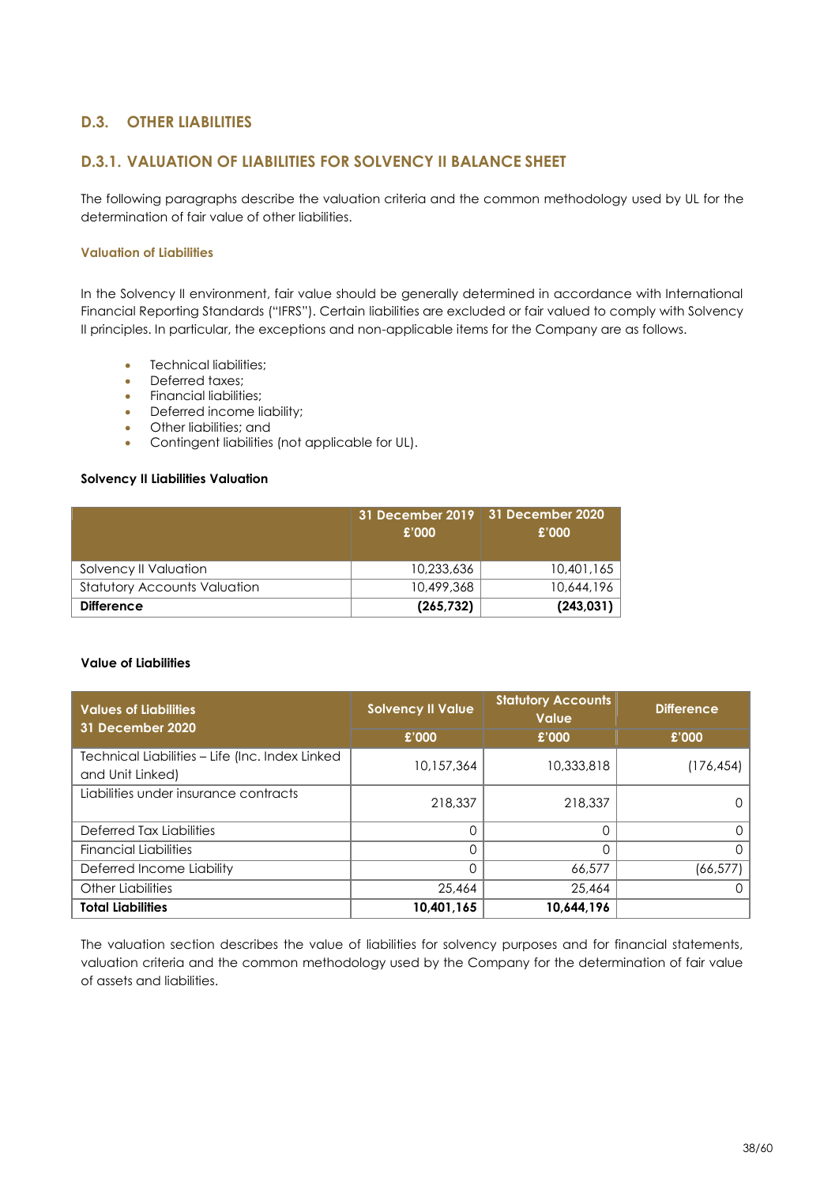## D.3. OTHER LIABILITIES

### D.3.1. VALUATION OF LIABILITIES FOR SOLVENCY II BALANCE SHEET

The following paragraphs describe the valuation criteria and the common methodology used by UL for the determination of fair value of other liabilities.

#### Valuation of Liabilities

In the Solvency II environment, fair value should be generally determined in accordance with International Financial Reporting Standards ("IFRS"). Certain liabilities are excluded or fair valued to comply with Solvency II principles. In particular, the exceptions and non-applicable items for the Company are as follows.

- Technical liabilities;
- Deferred taxes;
- Financial liabilities;
- Deferred income liability;
- Other liabilities; and
- Contingent liabilities (not applicable for UL).

**Solvency II Liabilities Valuation**

| | 31 December 2019 £'000 | 31 December 2020 £'000 |
|---|---|---|
| Solvency II Valuation | 10,233,636 | 10,401,165 |
| Statutory Accounts Valuation | 10,499,368 | 10,644,196 |
| **Difference** | **(265,732)** | **(243,031)** |

**Value of Liabilities**

| Values of Liabilities 31 December 2020 | Solvency II Value | Statutory Accounts Value | Difference |
|---|---|---|---|
| | £'000 | £'000 | £'000 |
| Technical Liabilities – Life (Inc. Index Linked and Unit Linked) | 10,157,364 | 10,333,818 | (176,454) |
| Liabilities under insurance contracts | 218,337 | 218,337 | 0 |
| Deferred Tax Liabilities | 0 | 0 | 0 |
| Financial Liabilities | 0 | 0 | 0 |
| Deferred Income Liability | 0 | 66,577 | (66,577) |
| Other Liabilities | 25,464 | 25,464 | 0 |
| **Total Liabilities** | **10,401,165** | **10,644,196** | |

The valuation section describes the value of liabilities for solvency purposes and for financial statements, valuation criteria and the common methodology used by the Company for the determination of fair value of assets and liabilities.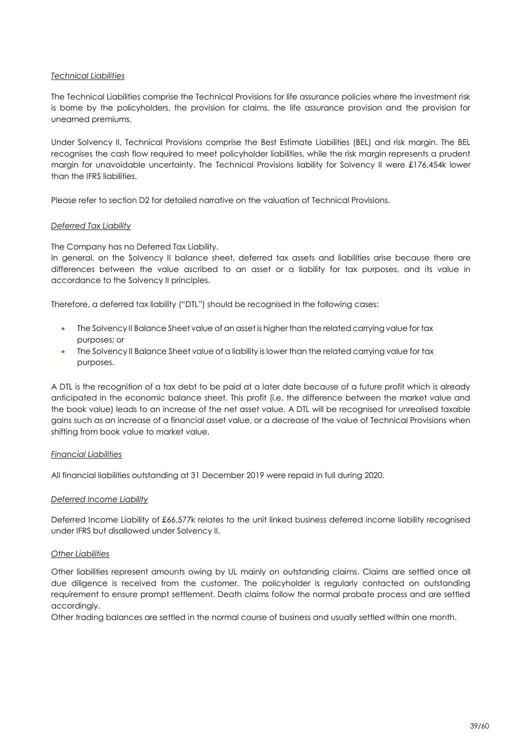*Technical Liabilities*

The Technical Liabilities comprise the Technical Provisions for life assurance policies where the investment risk is borne by the policyholders, the provision for claims, the life assurance provision and the provision for unearned premiums.

Under Solvency II, Technical Provisions comprise the Best Estimate Liabilities (BEL) and risk margin. The BEL recognises the cash flow required to meet policyholder liabilities, while the risk margin represents a prudent margin for unavoidable uncertainty. The Technical Provisions liability for Solvency II were £176,454k lower than the IFRS liabilities.

Please refer to section D2 for detailed narrative on the valuation of Technical Provisions.

*Deferred Tax Liability*

The Company has no Deferred Tax Liability.

In general, on the Solvency II balance sheet, deferred tax assets and liabilities arise because there are differences between the value ascribed to an asset or a liability for tax purposes, and its value in accordance to the Solvency II principles.

Therefore, a deferred tax liability ("DTL") should be recognised in the following cases:

- The Solvency II Balance Sheet value of an asset is higher than the related carrying value for tax purposes; or
- The Solvency II Balance Sheet value of a liability is lower than the related carrying value for tax purposes.

A DTL is the recognition of a tax debt to be paid at a later date because of a future profit which is already anticipated in the economic balance sheet. This profit (i.e. the difference between the market value and the book value) leads to an increase of the net asset value. A DTL will be recognised for unrealised taxable gains such as an increase of a financial asset value, or a decrease of the value of Technical Provisions when shifting from book value to market value.

*Financial Liabilities*

All financial liabilities outstanding at 31 December 2019 were repaid in full during 2020.

*Deferred Income Liability*

Deferred Income Liability of £66,577k relates to the unit linked business deferred income liability recognised under IFRS but disallowed under Solvency II.

*Other Liabilities*

Other liabilities represent amounts owing by UL mainly on outstanding claims. Claims are settled once all due diligence is received from the customer. The policyholder is regularly contacted on outstanding requirement to ensure prompt settlement. Death claims follow the normal probate process and are settled accordingly.

Other trading balances are settled in the normal course of business and usually settled within one month.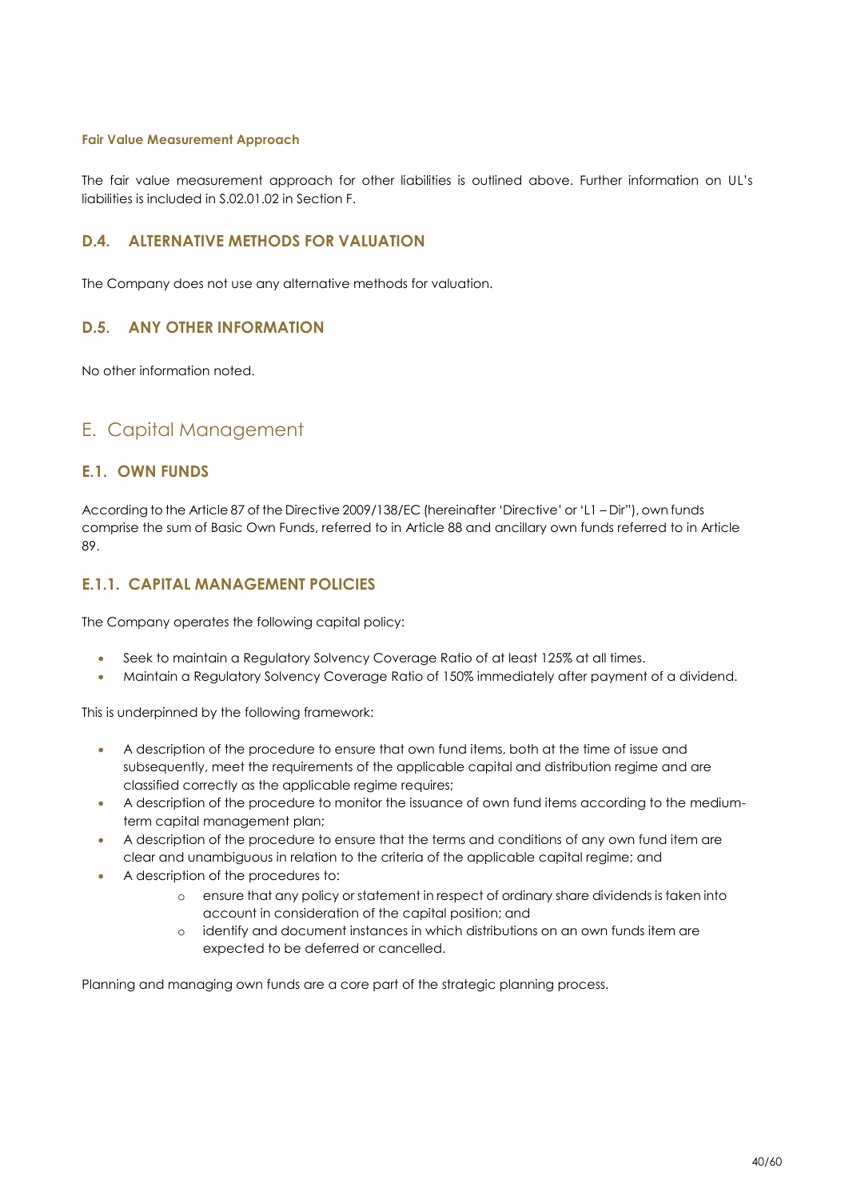#### Fair Value Measurement Approach

The fair value measurement approach for other liabilities is outlined above. Further information on UL's liabilities is included in S.02.01.02 in Section F.

### D.4. ALTERNATIVE METHODS FOR VALUATION

The Company does not use any alternative methods for valuation.

### D.5. ANY OTHER INFORMATION

No other information noted.

## E. Capital Management

### E.1. OWN FUNDS

According to the Article 87 of the Directive 2009/138/EC (hereinafter 'Directive' or 'L1 – Dir''), own funds comprise the sum of Basic Own Funds, referred to in Article 88 and ancillary own funds referred to in Article 89.

### E.1.1. CAPITAL MANAGEMENT POLICIES

The Company operates the following capital policy:

- Seek to maintain a Regulatory Solvency Coverage Ratio of at least 125% at all times.
- Maintain a Regulatory Solvency Coverage Ratio of 150% immediately after payment of a dividend.

This is underpinned by the following framework:

- A description of the procedure to ensure that own fund items, both at the time of issue and subsequently, meet the requirements of the applicable capital and distribution regime and are classified correctly as the applicable regime requires;
- A description of the procedure to monitor the issuance of own fund items according to the medium-term capital management plan;
- A description of the procedure to ensure that the terms and conditions of any own fund item are clear and unambiguous in relation to the criteria of the applicable capital regime; and
- A description of the procedures to:
  - ensure that any policy or statement in respect of ordinary share dividends is taken into account in consideration of the capital position; and
  - identify and document instances in which distributions on an own funds item are expected to be deferred or cancelled.

Planning and managing own funds are a core part of the strategic planning process.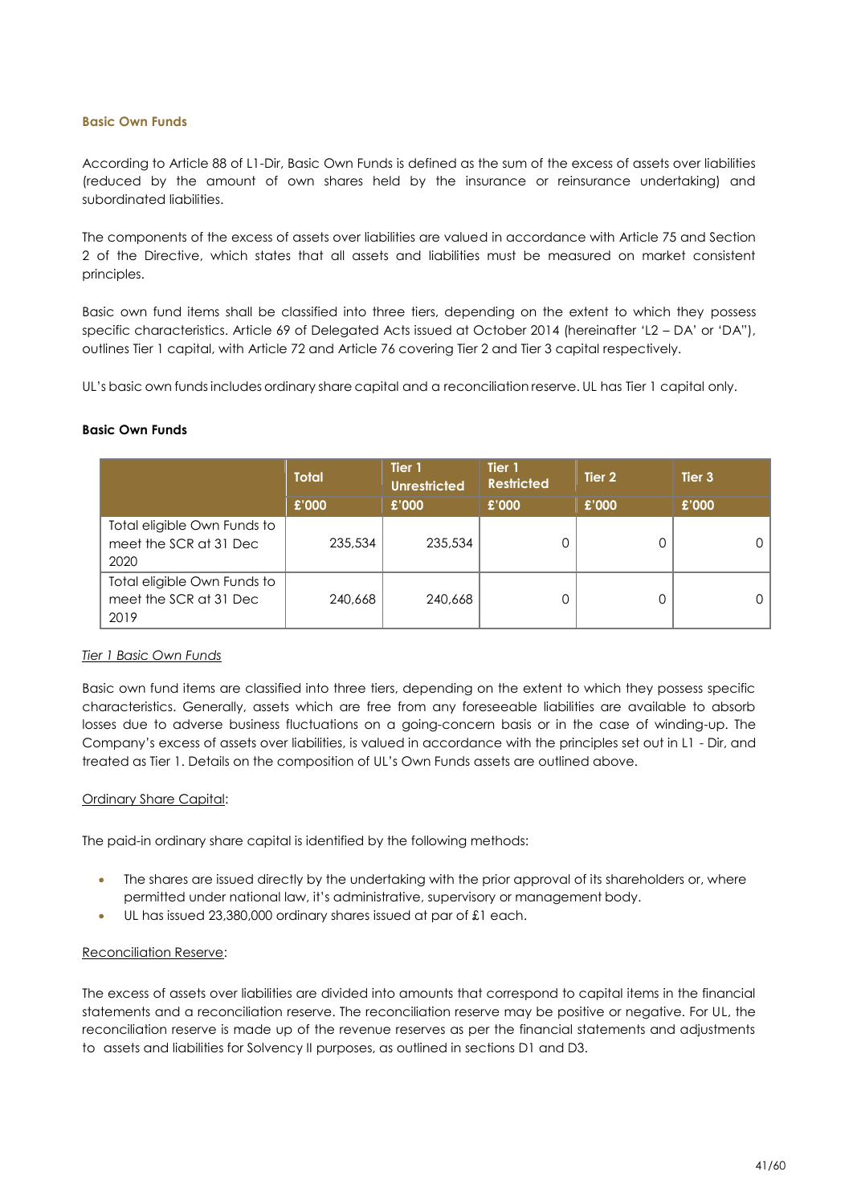### Basic Own Funds

According to Article 88 of L1-Dir, Basic Own Funds is defined as the sum of the excess of assets over liabilities (reduced by the amount of own shares held by the insurance or reinsurance undertaking) and subordinated liabilities.

The components of the excess of assets over liabilities are valued in accordance with Article 75 and Section 2 of the Directive, which states that all assets and liabilities must be measured on market consistent principles.

Basic own fund items shall be classified into three tiers, depending on the extent to which they possess specific characteristics. Article 69 of Delegated Acts issued at October 2014 (hereinafter 'L2 – DA' or 'DA"), outlines Tier 1 capital, with Article 72 and Article 76 covering Tier 2 and Tier 3 capital respectively.

UL's basic own funds includes ordinary share capital and a reconciliation reserve. UL has Tier 1 capital only.

**Basic Own Funds**

| | Total | Tier 1 Unrestricted | Tier 1 Restricted | Tier 2 | Tier 3 |
|---|---|---|---|---|---|
| | £'000 | £'000 | £'000 | £'000 | £'000 |
| Total eligible Own Funds to meet the SCR at 31 Dec 2020 | 235,534 | 235,534 | 0 | 0 | 0 |
| Total eligible Own Funds to meet the SCR at 31 Dec 2019 | 240,668 | 240,668 | 0 | 0 | 0 |

*Tier 1 Basic Own Funds*

Basic own fund items are classified into three tiers, depending on the extent to which they possess specific characteristics. Generally, assets which are free from any foreseeable liabilities are available to absorb losses due to adverse business fluctuations on a going-concern basis or in the case of winding-up. The Company's excess of assets over liabilities, is valued in accordance with the principles set out in L1 - Dir, and treated as Tier 1. Details on the composition of UL's Own Funds assets are outlined above.

Ordinary Share Capital:

The paid-in ordinary share capital is identified by the following methods:

- The shares are issued directly by the undertaking with the prior approval of its shareholders or, where permitted under national law, it's administrative, supervisory or management body.
- UL has issued 23,380,000 ordinary shares issued at par of £1 each.

Reconciliation Reserve:

The excess of assets over liabilities are divided into amounts that correspond to capital items in the financial statements and a reconciliation reserve. The reconciliation reserve may be positive or negative. For UL, the reconciliation reserve is made up of the revenue reserves as per the financial statements and adjustments to assets and liabilities for Solvency II purposes, as outlined in sections D1 and D3.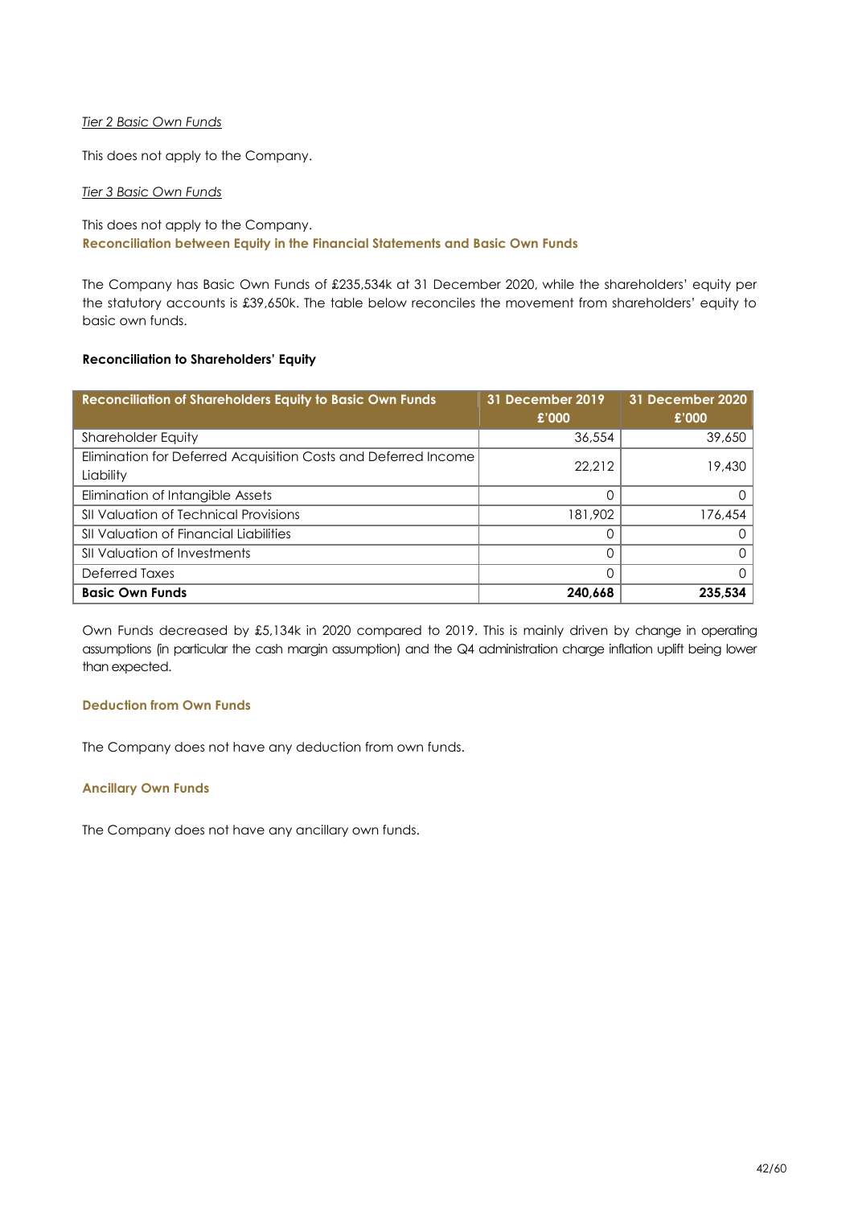*Tier 2 Basic Own Funds*

This does not apply to the Company.

*Tier 3 Basic Own Funds*

This does not apply to the Company.

### Reconciliation between Equity in the Financial Statements and Basic Own Funds

The Company has Basic Own Funds of £235,534k at 31 December 2020, while the shareholders' equity per the statutory accounts is £39,650k. The table below reconciles the movement from shareholders' equity to basic own funds.

**Reconciliation to Shareholders' Equity**

| Reconciliation of Shareholders Equity to Basic Own Funds | 31 December 2019 £'000 | 31 December 2020 £'000 |
|---|---|---|
| Shareholder Equity | 36,554 | 39,650 |
| Elimination for Deferred Acquisition Costs and Deferred Income Liability | 22,212 | 19,430 |
| Elimination of Intangible Assets | 0 | 0 |
| SII Valuation of Technical Provisions | 181,902 | 176,454 |
| SII Valuation of Financial Liabilities | 0 | 0 |
| SII Valuation of Investments | 0 | 0 |
| Deferred Taxes | 0 | 0 |
| **Basic Own Funds** | **240,668** | **235,534** |

Own Funds decreased by £5,134k in 2020 compared to 2019. This is mainly driven by change in operating assumptions (in particular the cash margin assumption) and the Q4 administration charge inflation uplift being lower than expected.

### Deduction from Own Funds

The Company does not have any deduction from own funds.

### Ancillary Own Funds

The Company does not have any ancillary own funds.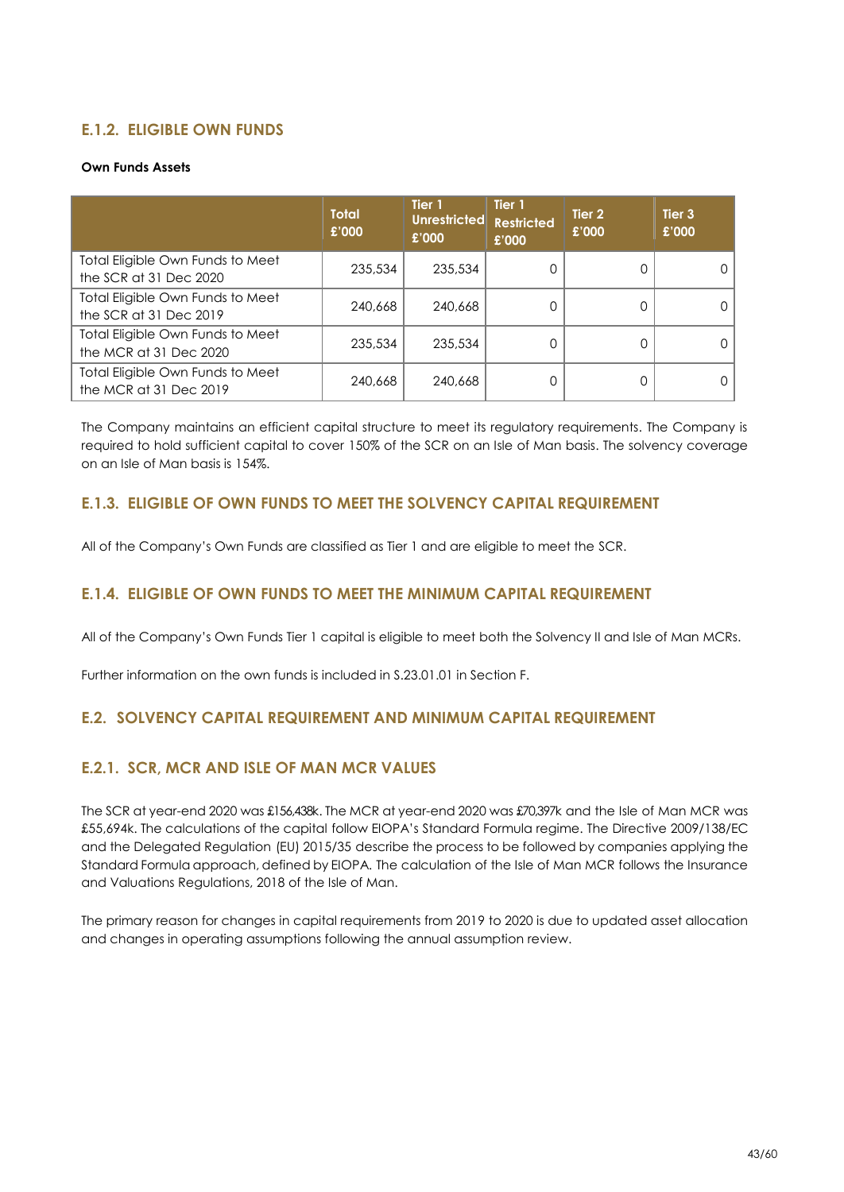### E.1.2. ELIGIBLE OWN FUNDS

**Own Funds Assets**

| | Total £'000 | Tier 1 Unrestricted £'000 | Tier 1 Restricted £'000 | Tier 2 £'000 | Tier 3 £'000 |
|---|---|---|---|---|---|
| Total Eligible Own Funds to Meet the SCR at 31 Dec 2020 | 235,534 | 235,534 | 0 | 0 | 0 |
| Total Eligible Own Funds to Meet the SCR at 31 Dec 2019 | 240,668 | 240,668 | 0 | 0 | 0 |
| Total Eligible Own Funds to Meet the MCR at 31 Dec 2020 | 235,534 | 235,534 | 0 | 0 | 0 |
| Total Eligible Own Funds to Meet the MCR at 31 Dec 2019 | 240,668 | 240,668 | 0 | 0 | 0 |

The Company maintains an efficient capital structure to meet its regulatory requirements. The Company is required to hold sufficient capital to cover 150% of the SCR on an Isle of Man basis. The solvency coverage on an Isle of Man basis is 154%.

### E.1.3. ELIGIBLE OF OWN FUNDS TO MEET THE SOLVENCY CAPITAL REQUIREMENT

All of the Company's Own Funds are classified as Tier 1 and are eligible to meet the SCR.

### E.1.4. ELIGIBLE OF OWN FUNDS TO MEET THE MINIMUM CAPITAL REQUIREMENT

All of the Company's Own Funds Tier 1 capital is eligible to meet both the Solvency II and Isle of Man MCRs.

Further information on the own funds is included in S.23.01.01 in Section F.

## E.2. SOLVENCY CAPITAL REQUIREMENT AND MINIMUM CAPITAL REQUIREMENT

### E.2.1. SCR, MCR AND ISLE OF MAN MCR VALUES

The SCR at year-end 2020 was £156,438k. The MCR at year-end 2020 was £70,397k and the Isle of Man MCR was £55,694k. The calculations of the capital follow EIOPA's Standard Formula regime. The Directive 2009/138/EC and the Delegated Regulation (EU) 2015/35 describe the process to be followed by companies applying the Standard Formula approach, defined by EIOPA. The calculation of the Isle of Man MCR follows the Insurance and Valuations Regulations, 2018 of the Isle of Man.

The primary reason for changes in capital requirements from 2019 to 2020 is due to updated asset allocation and changes in operating assumptions following the annual assumption review.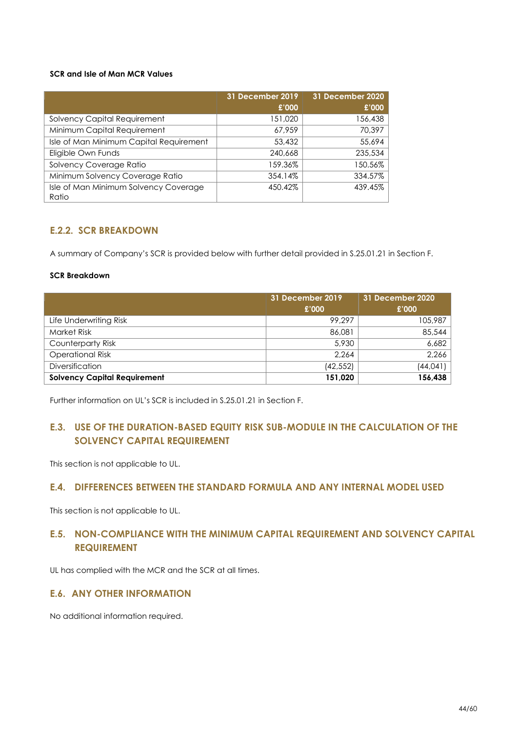**SCR and Isle of Man MCR Values**

| | 31 December 2019 £'000 | 31 December 2020 £'000 |
|---|---|---|
| Solvency Capital Requirement | 151,020 | 156,438 |
| Minimum Capital Requirement | 67,959 | 70,397 |
| Isle of Man Minimum Capital Requirement | 53,432 | 55,694 |
| Eligible Own Funds | 240,668 | 235,534 |
| Solvency Coverage Ratio | 159.36% | 150.56% |
| Minimum Solvency Coverage Ratio | 354.14% | 334.57% |
| Isle of Man Minimum Solvency Coverage Ratio | 450.42% | 439.45% |

### E.2.2. SCR BREAKDOWN

A summary of Company's SCR is provided below with further detail provided in S.25.01.21 in Section F.

**SCR Breakdown**

| | 31 December 2019 £'000 | 31 December 2020 £'000 |
|---|---|---|
| Life Underwriting Risk | 99,297 | 105,987 |
| Market Risk | 86,081 | 85,544 |
| Counterparty Risk | 5,930 | 6,682 |
| Operational Risk | 2,264 | 2,266 |
| Diversification | (42,552) | (44,041) |
| **Solvency Capital Requirement** | **151,020** | **156,438** |

Further information on UL's SCR is included in S.25.01.21 in Section F.

## E.3. USE OF THE DURATION-BASED EQUITY RISK SUB-MODULE IN THE CALCULATION OF THE SOLVENCY CAPITAL REQUIREMENT

This section is not applicable to UL.

## E.4. DIFFERENCES BETWEEN THE STANDARD FORMULA AND ANY INTERNAL MODEL USED

This section is not applicable to UL.

## E.5. NON-COMPLIANCE WITH THE MINIMUM CAPITAL REQUIREMENT AND SOLVENCY CAPITAL REQUIREMENT

UL has complied with the MCR and the SCR at all times.

## E.6. ANY OTHER INFORMATION

No additional information required.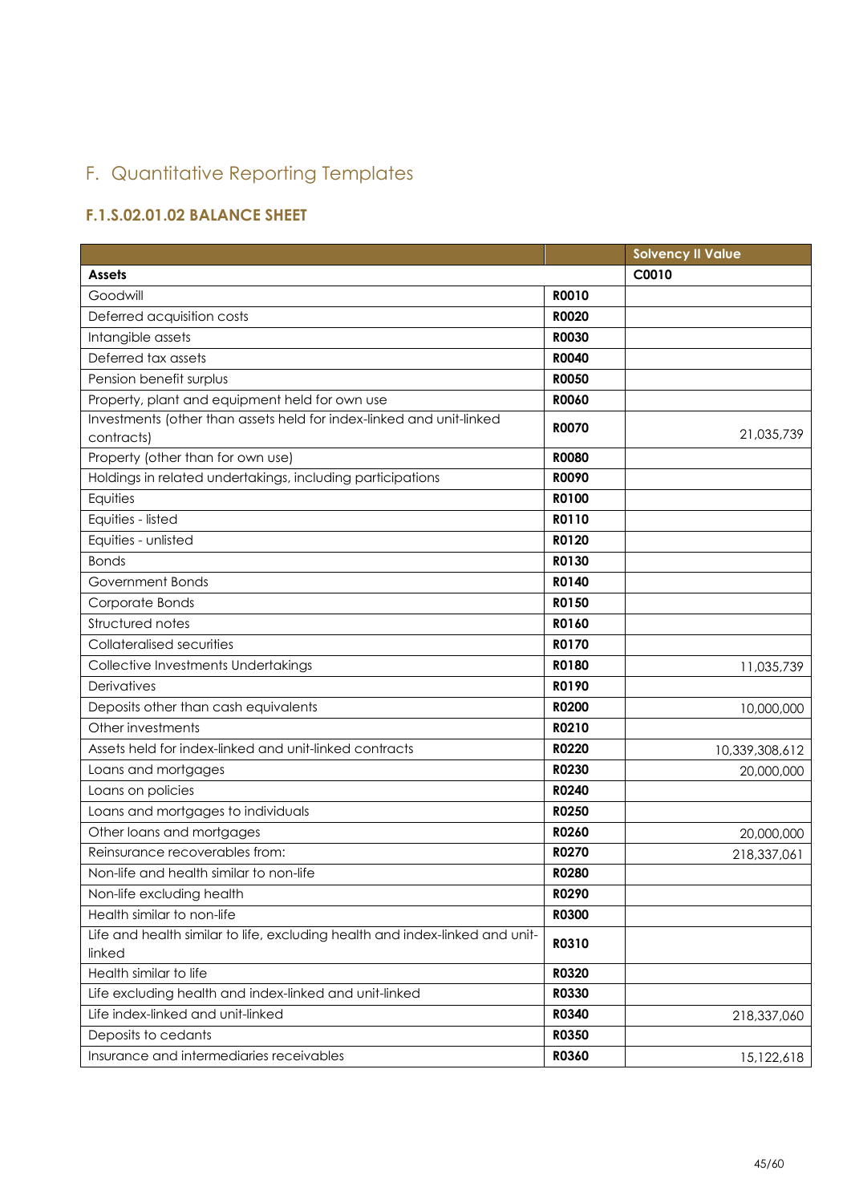# F. Quantitative Reporting Templates

## F.1.S.02.01.02 BALANCE SHEET

| | | Solvency II Value |
|---|---|---|
| **Assets** | | **C0010** |
| Goodwill | **R0010** | |
| Deferred acquisition costs | **R0020** | |
| Intangible assets | **R0030** | |
| Deferred tax assets | **R0040** | |
| Pension benefit surplus | **R0050** | |
| Property, plant and equipment held for own use | **R0060** | |
| Investments (other than assets held for index-linked and unit-linked contracts) | **R0070** | 21,035,739 |
| Property (other than for own use) | **R0080** | |
| Holdings in related undertakings, including participations | **R0090** | |
| Equities | **R0100** | |
| Equities - listed | **R0110** | |
| Equities - unlisted | **R0120** | |
| Bonds | **R0130** | |
| Government Bonds | **R0140** | |
| Corporate Bonds | **R0150** | |
| Structured notes | **R0160** | |
| Collateralised securities | **R0170** | |
| Collective Investments Undertakings | **R0180** | 11,035,739 |
| Derivatives | **R0190** | |
| Deposits other than cash equivalents | **R0200** | 10,000,000 |
| Other investments | **R0210** | |
| Assets held for index-linked and unit-linked contracts | **R0220** | 10,339,308,612 |
| Loans and mortgages | **R0230** | 20,000,000 |
| Loans on policies | **R0240** | |
| Loans and mortgages to individuals | **R0250** | |
| Other loans and mortgages | **R0260** | 20,000,000 |
| Reinsurance recoverables from: | **R0270** | 218,337,061 |
| Non-life and health similar to non-life | **R0280** | |
| Non-life excluding health | **R0290** | |
| Health similar to non-life | **R0300** | |
| Life and health similar to life, excluding health and index-linked and unit-linked | **R0310** | |
| Health similar to life | **R0320** | |
| Life excluding health and index-linked and unit-linked | **R0330** | |
| Life index-linked and unit-linked | **R0340** | 218,337,060 |
| Deposits to cedants | **R0350** | |
| Insurance and intermediaries receivables | **R0360** | 15,122,618 |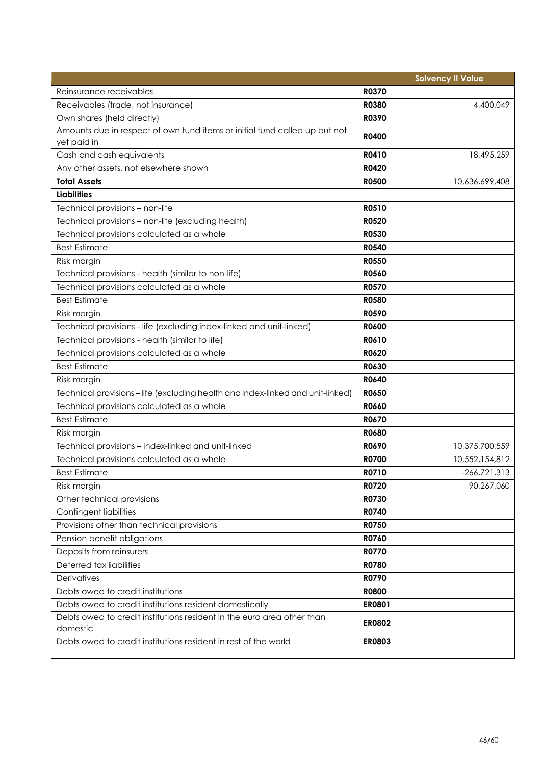| | | Solvency II Value |
|---|---|---|
| Reinsurance receivables | **R0370** | |
| Receivables (trade, not insurance) | **R0380** | 4,400,049 |
| Own shares (held directly) | **R0390** | |
| Amounts due in respect of own fund items or initial fund called up but not yet paid in | **R0400** | |
| Cash and cash equivalents | **R0410** | 18,495,259 |
| Any other assets, not elsewhere shown | **R0420** | |
| **Total Assets** | **R0500** | 10,636,699,408 |
| **Liabilities** | | |
| Technical provisions – non-life | **R0510** | |
| Technical provisions – non-life (excluding health) | **R0520** | |
| Technical provisions calculated as a whole | **R0530** | |
| Best Estimate | **R0540** | |
| Risk margin | **R0550** | |
| Technical provisions - health (similar to non-life) | **R0560** | |
| Technical provisions calculated as a whole | **R0570** | |
| Best Estimate | **R0580** | |
| Risk margin | **R0590** | |
| Technical provisions - life (excluding index-linked and unit-linked) | **R0600** | |
| Technical provisions - health (similar to life) | **R0610** | |
| Technical provisions calculated as a whole | **R0620** | |
| Best Estimate | **R0630** | |
| Risk margin | **R0640** | |
| Technical provisions – life (excluding health and index-linked and unit-linked) | **R0650** | |
| Technical provisions calculated as a whole | **R0660** | |
| Best Estimate | **R0670** | |
| Risk margin | **R0680** | |
| Technical provisions – index-linked and unit-linked | **R0690** | 10,375,700,559 |
| Technical provisions calculated as a whole | **R0700** | 10,552,154,812 |
| Best Estimate | **R0710** | -266,721,313 |
| Risk margin | **R0720** | 90,267,060 |
| Other technical provisions | **R0730** | |
| Contingent liabilities | **R0740** | |
| Provisions other than technical provisions | **R0750** | |
| Pension benefit obligations | **R0760** | |
| Deposits from reinsurers | **R0770** | |
| Deferred tax liabilities | **R0780** | |
| Derivatives | **R0790** | |
| Debts owed to credit institutions | **R0800** | |
| Debts owed to credit institutions resident domestically | **ER0801** | |
| Debts owed to credit institutions resident in the euro area other than domestic | **ER0802** | |
| Debts owed to credit institutions resident in rest of the world | **ER0803** | |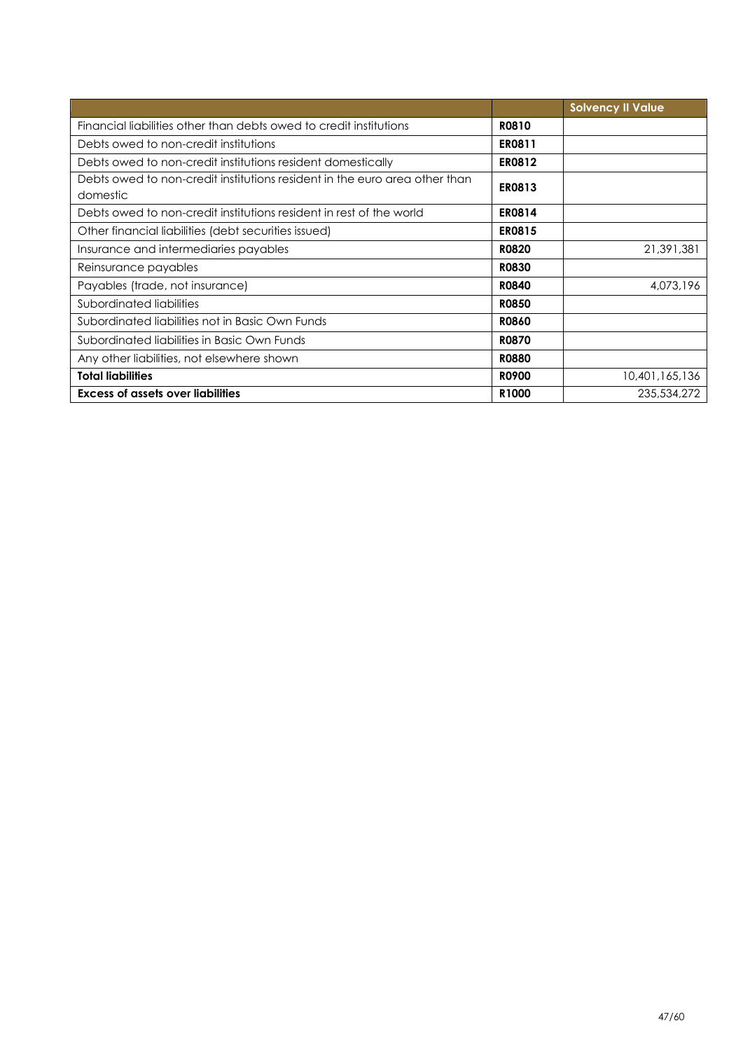| | | Solvency II Value |
|---|---|---|
| Financial liabilities other than debts owed to credit institutions | **R0810** | |
| Debts owed to non-credit institutions | **ER0811** | |
| Debts owed to non-credit institutions resident domestically | **ER0812** | |
| Debts owed to non-credit institutions resident in the euro area other than domestic | **ER0813** | |
| Debts owed to non-credit institutions resident in rest of the world | **ER0814** | |
| Other financial liabilities (debt securities issued) | **ER0815** | |
| Insurance and intermediaries payables | **R0820** | 21,391,381 |
| Reinsurance payables | **R0830** | |
| Payables (trade, not insurance) | **R0840** | 4,073,196 |
| Subordinated liabilities | **R0850** | |
| Subordinated liabilities not in Basic Own Funds | **R0860** | |
| Subordinated liabilities in Basic Own Funds | **R0870** | |
| Any other liabilities, not elsewhere shown | **R0880** | |
| **Total liabilities** | **R0900** | 10,401,165,136 |
| **Excess of assets over liabilities** | **R1000** | 235,534,272 |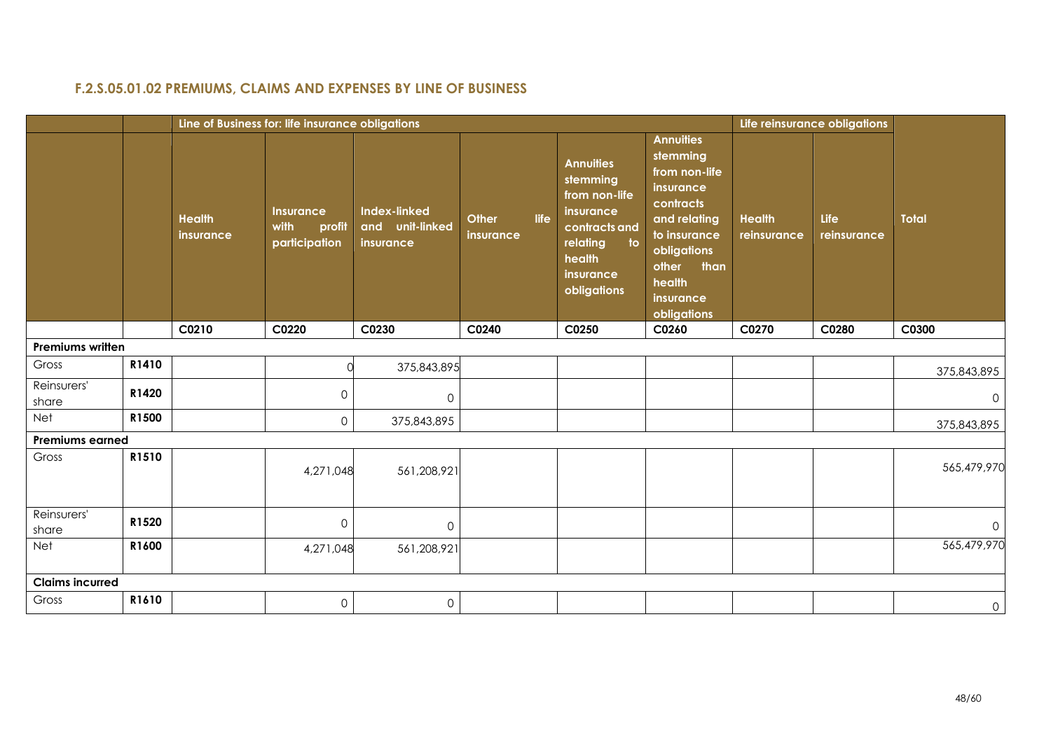## F.2.S.05.01.02 PREMIUMS, CLAIMS AND EXPENSES BY LINE OF BUSINESS

| | | Line of Business for: life insurance obligations | | | | | | Life reinsurance obligations | | |
|---|---|---|---|---|---|---|---|---|---|---|
| | | Health insurance | Insurance with profit participation | Index-linked and unit-linked insurance | Other life insurance | Annuities stemming from non-life insurance contracts and relating to health insurance obligations | Annuities stemming from non-life insurance contracts and relating to insurance obligations other than health insurance obligations | Health reinsurance | Life reinsurance | Total |
| | | C0210 | C0220 | C0230 | C0240 | C0250 | C0260 | C0270 | C0280 | C0300 |
| **Premiums written** | | | | | | | | | | |
| Gross | R1410 | | 0 | 375,843,895 | | | | | | 375,843,895 |
| Reinsurers' share | R1420 | | 0 | 0 | | | | | | 0 |
| Net | R1500 | | 0 | 375,843,895 | | | | | | 375,843,895 |
| **Premiums earned** | | | | | | | | | | |
| Gross | R1510 | | 4,271,048 | 561,208,921 | | | | | | 565,479,970 |
| Reinsurers' share | R1520 | | 0 | 0 | | | | | | 0 |
| Net | R1600 | | 4,271,048 | 561,208,921 | | | | | | 565,479,970 |
| **Claims incurred** | | | | | | | | | | |
| Gross | R1610 | | 0 | 0 | | | | | | 0 |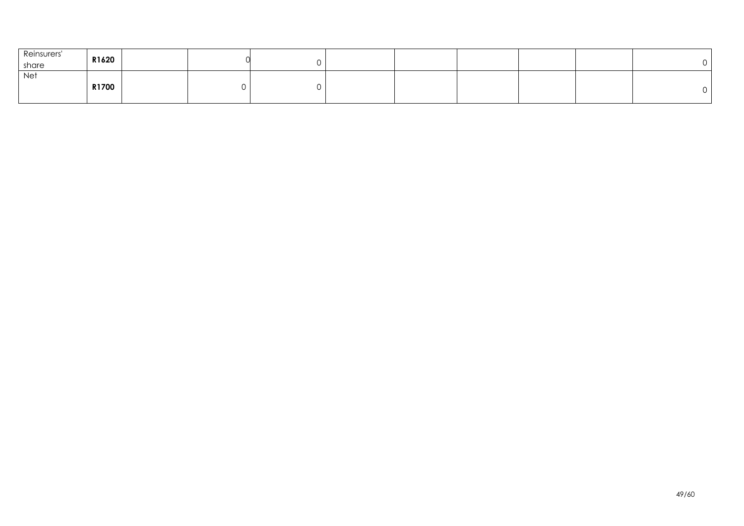|  |  |  |  |  |  |  |  |  |  |  |
|---|---|---|---|---|---|---|---|---|---|---|
| Reinsurers' share | **R1620** |  | 0 | 0 |  |  |  |  |  | 0 |
| Net | **R1700** |  | 0 | 0 |  |  |  |  |  | 0 |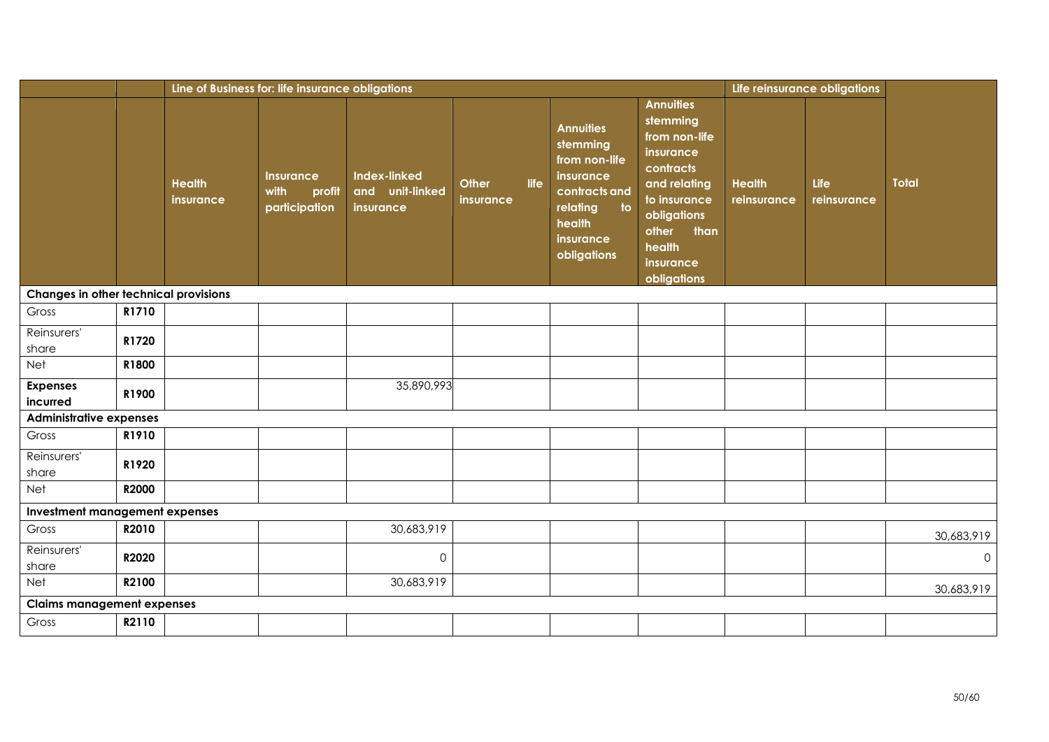| | | Line of Business for: life insurance obligations | | | | | | Life reinsurance obligations | | |
|---|---|---|---|---|---|---|---|---|---|---|
| | | Health insurance | Insurance with profit participation | Index-linked and unit-linked insurance | Other life insurance | Annuities stemming from non-life insurance contracts and relating to health insurance obligations | Annuities stemming from non-life insurance contracts and relating to insurance obligations other than health insurance obligations | Health reinsurance | Life reinsurance | Total |
| **Changes in other technical provisions** | | | | | | | | | | |
| Gross | **R1710** | | | | | | | | | |
| Reinsurers' share | **R1720** | | | | | | | | | |
| Net | **R1800** | | | | | | | | | |
| **Expenses incurred** | **R1900** | | | 35,890,993 | | | | | | |
| **Administrative expenses** | | | | | | | | | | |
| Gross | **R1910** | | | | | | | | | |
| Reinsurers' share | **R1920** | | | | | | | | | |
| Net | **R2000** | | | | | | | | | |
| **Investment management expenses** | | | | | | | | | | |
| Gross | **R2010** | | | 30,683,919 | | | | | | 30,683,919 |
| Reinsurers' share | **R2020** | | | 0 | | | | | | 0 |
| Net | **R2100** | | | 30,683,919 | | | | | | 30,683,919 |
| **Claims management expenses** | | | | | | | | | | |
| Gross | **R2110** | | | | | | | | | |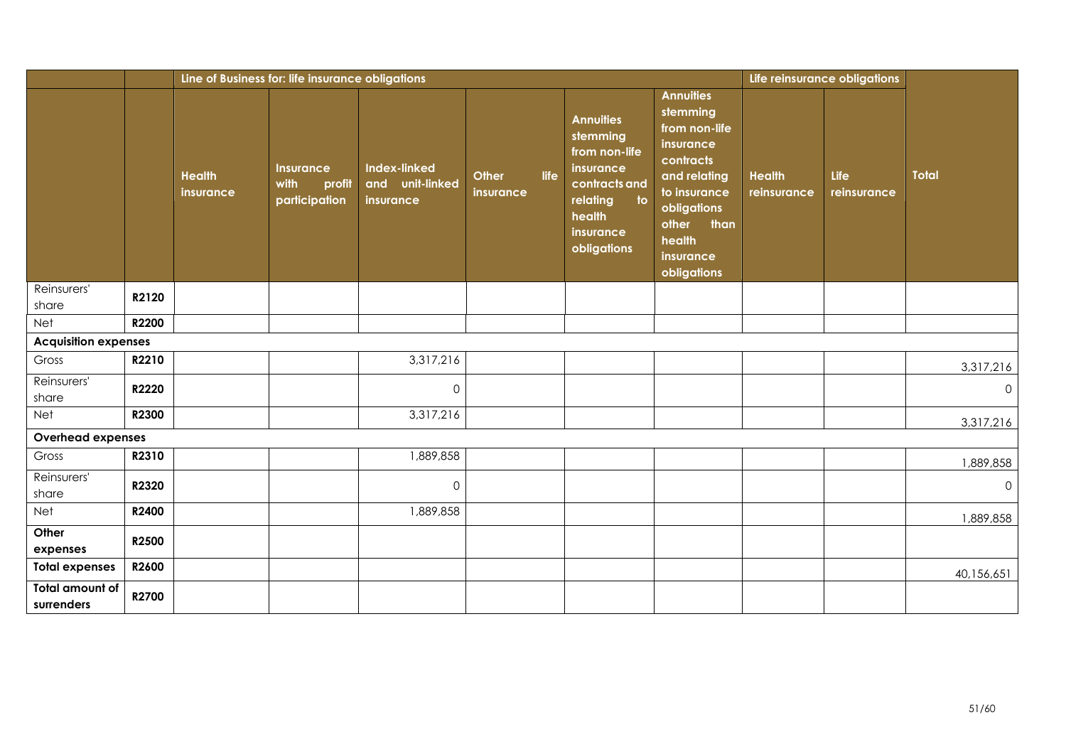| | | Line of Business for: life insurance obligations | | | | | | Life reinsurance obligations | | |
|---|---|---|---|---|---|---|---|---|---|---|
| | | Health insurance | Insurance with profit participation | Index-linked and unit-linked insurance | Other life insurance | Annuities stemming from non-life insurance contracts and relating to health insurance obligations | Annuities stemming from non-life insurance contracts and relating to insurance obligations other than health insurance obligations | Health reinsurance | Life reinsurance | Total |
| Reinsurers' share | R2120 | | | | | | | | | |
| Net | R2200 | | | | | | | | | |
| **Acquisition expenses** | | | | | | | | | | |
| Gross | R2210 | | | 3,317,216 | | | | | | 3,317,216 |
| Reinsurers' share | R2220 | | | 0 | | | | | | 0 |
| Net | R2300 | | | 3,317,216 | | | | | | 3,317,216 |
| **Overhead expenses** | | | | | | | | | | |
| Gross | R2310 | | | 1,889,858 | | | | | | 1,889,858 |
| Reinsurers' share | R2320 | | | 0 | | | | | | 0 |
| Net | R2400 | | | 1,889,858 | | | | | | 1,889,858 |
| **Other expenses** | R2500 | | | | | | | | | |
| **Total expenses** | R2600 | | | | | | | | | 40,156,651 |
| **Total amount of surrenders** | R2700 | | | | | | | | | |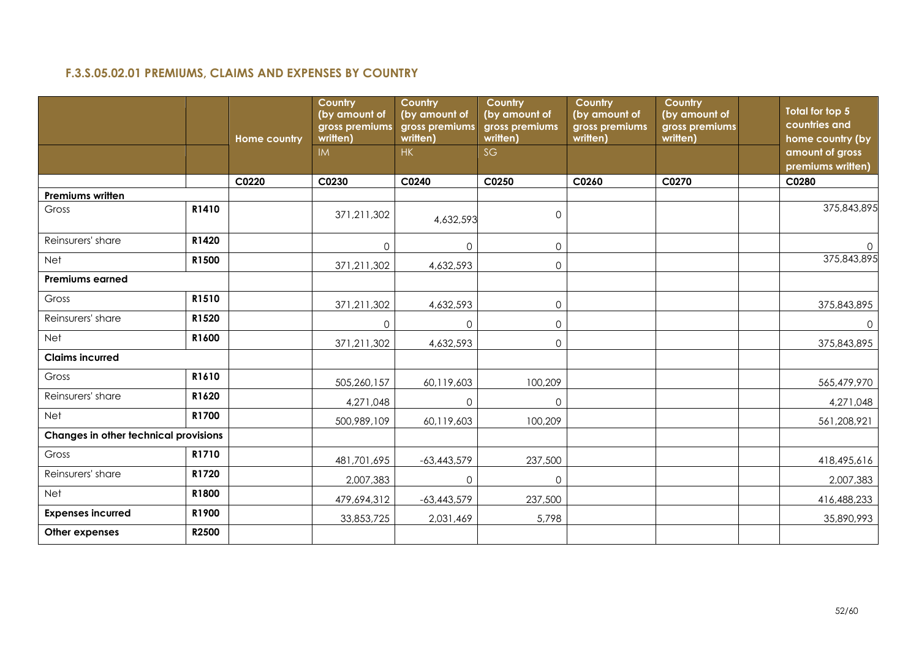### F.3.S.05.02.01 PREMIUMS, CLAIMS AND EXPENSES BY COUNTRY

| | | Home country | Country (by amount of gross premiums written) | Country (by amount of gross premiums written) | Country (by amount of gross premiums written) | Country (by amount of gross premiums written) | Country (by amount of gross premiums written) | | Total for top 5 countries and home country (by amount of gross premiums written) |
|---|---|---|---|---|---|---|---|---|---|
| | | | IM | HK | SG | | | | |
| | | C0220 | C0230 | C0240 | C0250 | C0260 | C0270 | | C0280 |
| **Premiums written** | | | | | | | | | |
| Gross | R1410 | | 371,211,302 | 4,632,593 | 0 | | | | 375,843,895 |
| Reinsurers' share | R1420 | | 0 | 0 | 0 | | | | 0 |
| Net | R1500 | | 371,211,302 | 4,632,593 | 0 | | | | 375,843,895 |
| **Premiums earned** | | | | | | | | | |
| Gross | R1510 | | 371,211,302 | 4,632,593 | 0 | | | | 375,843,895 |
| Reinsurers' share | R1520 | | 0 | 0 | 0 | | | | 0 |
| Net | R1600 | | 371,211,302 | 4,632,593 | 0 | | | | 375,843,895 |
| **Claims incurred** | | | | | | | | | |
| Gross | R1610 | | 505,260,157 | 60,119,603 | 100,209 | | | | 565,479,970 |
| Reinsurers' share | R1620 | | 4,271,048 | 0 | 0 | | | | 4,271,048 |
| Net | R1700 | | 500,989,109 | 60,119,603 | 100,209 | | | | 561,208,921 |
| **Changes in other technical provisions** | | | | | | | | | |
| Gross | R1710 | | 481,701,695 | -63,443,579 | 237,500 | | | | 418,495,616 |
| Reinsurers' share | R1720 | | 2,007,383 | 0 | 0 | | | | 2,007,383 |
| Net | R1800 | | 479,694,312 | -63,443,579 | 237,500 | | | | 416,488,233 |
| **Expenses incurred** | R1900 | | 33,853,725 | 2,031,469 | 5,798 | | | | 35,890,993 |
| **Other expenses** | R2500 | | | | | | | | |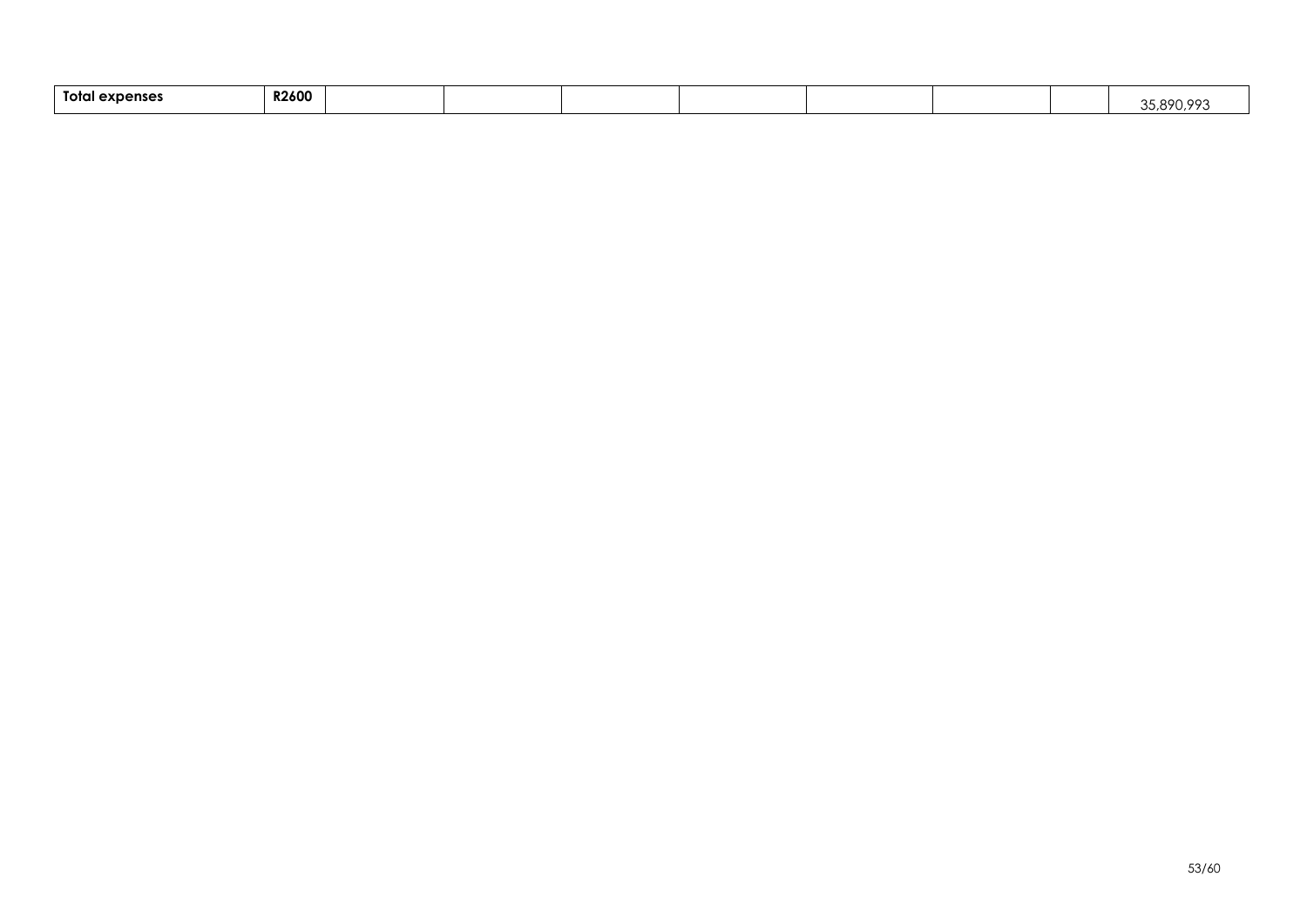| Total expenses | R2600 | | | | | | | | 35,890,993 |
|---|---|---|---|---|---|---|---|---|---|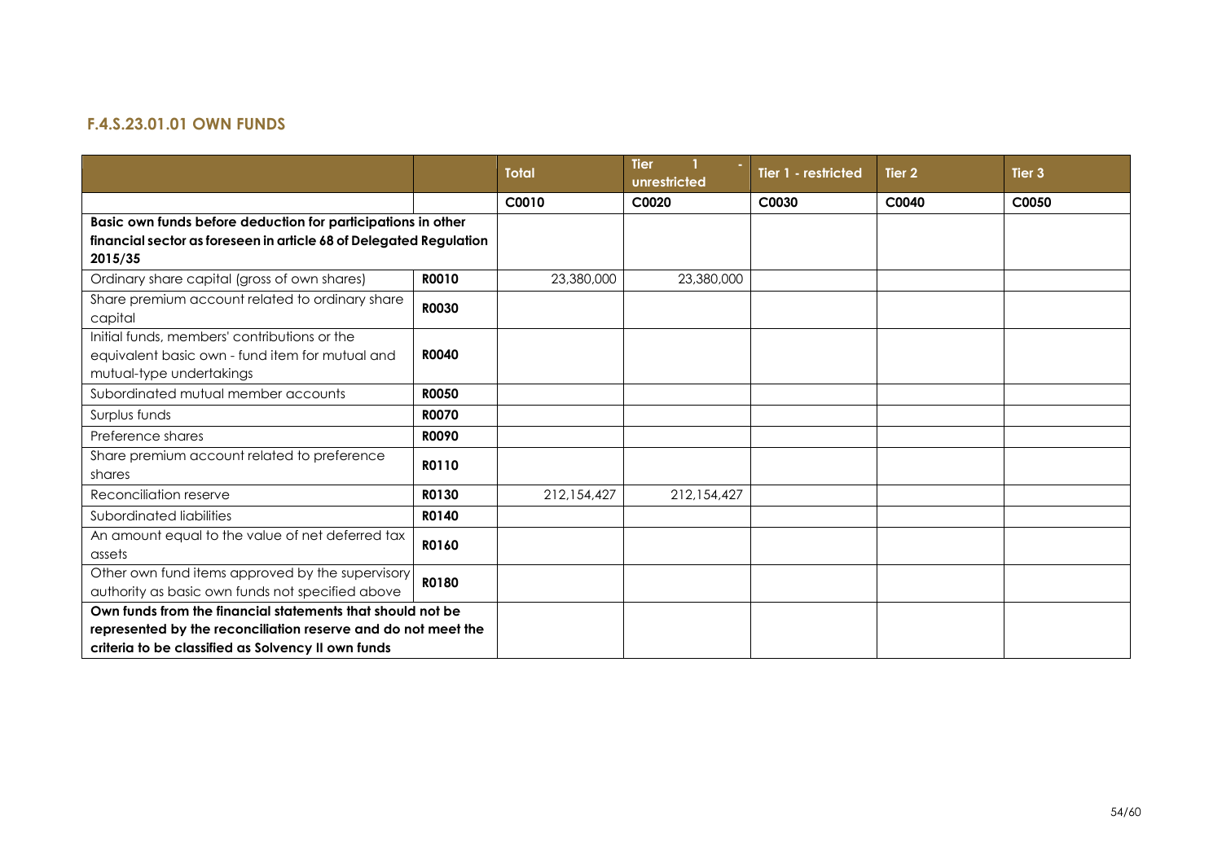#### F.4.S.23.01.01 OWN FUNDS

| | | Total | Tier 1 - unrestricted | Tier 1 - restricted | Tier 2 | Tier 3 |
|---|---|---|---|---|---|---|
| | | C0010 | C0020 | C0030 | C0040 | C0050 |
| **Basic own funds before deduction for participations in other financial sector as foreseen in article 68 of Delegated Regulation 2015/35** | | | | | | |
| Ordinary share capital (gross of own shares) | **R0010** | 23,380,000 | 23,380,000 | | | |
| Share premium account related to ordinary share capital | **R0030** | | | | | |
| Initial funds, members' contributions or the equivalent basic own - fund item for mutual and mutual-type undertakings | **R0040** | | | | | |
| Subordinated mutual member accounts | **R0050** | | | | | |
| Surplus funds | **R0070** | | | | | |
| Preference shares | **R0090** | | | | | |
| Share premium account related to preference shares | **R0110** | | | | | |
| Reconciliation reserve | **R0130** | 212,154,427 | 212,154,427 | | | |
| Subordinated liabilities | **R0140** | | | | | |
| An amount equal to the value of net deferred tax assets | **R0160** | | | | | |
| Other own fund items approved by the supervisory authority as basic own funds not specified above | **R0180** | | | | | |
| **Own funds from the financial statements that should not be represented by the reconciliation reserve and do not meet the criteria to be classified as Solvency II own funds** | | | | | | |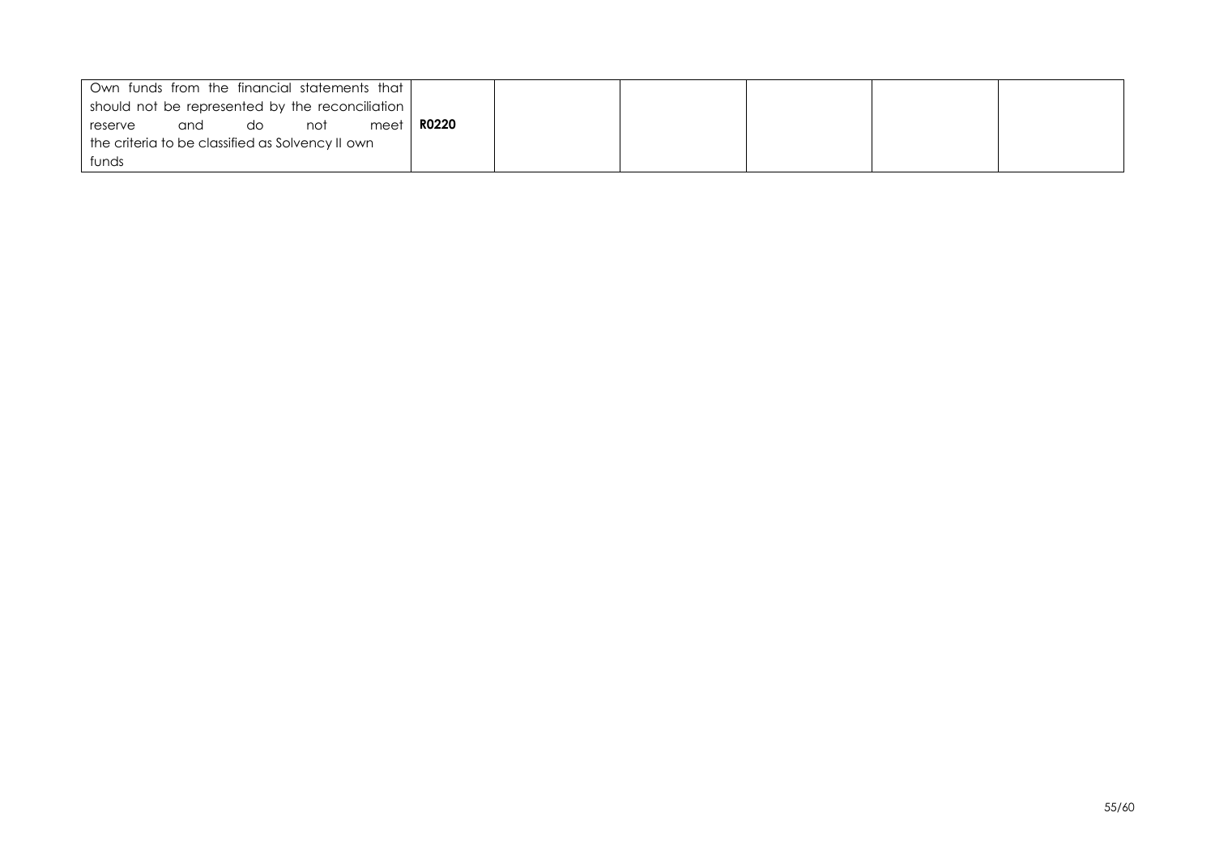| | | | | | | |
|---|---|---|---|---|---|---|
| Own funds from the financial statements that should not be represented by the reconciliation reserve and do not meet the criteria to be classified as Solvency II own funds | **R0220** | | | | | |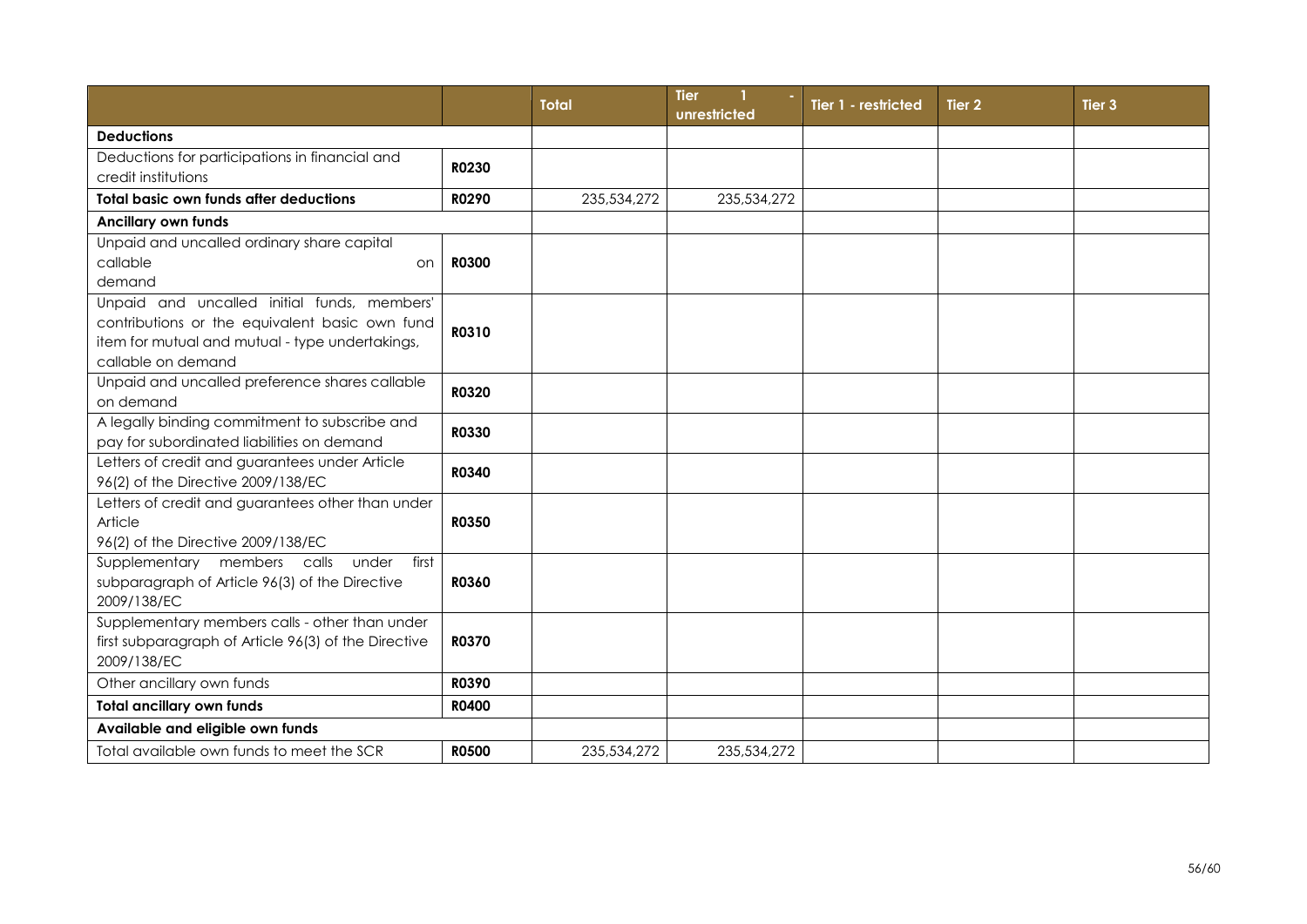| | | Total | Tier 1 - unrestricted | Tier 1 - restricted | Tier 2 | Tier 3 |
|---|---|---|---|---|---|---|
| **Deductions** | | | | | | |
| Deductions for participations in financial and credit institutions | **R0230** | | | | | |
| **Total basic own funds after deductions** | **R0290** | 235,534,272 | 235,534,272 | | | |
| **Ancillary own funds** | | | | | | |
| Unpaid and uncalled ordinary share capital callable on demand | **R0300** | | | | | |
| Unpaid and uncalled initial funds, members' contributions or the equivalent basic own fund item for mutual and mutual - type undertakings, callable on demand | **R0310** | | | | | |
| Unpaid and uncalled preference shares callable on demand | **R0320** | | | | | |
| A legally binding commitment to subscribe and pay for subordinated liabilities on demand | **R0330** | | | | | |
| Letters of credit and guarantees under Article 96(2) of the Directive 2009/138/EC | **R0340** | | | | | |
| Letters of credit and guarantees other than under Article 96(2) of the Directive 2009/138/EC | **R0350** | | | | | |
| Supplementary members calls under first subparagraph of Article 96(3) of the Directive 2009/138/EC | **R0360** | | | | | |
| Supplementary members calls - other than under first subparagraph of Article 96(3) of the Directive 2009/138/EC | **R0370** | | | | | |
| Other ancillary own funds | **R0390** | | | | | |
| **Total ancillary own funds** | **R0400** | | | | | |
| **Available and eligible own funds** | | | | | | |
| Total available own funds to meet the SCR | **R0500** | 235,534,272 | 235,534,272 | | | |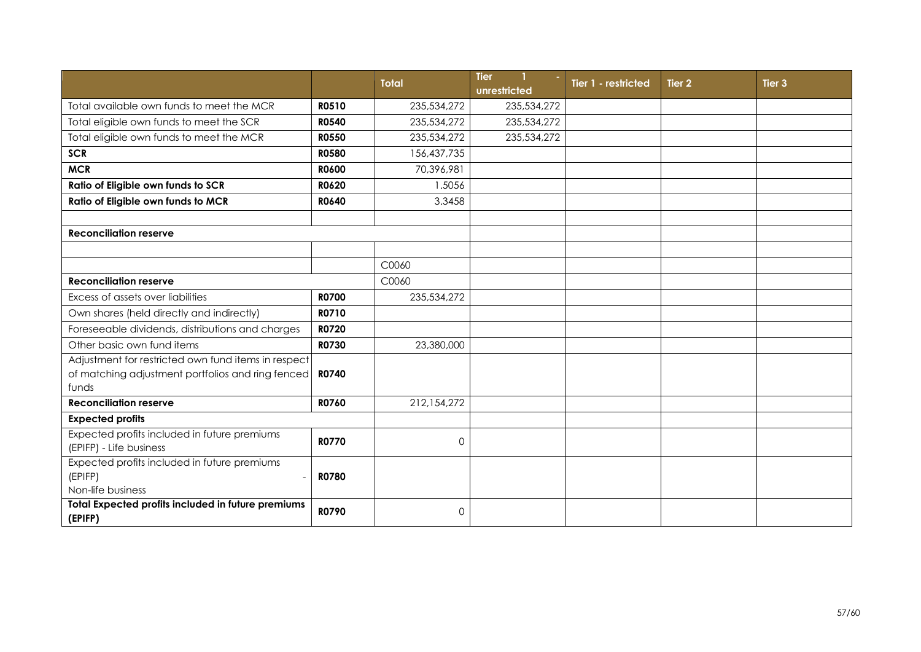| | | Total | Tier 1 - unrestricted | Tier 1 - restricted | Tier 2 | Tier 3 |
|---|---|---|---|---|---|---|
| Total available own funds to meet the MCR | **R0510** | 235,534,272 | 235,534,272 | | | |
| Total eligible own funds to meet the SCR | **R0540** | 235,534,272 | 235,534,272 | | | |
| Total eligible own funds to meet the MCR | **R0550** | 235,534,272 | 235,534,272 | | | |
| **SCR** | **R0580** | 156,437,735 | | | | |
| **MCR** | **R0600** | 70,396,981 | | | | |
| **Ratio of Eligible own funds to SCR** | **R0620** | 1.5056 | | | | |
| **Ratio of Eligible own funds to MCR** | **R0640** | 3.3458 | | | | |
| | | | | | | |
| **Reconciliation reserve** | | | | | | |
| | | | | | | |
| | | C0060 | | | | |
| **Reconciliation reserve** | | C0060 | | | | |
| Excess of assets over liabilities | **R0700** | 235,534,272 | | | | |
| Own shares (held directly and indirectly) | **R0710** | | | | | |
| Foreseeable dividends, distributions and charges | **R0720** | | | | | |
| Other basic own fund items | **R0730** | 23,380,000 | | | | |
| Adjustment for restricted own fund items in respect of matching adjustment portfolios and ring fenced funds | **R0740** | | | | | |
| **Reconciliation reserve** | **R0760** | 212,154,272 | | | | |
| **Expected profits** | | | | | | |
| Expected profits included in future premiums (EPIFP) - Life business | **R0770** | 0 | | | | |
| Expected profits included in future premiums (EPIFP) - Non-life business | **R0780** | | | | | |
| **Total Expected profits included in future premiums (EPIFP)** | **R0790** | 0 | | | | |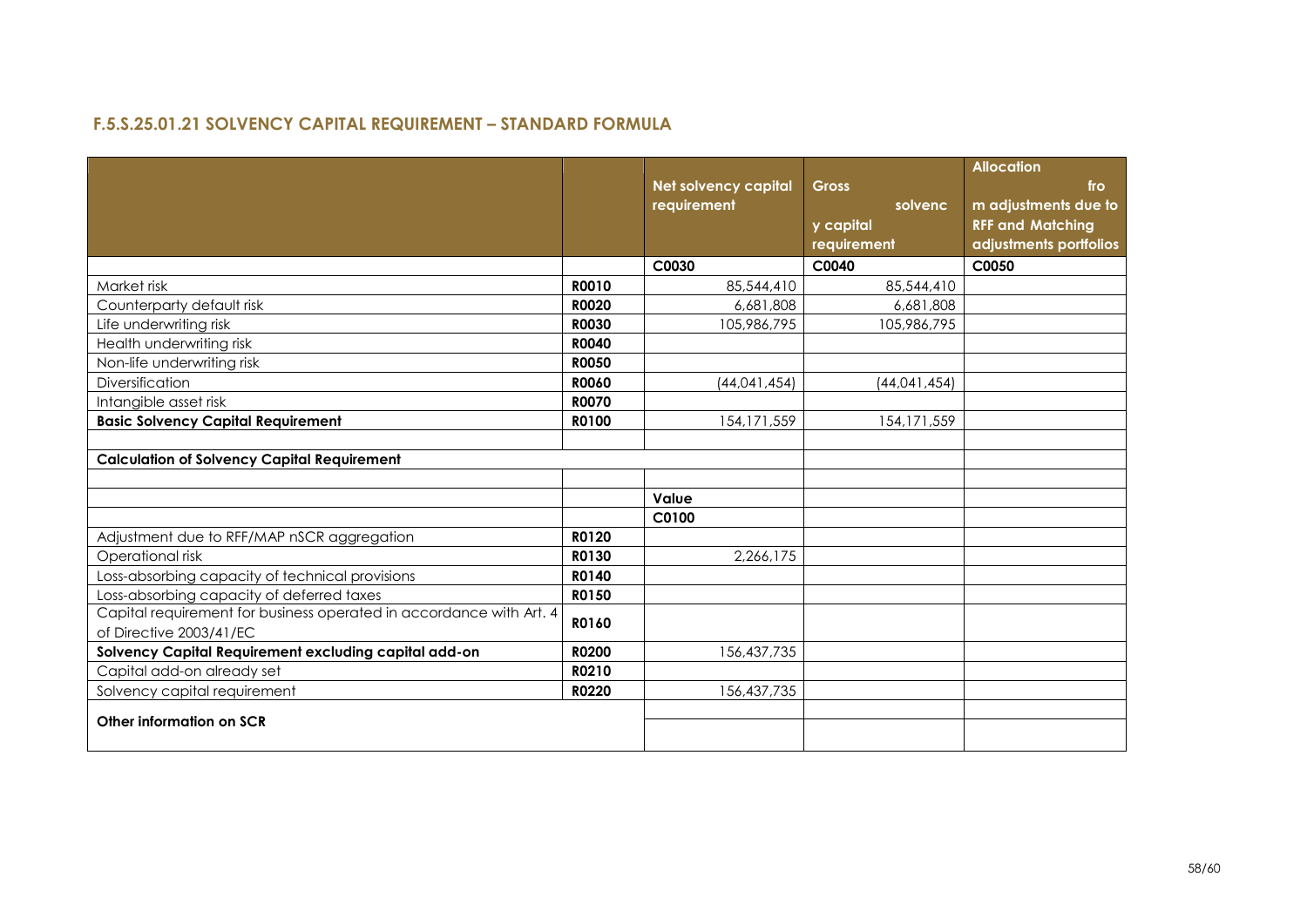## F.5.S.25.01.21 SOLVENCY CAPITAL REQUIREMENT – STANDARD FORMULA

| | | Net solvency capital requirement | Gross solvency capital requirement | Allocation from adjustments due to RFF and Matching adjustments portfolios |
|---|---|---|---|---|
| | | C0030 | C0040 | C0050 |
| Market risk | R0010 | 85,544,410 | 85,544,410 | |
| Counterparty default risk | R0020 | 6,681,808 | 6,681,808 | |
| Life underwriting risk | R0030 | 105,986,795 | 105,986,795 | |
| Health underwriting risk | R0040 | | | |
| Non-life underwriting risk | R0050 | | | |
| Diversification | R0060 | (44,041,454) | (44,041,454) | |
| Intangible asset risk | R0070 | | | |
| **Basic Solvency Capital Requirement** | **R0100** | 154,171,559 | 154,171,559 | |
| | | | | |
| **Calculation of Solvency Capital Requirement** | | | | |
| | | | | |
| | | **Value** | | |
| | | **C0100** | | |
| Adjustment due to RFF/MAP nSCR aggregation | R0120 | | | |
| Operational risk | R0130 | 2,266,175 | | |
| Loss-absorbing capacity of technical provisions | R0140 | | | |
| Loss-absorbing capacity of deferred taxes | R0150 | | | |
| Capital requirement for business operated in accordance with Art. 4 of Directive 2003/41/EC | R0160 | | | |
| **Solvency Capital Requirement excluding capital add-on** | **R0200** | 156,437,735 | | |
| Capital add-on already set | R0210 | | | |
| Solvency capital requirement | R0220 | 156,437,735 | | |
| **Other information on SCR** | | | | |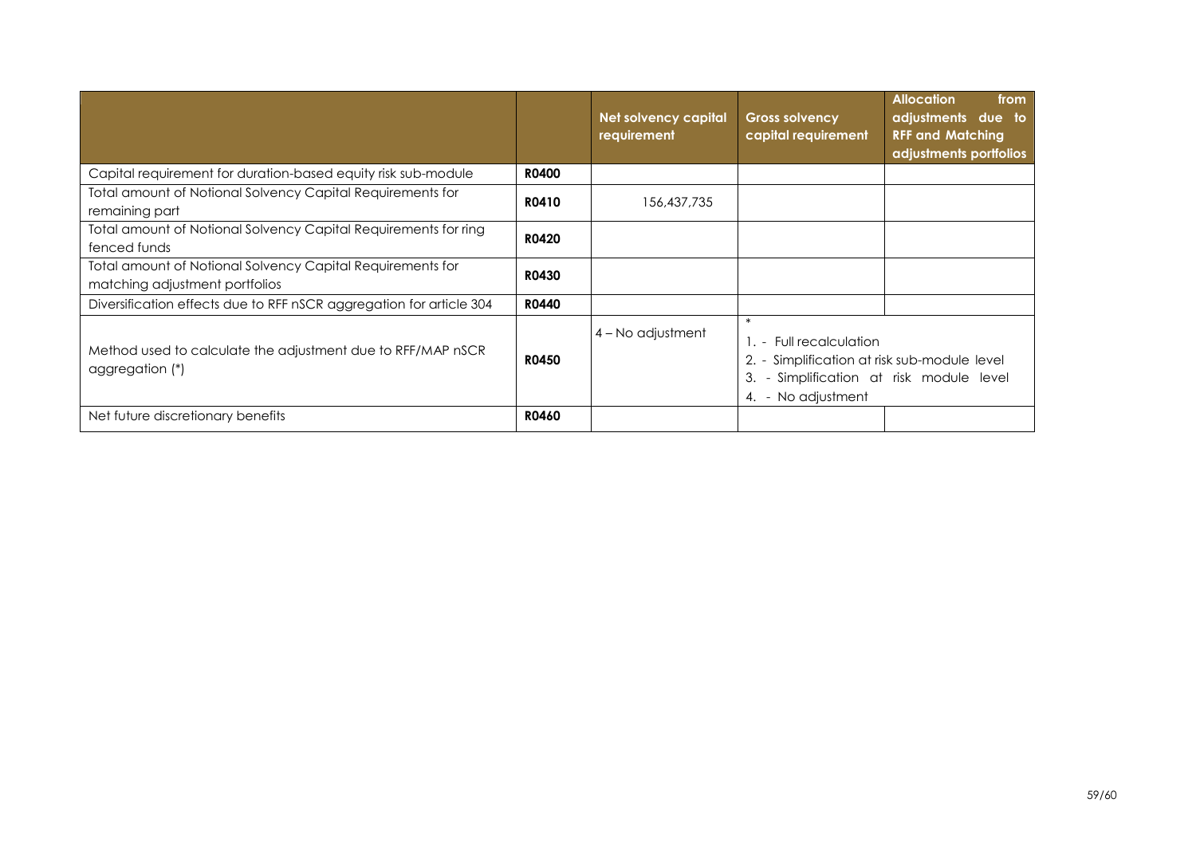| | | Net solvency capital requirement | Gross solvency capital requirement | Allocation from adjustments due to RFF and Matching adjustments portfolios |
|---|---|---|---|---|
| Capital requirement for duration-based equity risk sub-module | **R0400** | | | |
| Total amount of Notional Solvency Capital Requirements for remaining part | **R0410** | 156,437,735 | | |
| Total amount of Notional Solvency Capital Requirements for ring fenced funds | **R0420** | | | |
| Total amount of Notional Solvency Capital Requirements for matching adjustment portfolios | **R0430** | | | |
| Diversification effects due to RFF nSCR aggregation for article 304 | **R0440** | | | |
| Method used to calculate the adjustment due to RFF/MAP nSCR aggregation (*) | **R0450** | 4 – No adjustment | * 1. - Full recalculation 2. - Simplification at risk sub-module level 3. - Simplification at risk module level 4. - No adjustment | |
| Net future discretionary benefits | **R0460** | | | |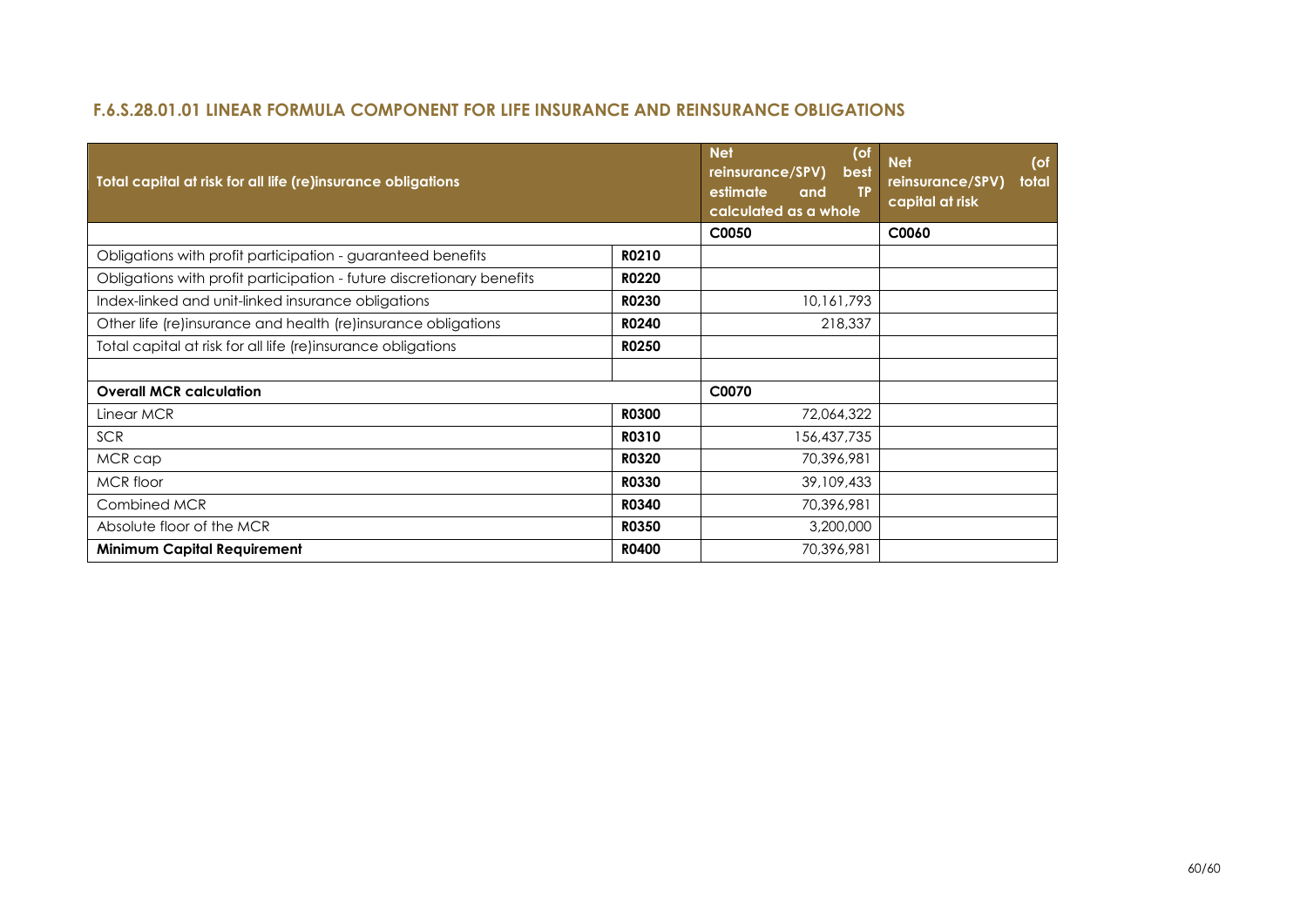### F.6.S.28.01.01 LINEAR FORMULA COMPONENT FOR LIFE INSURANCE AND REINSURANCE OBLIGATIONS

| Total capital at risk for all life (re)insurance obligations | | Net (of reinsurance/SPV) best estimate and TP calculated as a whole | Net (of reinsurance/SPV) total capital at risk |
|---|---|---|---|
| | | C0050 | C0060 |
| Obligations with profit participation - guaranteed benefits | R0210 | | |
| Obligations with profit participation - future discretionary benefits | R0220 | | |
| Index-linked and unit-linked insurance obligations | R0230 | 10,161,793 | |
| Other life (re)insurance and health (re)insurance obligations | R0240 | 218,337 | |
| Total capital at risk for all life (re)insurance obligations | R0250 | | |
| | | | |
| **Overall MCR calculation** | | C0070 | |
| Linear MCR | R0300 | 72,064,322 | |
| SCR | R0310 | 156,437,735 | |
| MCR cap | R0320 | 70,396,981 | |
| MCR floor | R0330 | 39,109,433 | |
| Combined MCR | R0340 | 70,396,981 | |
| Absolute floor of the MCR | R0350 | 3,200,000 | |
| **Minimum Capital Requirement** | R0400 | 70,396,981 | |